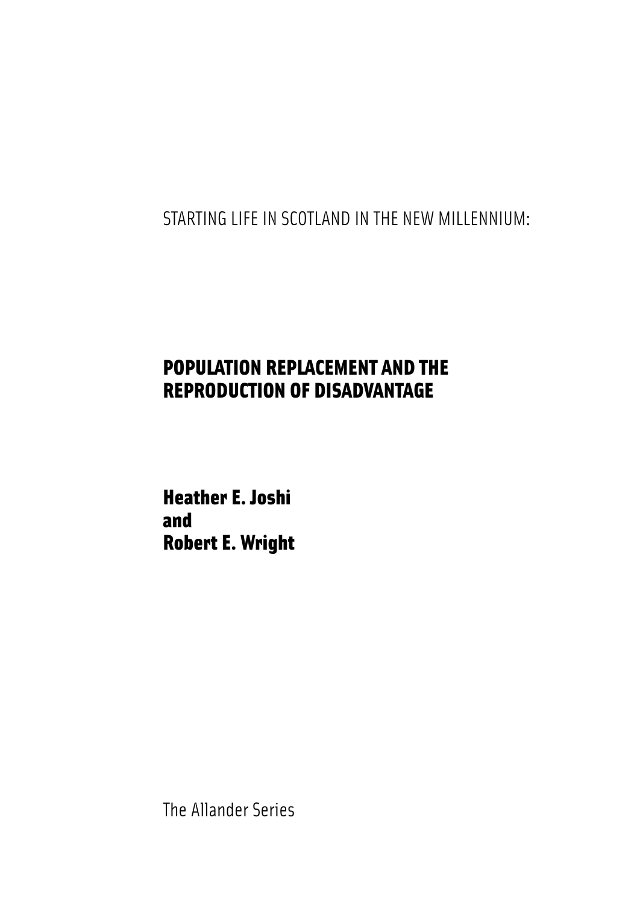STARTING LIFE IN SCOTLAND IN THE NEW MILLENNIUM:

# POPULATION REPLACEMENT AND THE REPRODUCTION OF DISADVANTAGE

**Heather E. Joshi**
**and**
**Robert E. Wright**

The Allander Series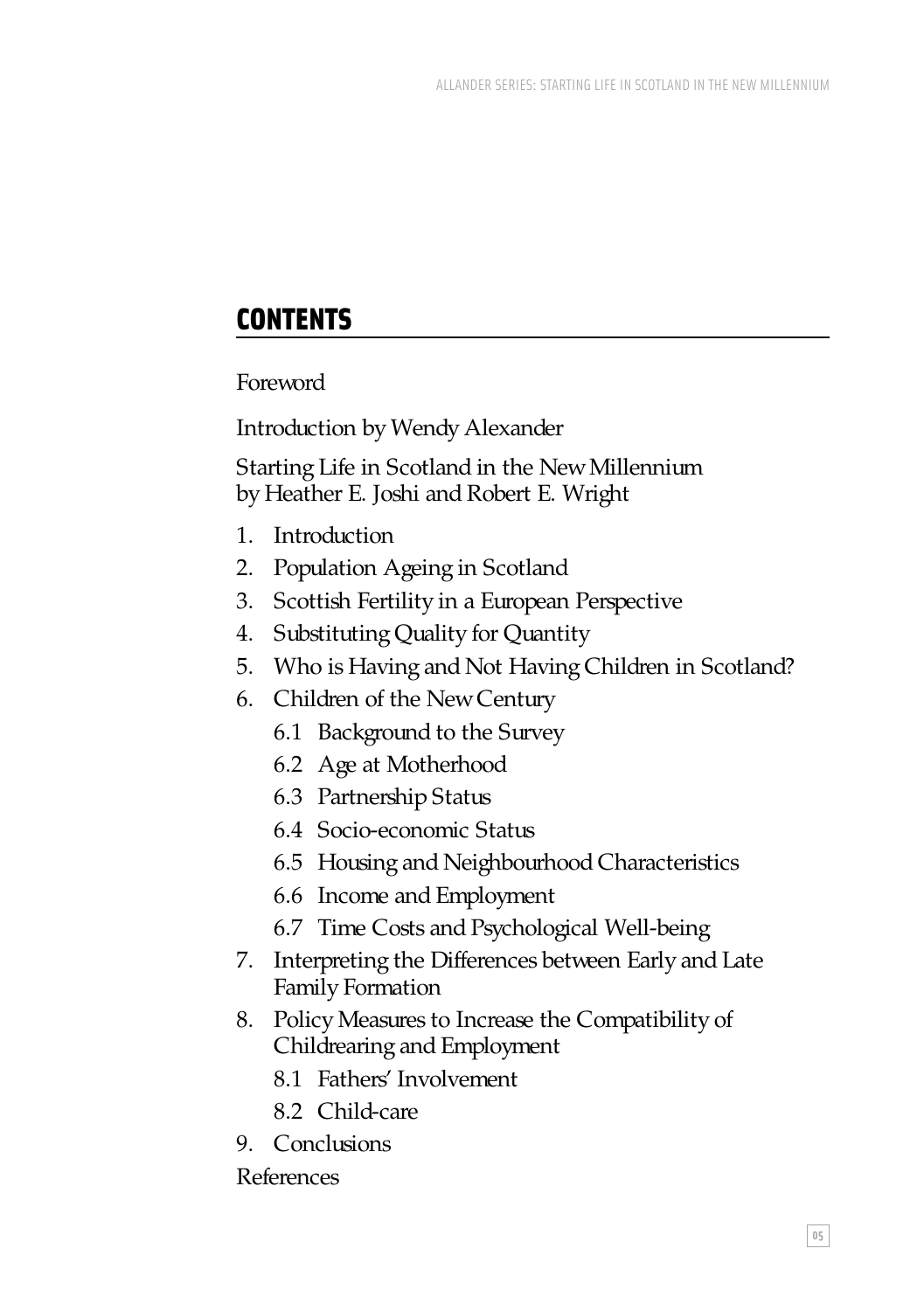# CONTENTS

Foreword

Introduction by Wendy Alexander

Starting Life in Scotland in the New Millennium
by Heather E. Joshi and Robert E. Wright

1. Introduction
2. Population Ageing in Scotland
3. Scottish Fertility in a European Perspective
4. Substituting Quality for Quantity
5. Who is Having and Not Having Children in Scotland?
6. Children of the New Century
   - 6.1 Background to the Survey
   - 6.2 Age at Motherhood
   - 6.3 Partnership Status
   - 6.4 Socio-economic Status
   - 6.5 Housing and Neighbourhood Characteristics
   - 6.6 Income and Employment
   - 6.7 Time Costs and Psychological Well-being
7. Interpreting the Differences between Early and Late Family Formation
8. Policy Measures to Increase the Compatibility of Childrearing and Employment
   - 8.1 Fathers' Involvement
   - 8.2 Child-care
9. Conclusions

References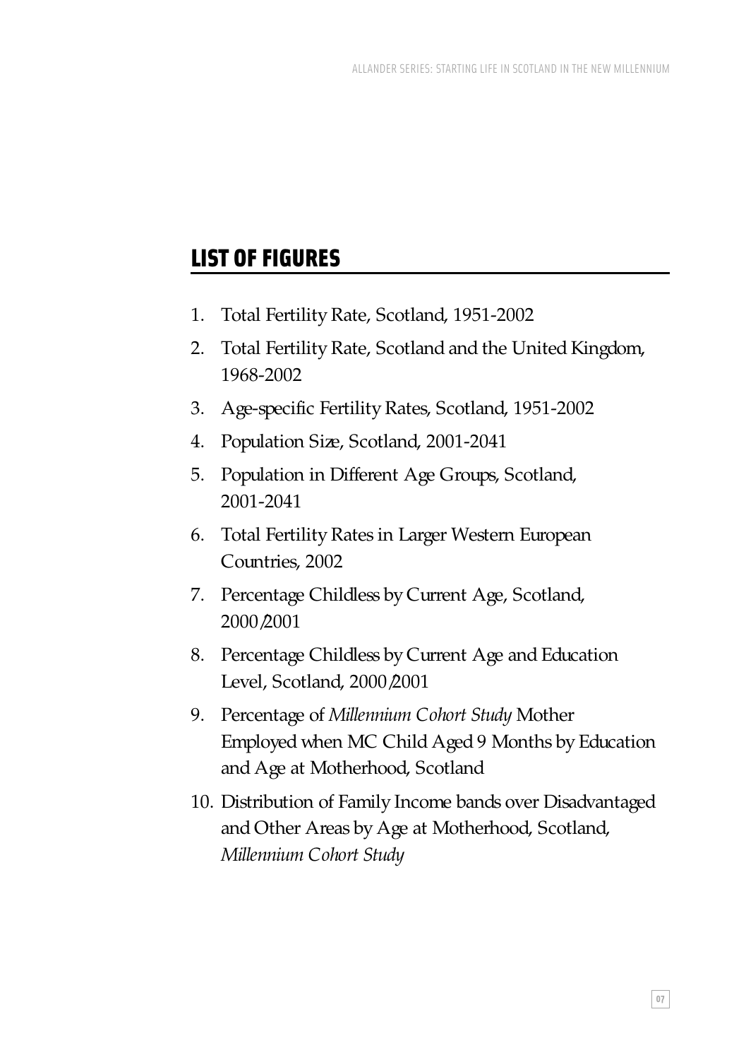## LIST OF FIGURES

1. Total Fertility Rate, Scotland, 1951-2002
2. Total Fertility Rate, Scotland and the United Kingdom, 1968-2002
3. Age-specific Fertility Rates, Scotland, 1951-2002
4. Population Size, Scotland, 2001-2041
5. Population in Different Age Groups, Scotland, 2001-2041
6. Total Fertility Rates in Larger Western European Countries, 2002
7. Percentage Childless by Current Age, Scotland, 2000/2001
8. Percentage Childless by Current Age and Education Level, Scotland, 2000/2001
9. Percentage of *Millennium Cohort Study* Mother Employed when MC Child Aged 9 Months by Education and Age at Motherhood, Scotland
10. Distribution of Family Income bands over Disadvantaged and Other Areas by Age at Motherhood, Scotland, *Millennium Cohort Study*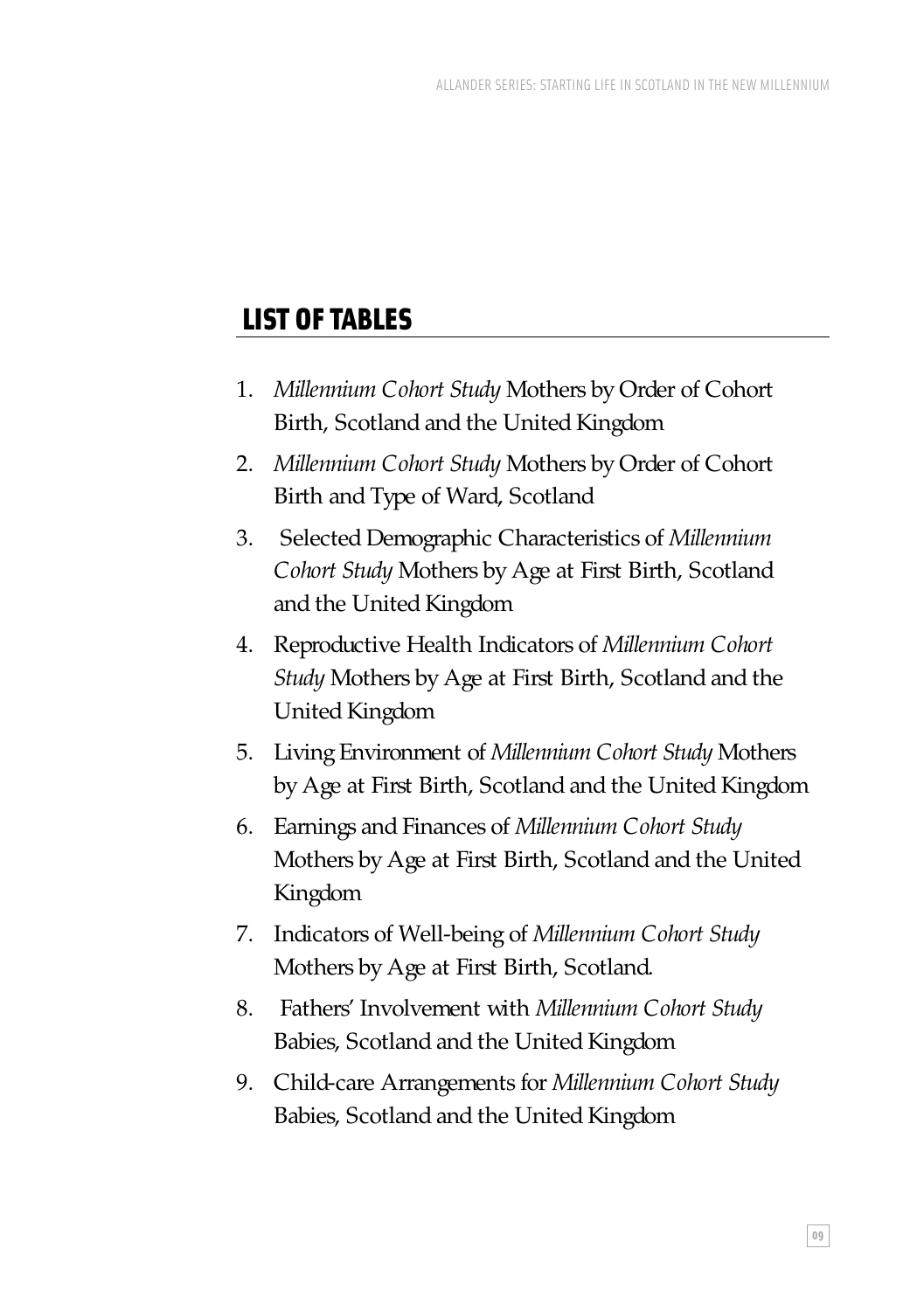## LIST OF TABLES

1. *Millennium Cohort Study* Mothers by Order of Cohort Birth, Scotland and the United Kingdom
2. *Millennium Cohort Study* Mothers by Order of Cohort Birth and Type of Ward, Scotland
3. Selected Demographic Characteristics of *Millennium Cohort Study* Mothers by Age at First Birth, Scotland and the United Kingdom
4. Reproductive Health Indicators of *Millennium Cohort Study* Mothers by Age at First Birth, Scotland and the United Kingdom
5. Living Environment of *Millennium Cohort Study* Mothers by Age at First Birth, Scotland and the United Kingdom
6. Earnings and Finances of *Millennium Cohort Study* Mothers by Age at First Birth, Scotland and the United Kingdom
7. Indicators of Well-being of *Millennium Cohort Study* Mothers by Age at First Birth, Scotland.
8. Fathers' Involvement with *Millennium Cohort Study* Babies, Scotland and the United Kingdom
9. Child-care Arrangements for *Millennium Cohort Study* Babies, Scotland and the United Kingdom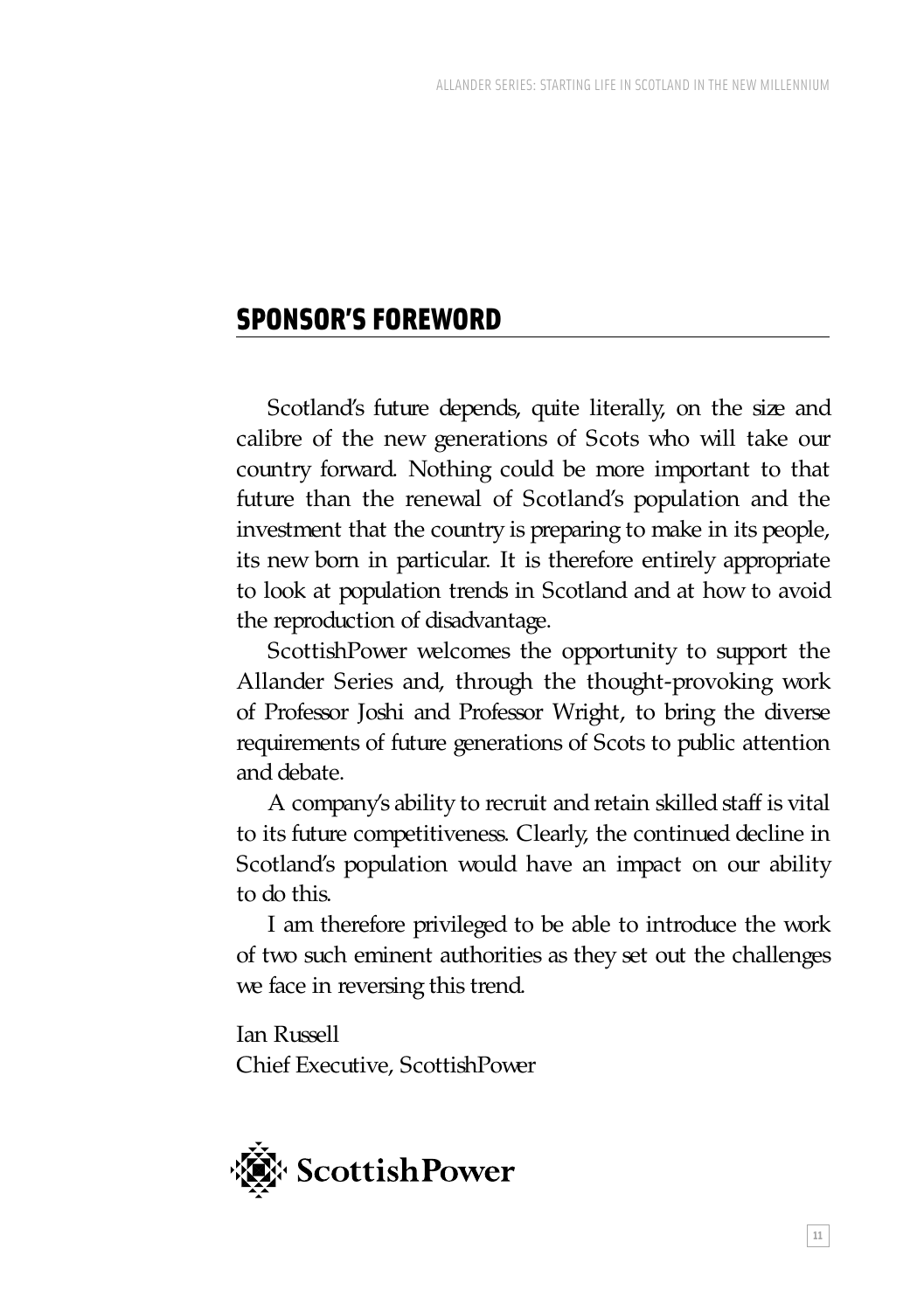## SPONSOR'S FOREWORD

Scotland's future depends, quite literally, on the size and calibre of the new generations of Scots who will take our country forward. Nothing could be more important to that future than the renewal of Scotland's population and the investment that the country is preparing to make in its people, its new born in particular. It is therefore entirely appropriate to look at population trends in Scotland and at how to avoid the reproduction of disadvantage.

ScottishPower welcomes the opportunity to support the Allander Series and, through the thought-provoking work of Professor Joshi and Professor Wright, to bring the diverse requirements of future generations of Scots to public attention and debate.

A company's ability to recruit and retain skilled staff is vital to its future competitiveness. Clearly, the continued decline in Scotland's population would have an impact on our ability to do this.

I am therefore privileged to be able to introduce the work of two such eminent authorities as they set out the challenges we face in reversing this trend.

Ian Russell
Chief Executive, ScottishPower

ScottishPower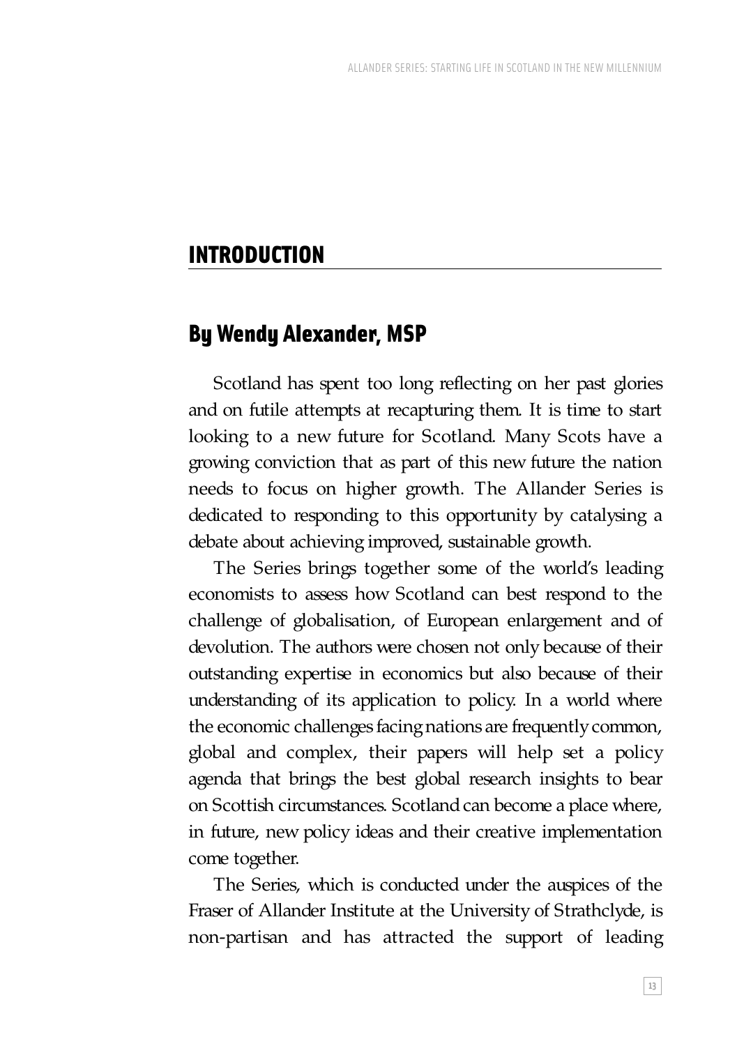## INTRODUCTION

### By Wendy Alexander, MSP

Scotland has spent too long reflecting on her past glories and on futile attempts at recapturing them. It is time to start looking to a new future for Scotland. Many Scots have a growing conviction that as part of this new future the nation needs to focus on higher growth. The Allander Series is dedicated to responding to this opportunity by catalysing a debate about achieving improved, sustainable growth.

The Series brings together some of the world's leading economists to assess how Scotland can best respond to the challenge of globalisation, of European enlargement and of devolution. The authors were chosen not only because of their outstanding expertise in economics but also because of their understanding of its application to policy. In a world where the economic challenges facing nations are frequently common, global and complex, their papers will help set a policy agenda that brings the best global research insights to bear on Scottish circumstances. Scotland can become a place where, in future, new policy ideas and their creative implementation come together.

The Series, which is conducted under the auspices of the Fraser of Allander Institute at the University of Strathclyde, is non-partisan and has attracted the support of leading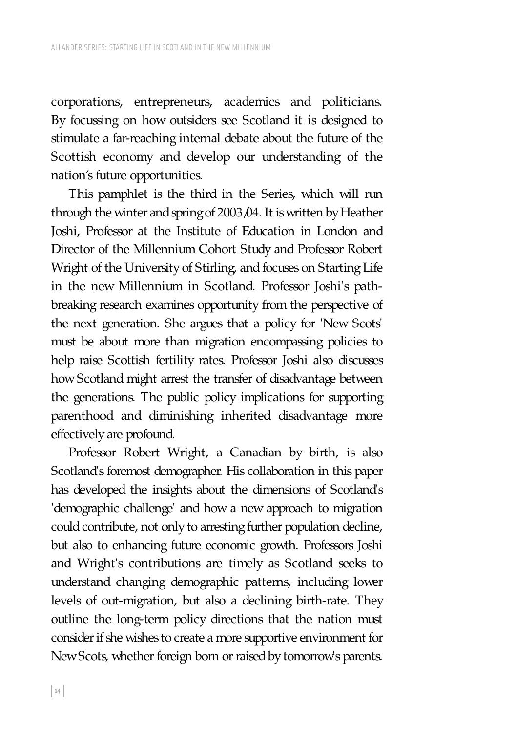corporations, entrepreneurs, academics and politicians. By focussing on how outsiders see Scotland it is designed to stimulate a far-reaching internal debate about the future of the Scottish economy and develop our understanding of the nation's future opportunities.

This pamphlet is the third in the Series, which will run through the winter and spring of 2003/04. It is written by Heather Joshi, Professor at the Institute of Education in London and Director of the Millennium Cohort Study and Professor Robert Wright of the University of Stirling, and focuses on Starting Life in the new Millennium in Scotland. Professor Joshi's path-breaking research examines opportunity from the perspective of the next generation. She argues that a policy for 'New Scots' must be about more than migration encompassing policies to help raise Scottish fertility rates. Professor Joshi also discusses how Scotland might arrest the transfer of disadvantage between the generations. The public policy implications for supporting parenthood and diminishing inherited disadvantage more effectively are profound.

Professor Robert Wright, a Canadian by birth, is also Scotland's foremost demographer. His collaboration in this paper has developed the insights about the dimensions of Scotland's 'demographic challenge' and how a new approach to migration could contribute, not only to arresting further population decline, but also to enhancing future economic growth. Professors Joshi and Wright's contributions are timely as Scotland seeks to understand changing demographic patterns, including lower levels of out-migration, but also a declining birth-rate. They outline the long-term policy directions that the nation must consider if she wishes to create a more supportive environment for New Scots, whether foreign born or raised by tomorrow's parents.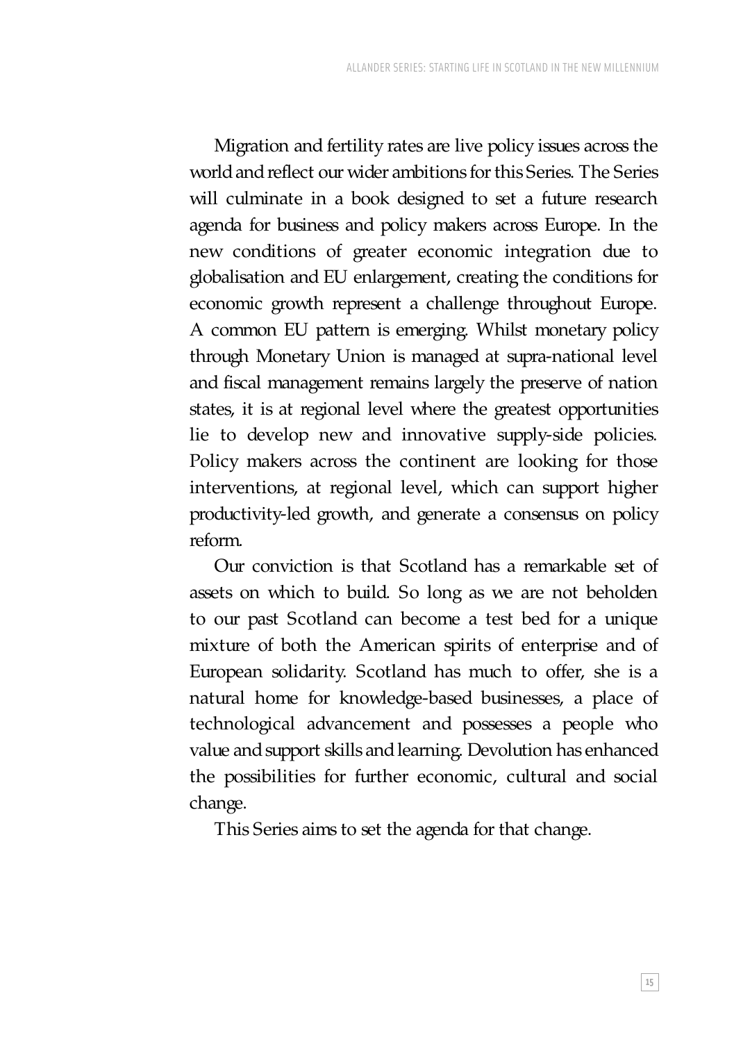Migration and fertility rates are live policy issues across the world and reflect our wider ambitions for this Series. The Series will culminate in a book designed to set a future research agenda for business and policy makers across Europe. In the new conditions of greater economic integration due to globalisation and EU enlargement, creating the conditions for economic growth represent a challenge throughout Europe. A common EU pattern is emerging. Whilst monetary policy through Monetary Union is managed at supra-national level and fiscal management remains largely the preserve of nation states, it is at regional level where the greatest opportunities lie to develop new and innovative supply-side policies. Policy makers across the continent are looking for those interventions, at regional level, which can support higher productivity-led growth, and generate a consensus on policy reform.

Our conviction is that Scotland has a remarkable set of assets on which to build. So long as we are not beholden to our past Scotland can become a test bed for a unique mixture of both the American spirits of enterprise and of European solidarity. Scotland has much to offer, she is a natural home for knowledge-based businesses, a place of technological advancement and possesses a people who value and support skills and learning. Devolution has enhanced the possibilities for further economic, cultural and social change.

This Series aims to set the agenda for that change.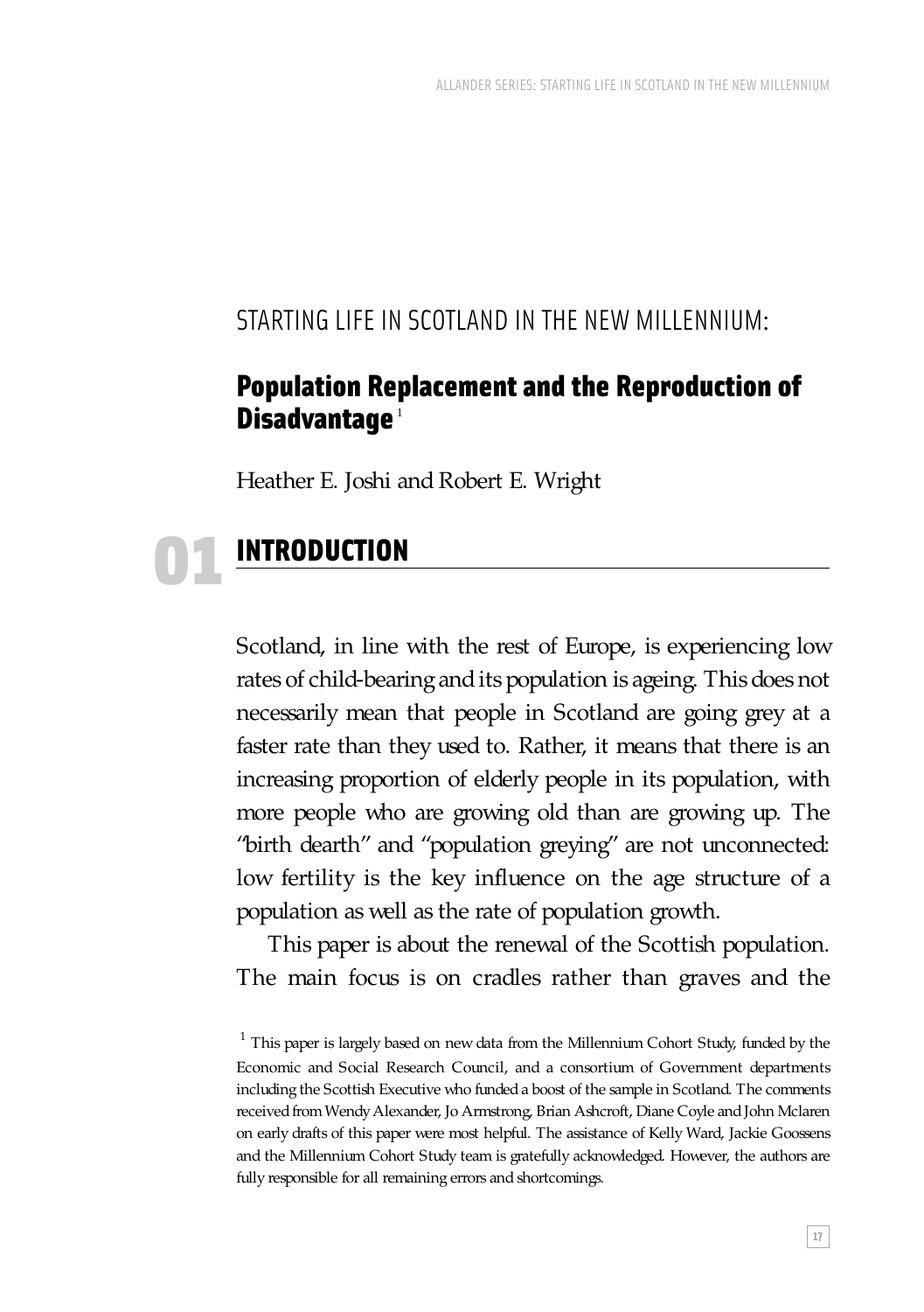STARTING LIFE IN SCOTLAND IN THE NEW MILLENNIUM:

# Population Replacement and the Reproduction of Disadvantage[1]

Heather E. Joshi and Robert E. Wright

## 01 INTRODUCTION

Scotland, in line with the rest of Europe, is experiencing low rates of child-bearing and its population is ageing. This does not necessarily mean that people in Scotland are going grey at a faster rate than they used to. Rather, it means that there is an increasing proportion of elderly people in its population, with more people who are growing old than are growing up. The "birth dearth" and "population greying" are not unconnected: low fertility is the key influence on the age structure of a population as well as the rate of population growth.

This paper is about the renewal of the Scottish population. The main focus is on cradles rather than graves and the

[1] This paper is largely based on new data from the Millennium Cohort Study, funded by the Economic and Social Research Council, and a consortium of Government departments including the Scottish Executive who funded a boost of the sample in Scotland. The comments received from Wendy Alexander, Jo Armstrong, Brian Ashcroft, Diane Coyle and John Mclaren on early drafts of this paper were most helpful. The assistance of Kelly Ward, Jackie Goossens and the Millennium Cohort Study team is gratefully acknowledged. However, the authors are fully responsible for all remaining errors and shortcomings.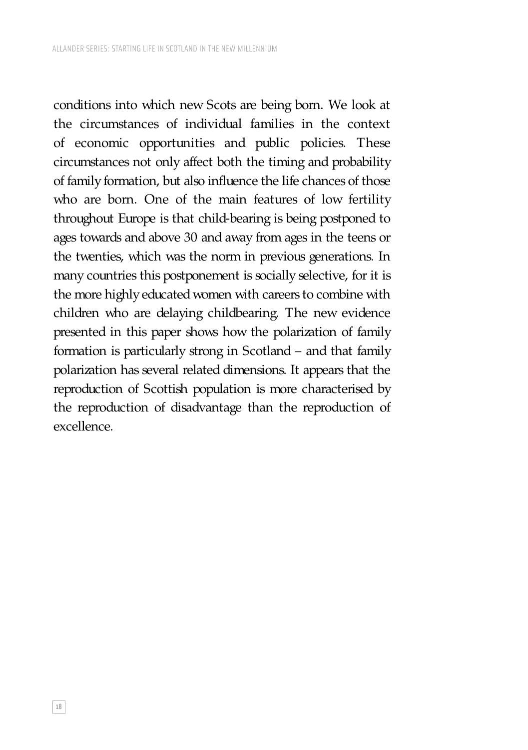conditions into which new Scots are being born. We look at the circumstances of individual families in the context of economic opportunities and public policies. These circumstances not only affect both the timing and probability of family formation, but also influence the life chances of those who are born. One of the main features of low fertility throughout Europe is that child-bearing is being postponed to ages towards and above 30 and away from ages in the teens or the twenties, which was the norm in previous generations. In many countries this postponement is socially selective, for it is the more highly educated women with careers to combine with children who are delaying childbearing. The new evidence presented in this paper shows how the polarization of family formation is particularly strong in Scotland – and that family polarization has several related dimensions. It appears that the reproduction of Scottish population is more characterised by the reproduction of disadvantage than the reproduction of excellence.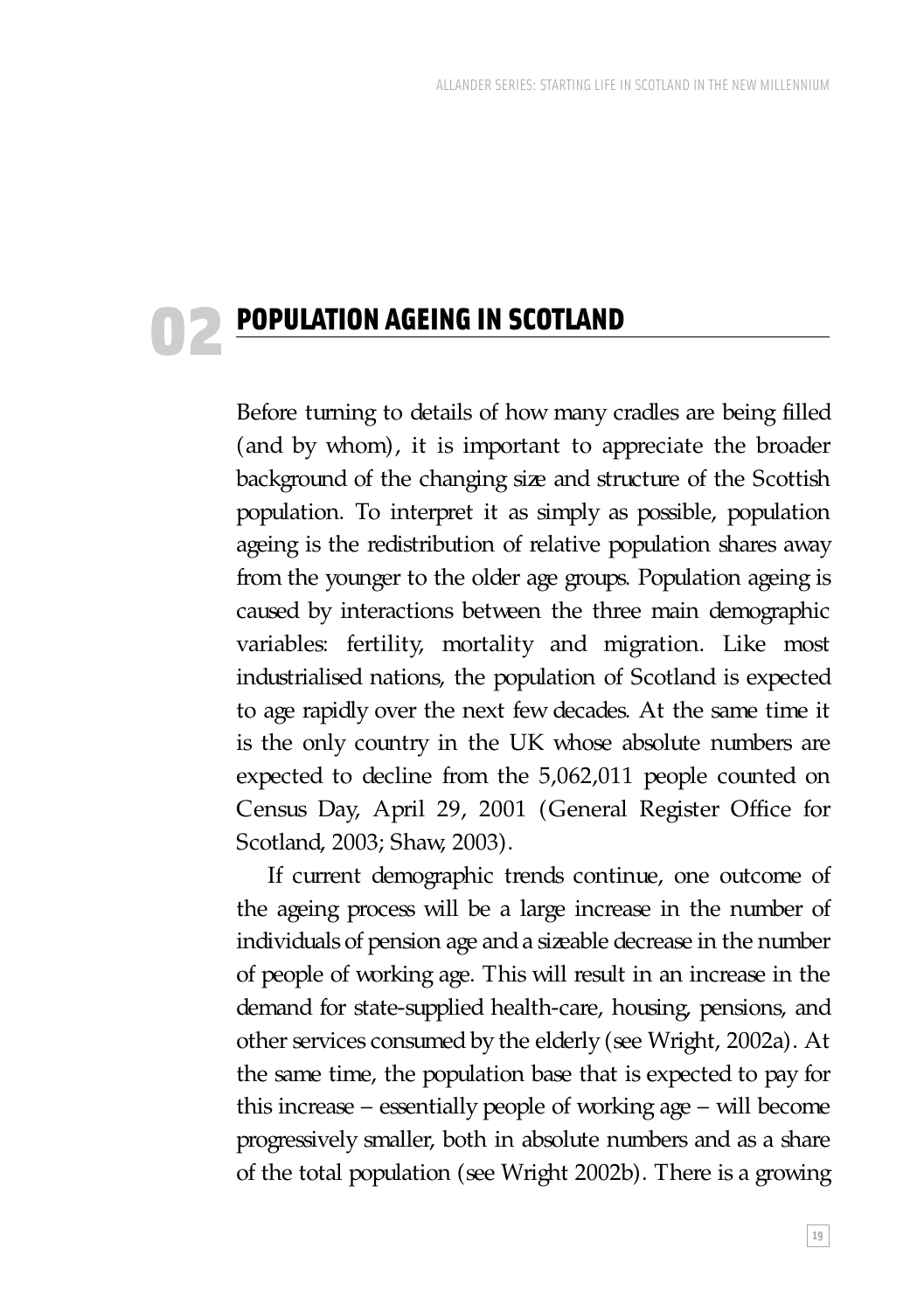# 02 POPULATION AGEING IN SCOTLAND

Before turning to details of how many cradles are being filled (and by whom), it is important to appreciate the broader background of the changing size and structure of the Scottish population. To interpret it as simply as possible, population ageing is the redistribution of relative population shares away from the younger to the older age groups. Population ageing is caused by interactions between the three main demographic variables: fertility, mortality and migration. Like most industrialised nations, the population of Scotland is expected to age rapidly over the next few decades. At the same time it is the only country in the UK whose absolute numbers are expected to decline from the 5,062,011 people counted on Census Day, April 29, 2001 (General Register Office for Scotland, 2003; Shaw, 2003).

If current demographic trends continue, one outcome of the ageing process will be a large increase in the number of individuals of pension age and a sizeable decrease in the number of people of working age. This will result in an increase in the demand for state-supplied health-care, housing, pensions, and other services consumed by the elderly (see Wright, 2002a). At the same time, the population base that is expected to pay for this increase – essentially people of working age – will become progressively smaller, both in absolute numbers and as a share of the total population (see Wright 2002b). There is a growing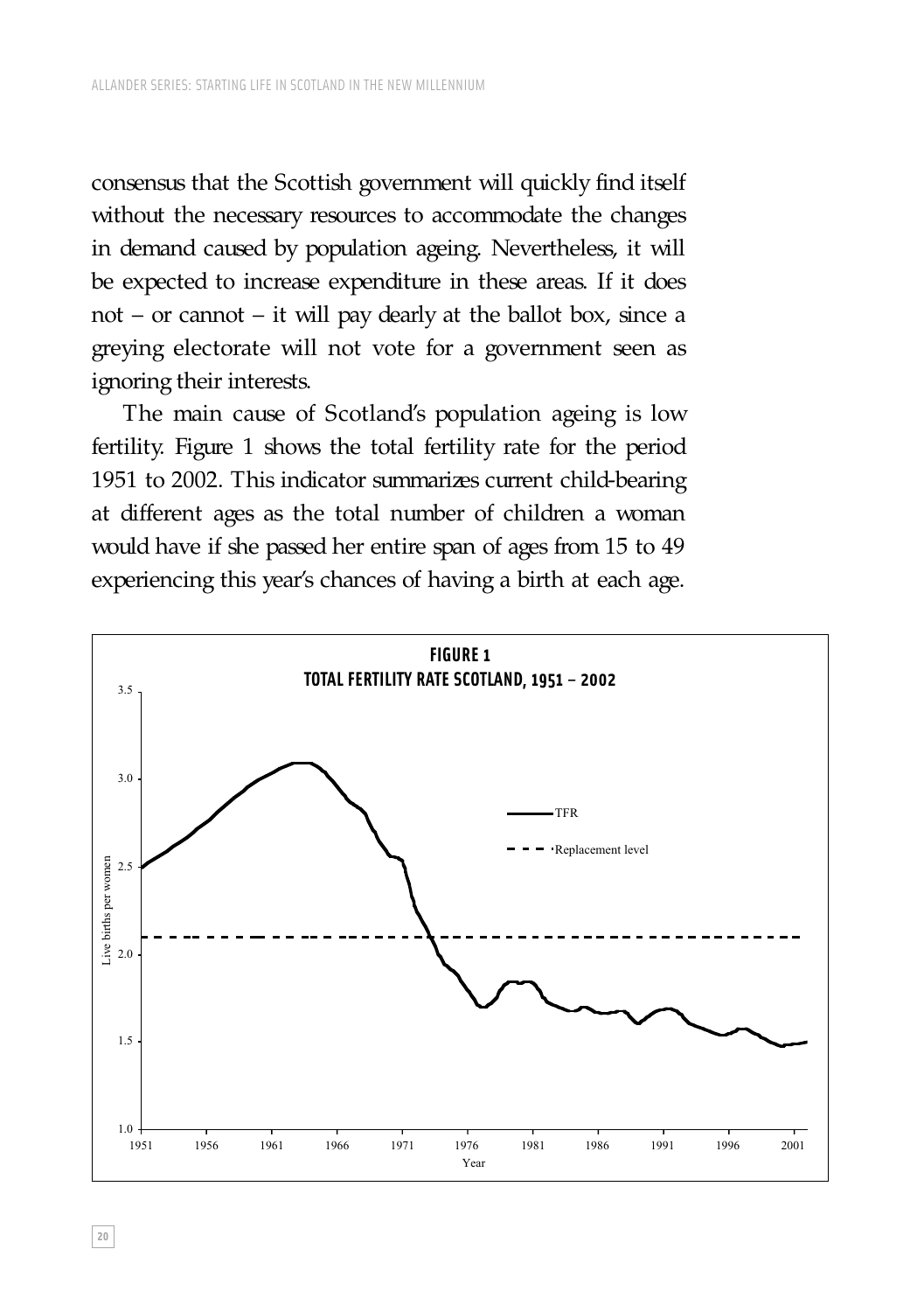consensus that the Scottish government will quickly find itself without the necessary resources to accommodate the changes in demand caused by population ageing. Nevertheless, it will be expected to increase expenditure in these areas. If it does not – or cannot – it will pay dearly at the ballot box, since a greying electorate will not vote for a government seen as ignoring their interests.

The main cause of Scotland's population ageing is low fertility. Figure 1 shows the total fertility rate for the period 1951 to 2002. This indicator summarizes current child-bearing at different ages as the total number of children a woman would have if she passed her entire span of ages from 15 to 49 experiencing this year's chances of having a birth at each age.

**FIGURE 1**
**TOTAL FERTILITY RATE SCOTLAND, 1951 – 2002**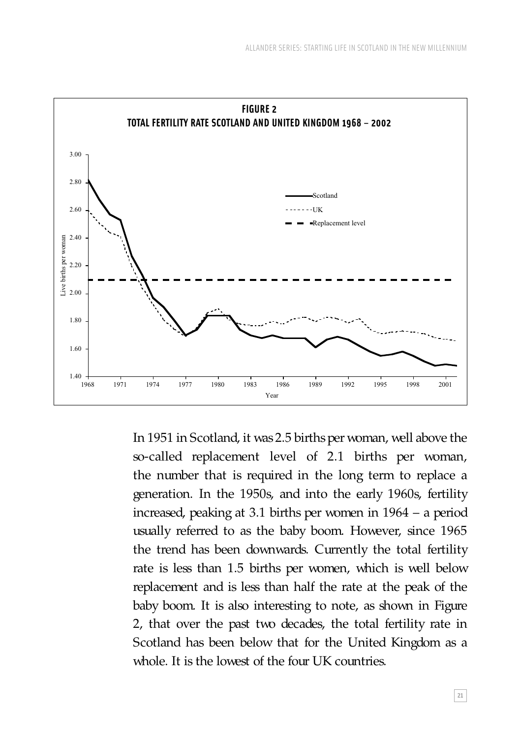**FIGURE 2**
**TOTAL FERTILITY RATE SCOTLAND AND UNITED KINGDOM 1968 – 2002**

In 1951 in Scotland, it was 2.5 births per woman, well above the so-called replacement level of 2.1 births per woman, the number that is required in the long term to replace a generation. In the 1950s, and into the early 1960s, fertility increased, peaking at 3.1 births per women in 1964 – a period usually referred to as the baby boom. However, since 1965 the trend has been downwards. Currently the total fertility rate is less than 1.5 births per women, which is well below replacement and is less than half the rate at the peak of the baby boom. It is also interesting to note, as shown in Figure 2, that over the past two decades, the total fertility rate in Scotland has been below that for the United Kingdom as a whole. It is the lowest of the four UK countries.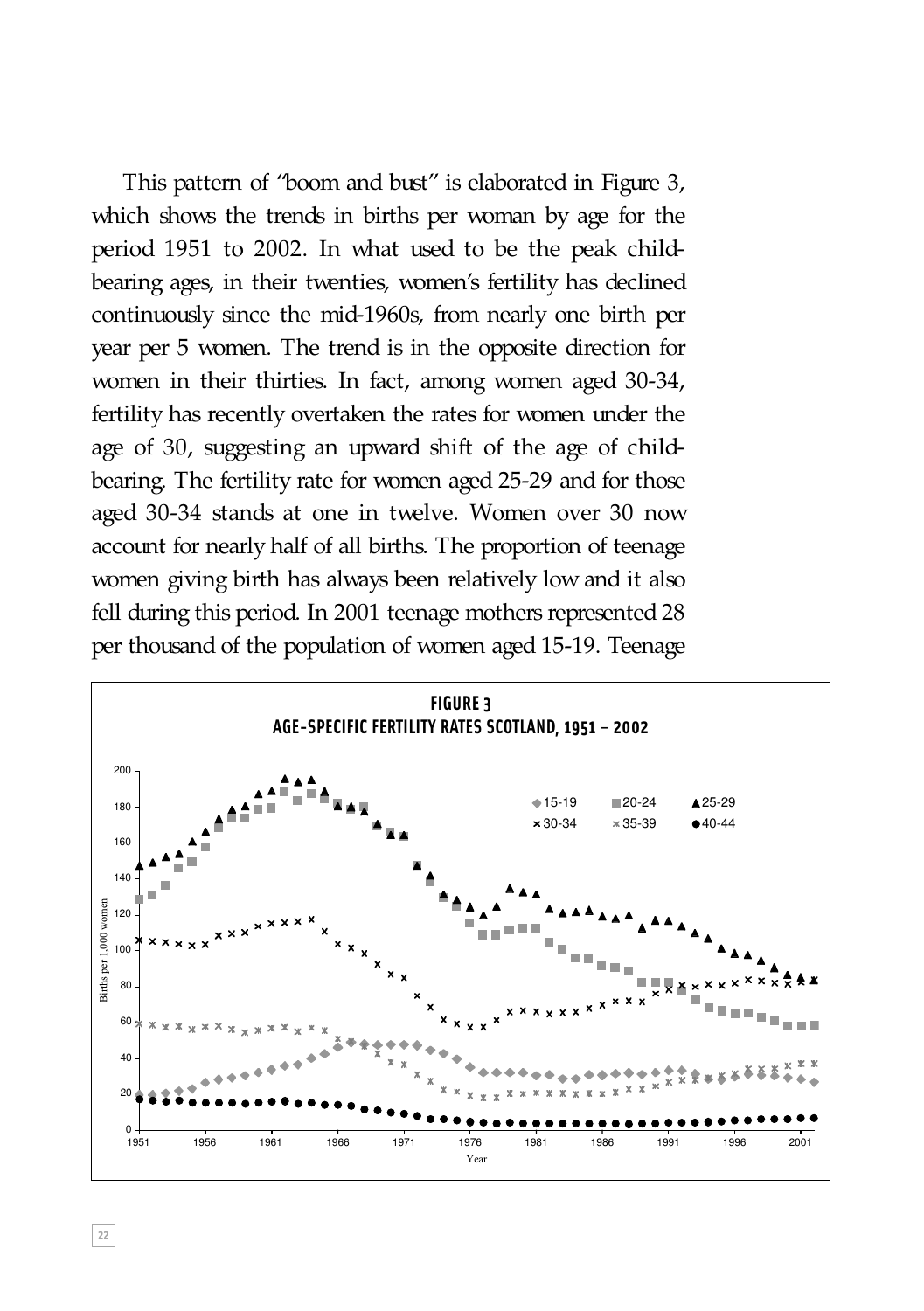This pattern of "boom and bust" is elaborated in Figure 3, which shows the trends in births per woman by age for the period 1951 to 2002. In what used to be the peak child-bearing ages, in their twenties, women's fertility has declined continuously since the mid-1960s, from nearly one birth per year per 5 women. The trend is in the opposite direction for women in their thirties. In fact, among women aged 30-34, fertility has recently overtaken the rates for women under the age of 30, suggesting an upward shift of the age of child-bearing. The fertility rate for women aged 25-29 and for those aged 30-34 stands at one in twelve. Women over 30 now account for nearly half of all births. The proportion of teenage women giving birth has always been relatively low and it also fell during this period. In 2001 teenage mothers represented 28 per thousand of the population of women aged 15-19. Teenage

**FIGURE 3**
**AGE-SPECIFIC FERTILITY RATES SCOTLAND, 1951 – 2002**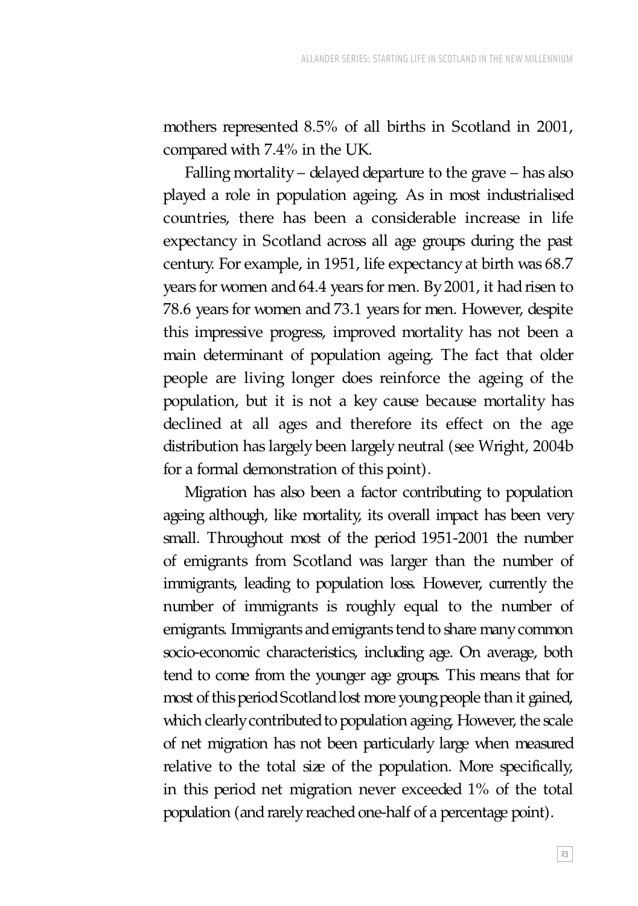mothers represented 8.5% of all births in Scotland in 2001, compared with 7.4% in the UK.

Falling mortality – delayed departure to the grave – has also played a role in population ageing. As in most industrialised countries, there has been a considerable increase in life expectancy in Scotland across all age groups during the past century. For example, in 1951, life expectancy at birth was 68.7 years for women and 64.4 years for men. By 2001, it had risen to 78.6 years for women and 73.1 years for men. However, despite this impressive progress, improved mortality has not been a main determinant of population ageing. The fact that older people are living longer does reinforce the ageing of the population, but it is not a key cause because mortality has declined at all ages and therefore its effect on the age distribution has largely been largely neutral (see Wright, 2004b for a formal demonstration of this point).

Migration has also been a factor contributing to population ageing although, like mortality, its overall impact has been very small. Throughout most of the period 1951-2001 the number of emigrants from Scotland was larger than the number of immigrants, leading to population loss. However, currently the number of immigrants is roughly equal to the number of emigrants. Immigrants and emigrants tend to share many common socio-economic characteristics, including age. On average, both tend to come from the younger age groups. This means that for most of this period Scotland lost more young people than it gained, which clearly contributed to population ageing. However, the scale of net migration has not been particularly large when measured relative to the total size of the population. More specifically, in this period net migration never exceeded 1% of the total population (and rarely reached one-half of a percentage point).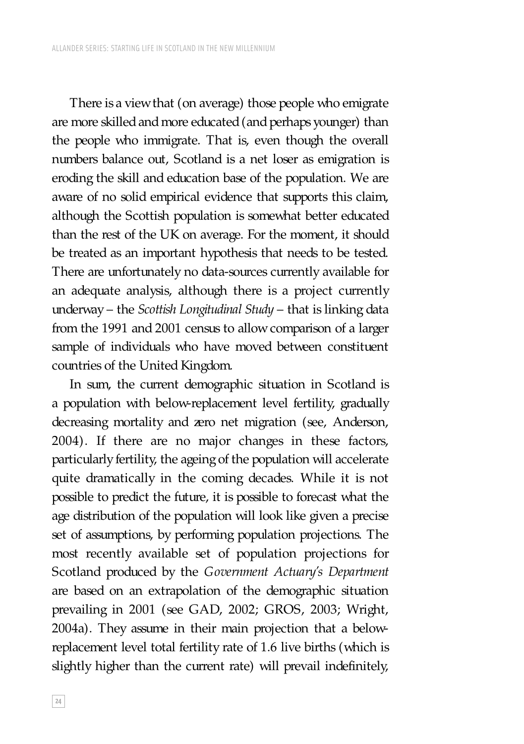There is a view that (on average) those people who emigrate are more skilled and more educated (and perhaps younger) than the people who immigrate. That is, even though the overall numbers balance out, Scotland is a net loser as emigration is eroding the skill and education base of the population. We are aware of no solid empirical evidence that supports this claim, although the Scottish population is somewhat better educated than the rest of the UK on average. For the moment, it should be treated as an important hypothesis that needs to be tested. There are unfortunately no data-sources currently available for an adequate analysis, although there is a project currently underway – the *Scottish Longitudinal Study* – that is linking data from the 1991 and 2001 census to allow comparison of a larger sample of individuals who have moved between constituent countries of the United Kingdom.

In sum, the current demographic situation in Scotland is a population with below-replacement level fertility, gradually decreasing mortality and zero net migration (see, Anderson, 2004). If there are no major changes in these factors, particularly fertility, the ageing of the population will accelerate quite dramatically in the coming decades. While it is not possible to predict the future, it is possible to forecast what the age distribution of the population will look like given a precise set of assumptions, by performing population projections. The most recently available set of population projections for Scotland produced by the *Government Actuary's Department* are based on an extrapolation of the demographic situation prevailing in 2001 (see GAD, 2002; GROS, 2003; Wright, 2004a). They assume in their main projection that a below-replacement level total fertility rate of 1.6 live births (which is slightly higher than the current rate) will prevail indefinitely,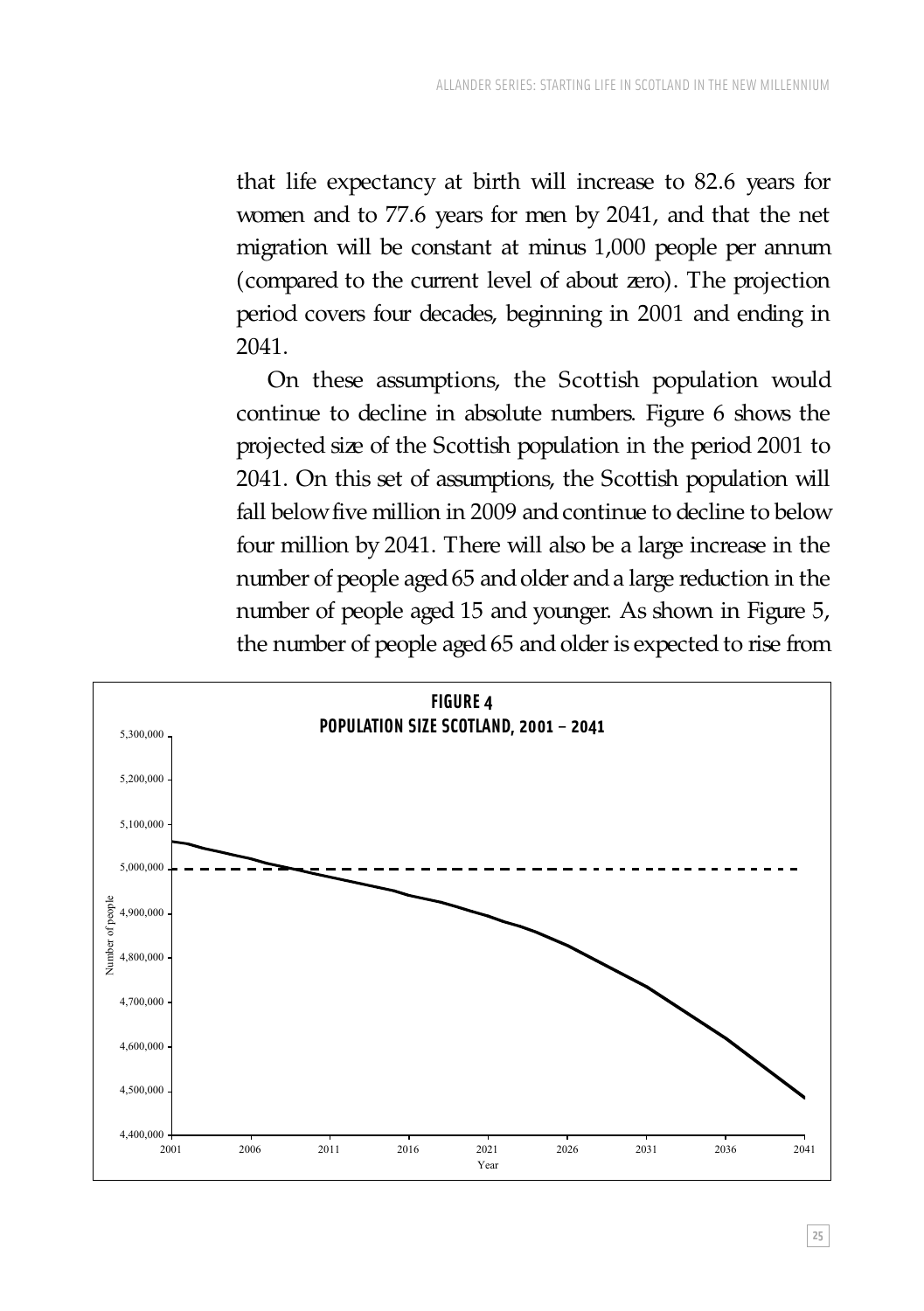that life expectancy at birth will increase to 82.6 years for women and to 77.6 years for men by 2041, and that the net migration will be constant at minus 1,000 people per annum (compared to the current level of about zero). The projection period covers four decades, beginning in 2001 and ending in 2041.

On these assumptions, the Scottish population would continue to decline in absolute numbers. Figure 6 shows the projected size of the Scottish population in the period 2001 to 2041. On this set of assumptions, the Scottish population will fall below five million in 2009 and continue to decline to below four million by 2041. There will also be a large increase in the number of people aged 65 and older and a large reduction in the number of people aged 15 and younger. As shown in Figure 5, the number of people aged 65 and older is expected to rise from

**FIGURE 4**
**POPULATION SIZE SCOTLAND, 2001 – 2041**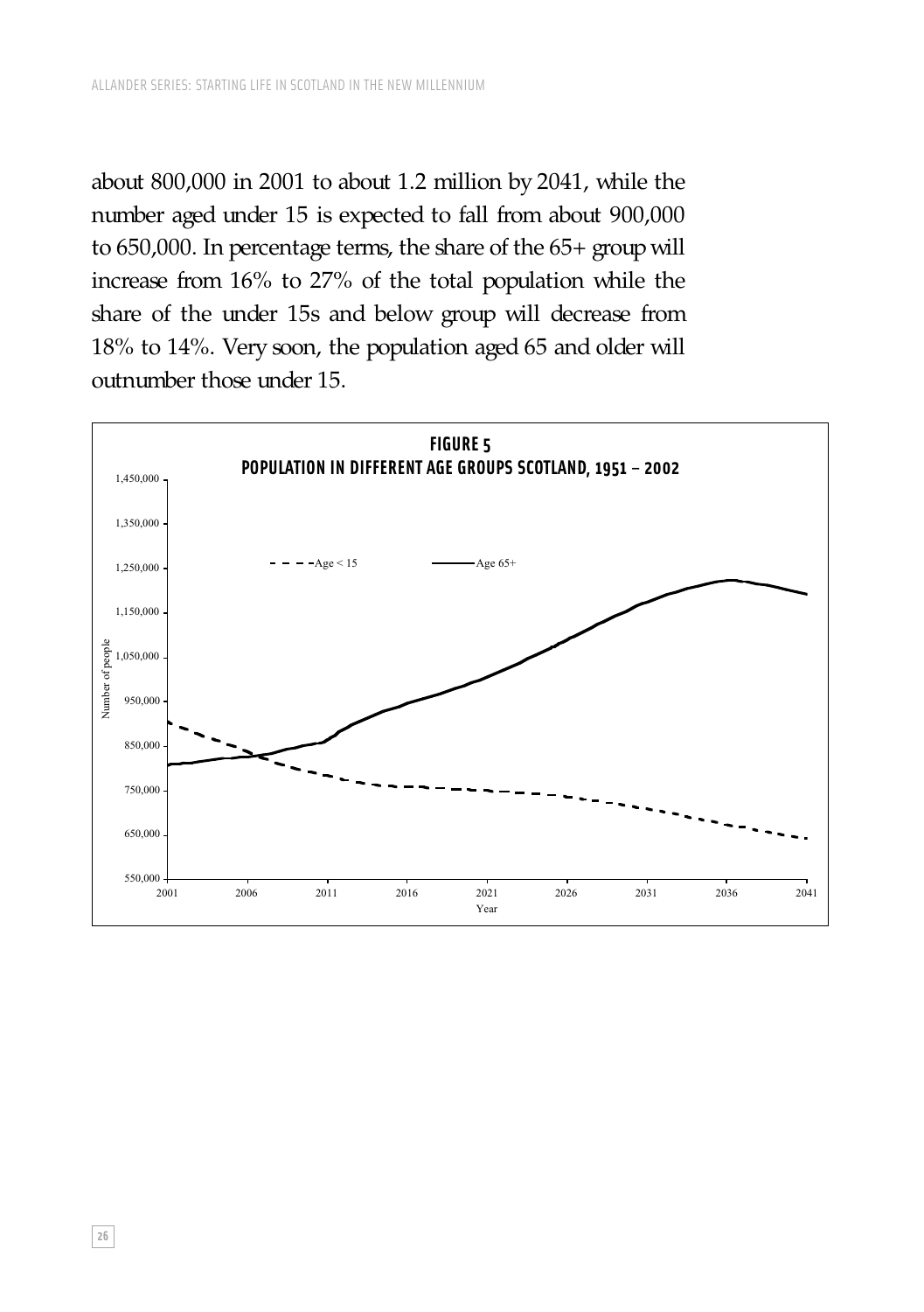about 800,000 in 2001 to about 1.2 million by 2041, while the number aged under 15 is expected to fall from about 900,000 to 650,000. In percentage terms, the share of the 65+ group will increase from 16% to 27% of the total population while the share of the under 15s and below group will decrease from 18% to 14%. Very soon, the population aged 65 and older will outnumber those under 15.

**FIGURE 5**
**POPULATION IN DIFFERENT AGE GROUPS SCOTLAND, 1951 – 2002**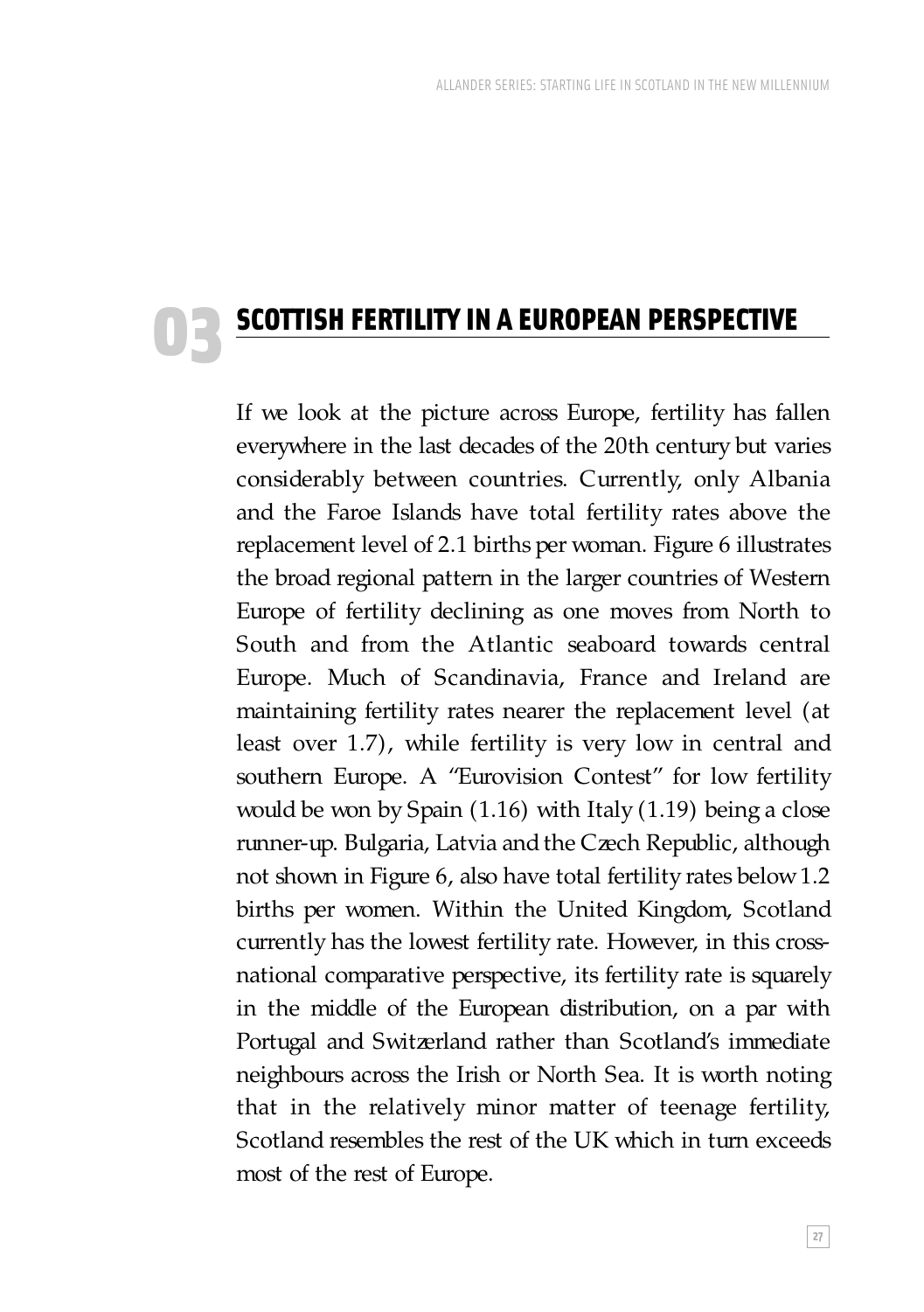# 03 SCOTTISH FERTILITY IN A EUROPEAN PERSPECTIVE

If we look at the picture across Europe, fertility has fallen everywhere in the last decades of the 20th century but varies considerably between countries. Currently, only Albania and the Faroe Islands have total fertility rates above the replacement level of 2.1 births per woman. Figure 6 illustrates the broad regional pattern in the larger countries of Western Europe of fertility declining as one moves from North to South and from the Atlantic seaboard towards central Europe. Much of Scandinavia, France and Ireland are maintaining fertility rates nearer the replacement level (at least over 1.7), while fertility is very low in central and southern Europe. A "Eurovision Contest" for low fertility would be won by Spain (1.16) with Italy (1.19) being a close runner-up. Bulgaria, Latvia and the Czech Republic, although not shown in Figure 6, also have total fertility rates below 1.2 births per women. Within the United Kingdom, Scotland currently has the lowest fertility rate. However, in this cross-national comparative perspective, its fertility rate is squarely in the middle of the European distribution, on a par with Portugal and Switzerland rather than Scotland's immediate neighbours across the Irish or North Sea. It is worth noting that in the relatively minor matter of teenage fertility, Scotland resembles the rest of the UK which in turn exceeds most of the rest of Europe.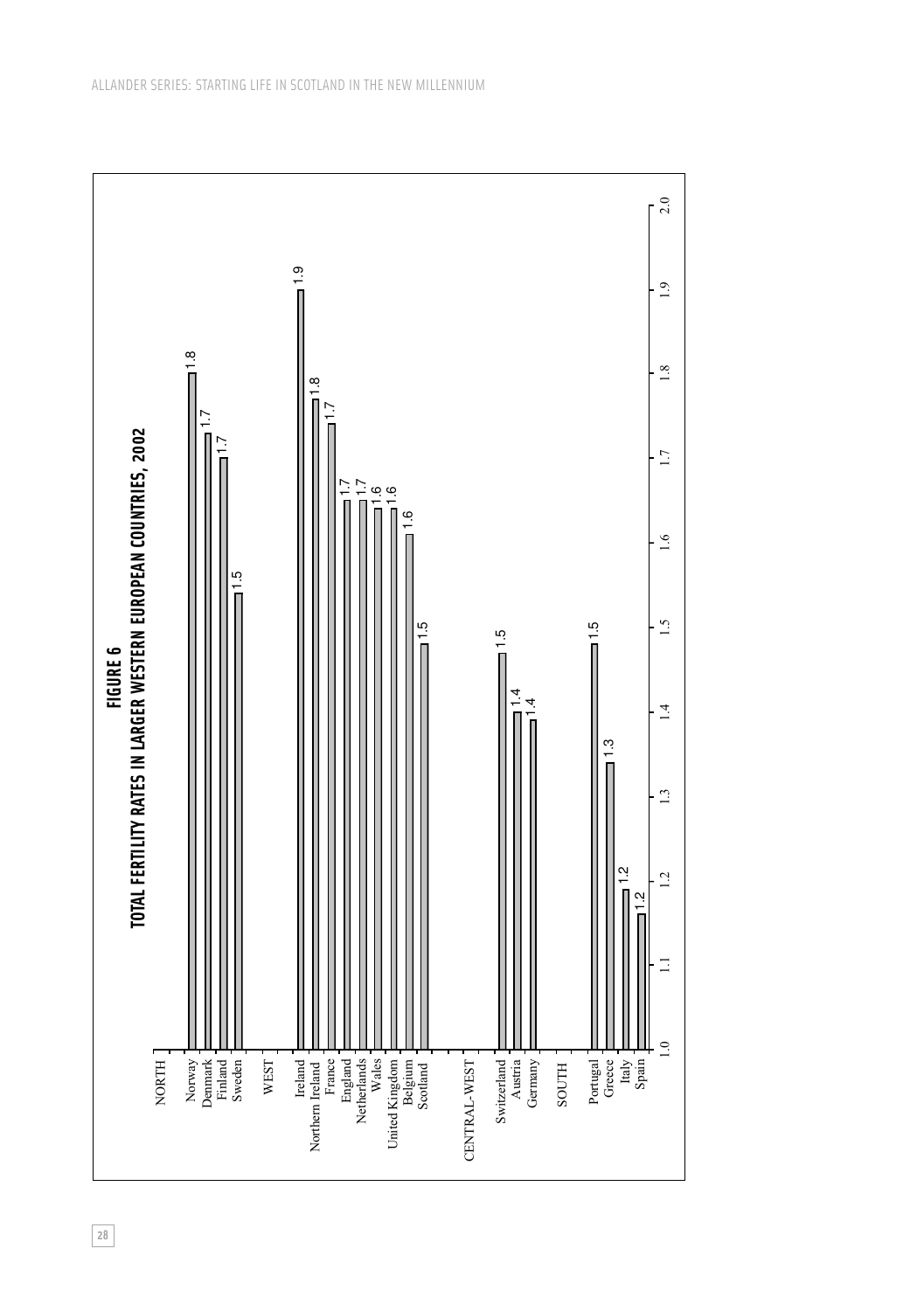**FIGURE 6**

**TOTAL FERTILITY RATES IN LARGER WESTERN EUROPEAN COUNTRIES, 2002**

| Region | Country | Total fertility rate |
|---|---|---|
| NORTH | Norway | 1.8 |
| | Denmark | 1.7 |
| | Finland | 1.7 |
| | Sweden | 1.5 |
| WEST | Ireland | 1.9 |
| | Northern Ireland | 1.8 |
| | France | 1.7 |
| | England | 1.7 |
| | Netherlands | 1.7 |
| | Wales | 1.6 |
| | United Kingdom | 1.6 |
| | Belgium | 1.6 |
| | Scotland | 1.5 |
| CENTRAL-WEST | Switzerland | 1.5 |
| | Austria | 1.4 |
| | Germany | 1.4 |
| SOUTH | Portugal | 1.5 |
| | Greece | 1.3 |
| | Italy | 1.2 |
| | Spain | 1.2 |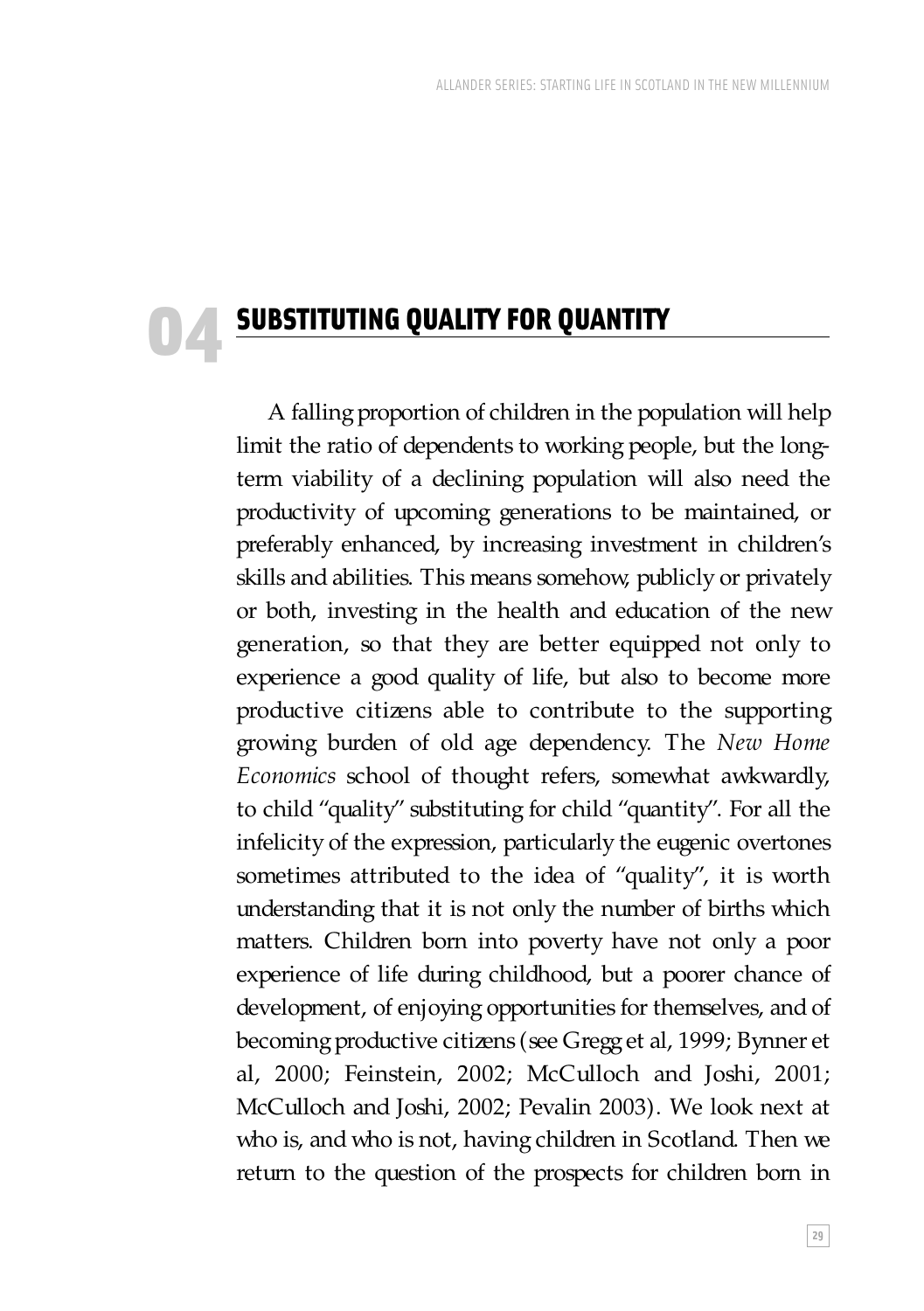# 04 SUBSTITUTING QUALITY FOR QUANTITY

A falling proportion of children in the population will help limit the ratio of dependents to working people, but the long-term viability of a declining population will also need the productivity of upcoming generations to be maintained, or preferably enhanced, by increasing investment in children's skills and abilities. This means somehow, publicly or privately or both, investing in the health and education of the new generation, so that they are better equipped not only to experience a good quality of life, but also to become more productive citizens able to contribute to the supporting growing burden of old age dependency. The *New Home Economics* school of thought refers, somewhat awkwardly, to child "quality" substituting for child "quantity". For all the infelicity of the expression, particularly the eugenic overtones sometimes attributed to the idea of "quality", it is worth understanding that it is not only the number of births which matters. Children born into poverty have not only a poor experience of life during childhood, but a poorer chance of development, of enjoying opportunities for themselves, and of becoming productive citizens (see Gregg et al, 1999; Bynner et al, 2000; Feinstein, 2002; McCulloch and Joshi, 2001; McCulloch and Joshi, 2002; Pevalin 2003). We look next at who is, and who is not, having children in Scotland. Then we return to the question of the prospects for children born in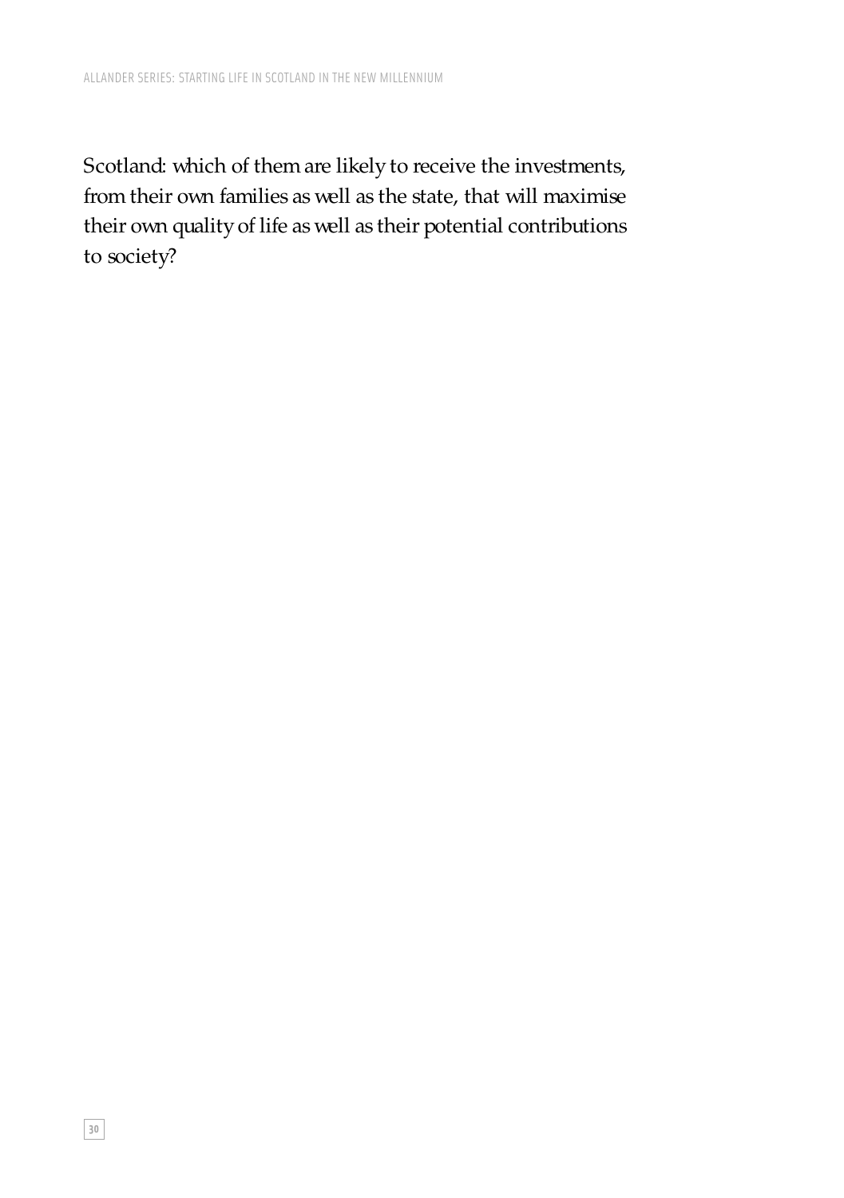Scotland: which of them are likely to receive the investments, from their own families as well as the state, that will maximise their own quality of life as well as their potential contributions to society?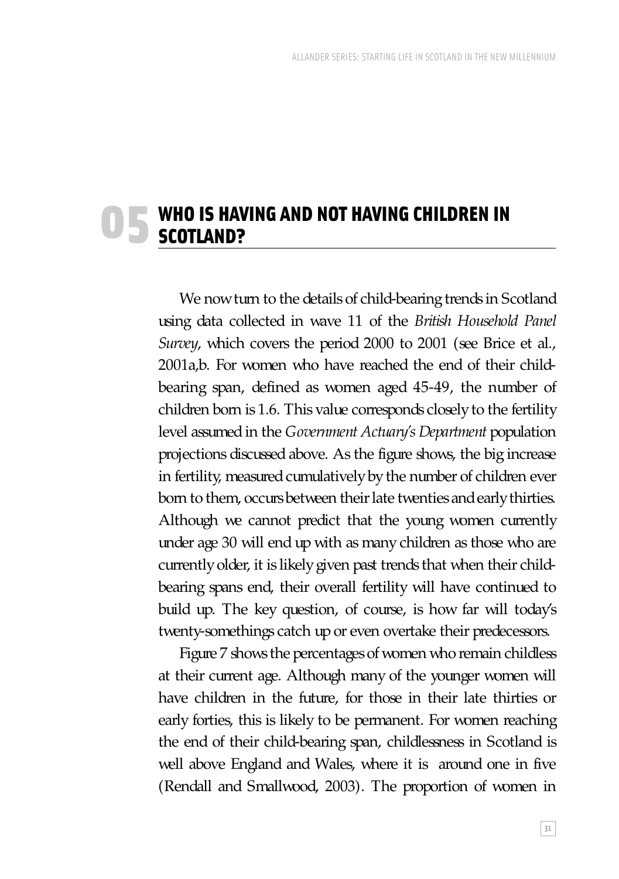# 05 WHO IS HAVING AND NOT HAVING CHILDREN IN SCOTLAND?

We now turn to the details of child-bearing trends in Scotland using data collected in wave 11 of the *British Household Panel Survey*, which covers the period 2000 to 2001 (see Brice et al., 2001a,b. For women who have reached the end of their child-bearing span, defined as women aged 45-49, the number of children born is 1.6. This value corresponds closely to the fertility level assumed in the *Government Actuary's Department* population projections discussed above. As the figure shows, the big increase in fertility, measured cumulatively by the number of children ever born to them, occurs between their late twenties and early thirties. Although we cannot predict that the young women currently under age 30 will end up with as many children as those who are currently older, it is likely given past trends that when their child-bearing spans end, their overall fertility will have continued to build up. The key question, of course, is how far will today's twenty-somethings catch up or even overtake their predecessors.

Figure 7 shows the percentages of women who remain childless at their current age. Although many of the younger women will have children in the future, for those in their late thirties or early forties, this is likely to be permanent. For women reaching the end of their child-bearing span, childlessness in Scotland is well above England and Wales, where it is around one in five (Rendall and Smallwood, 2003). The proportion of women in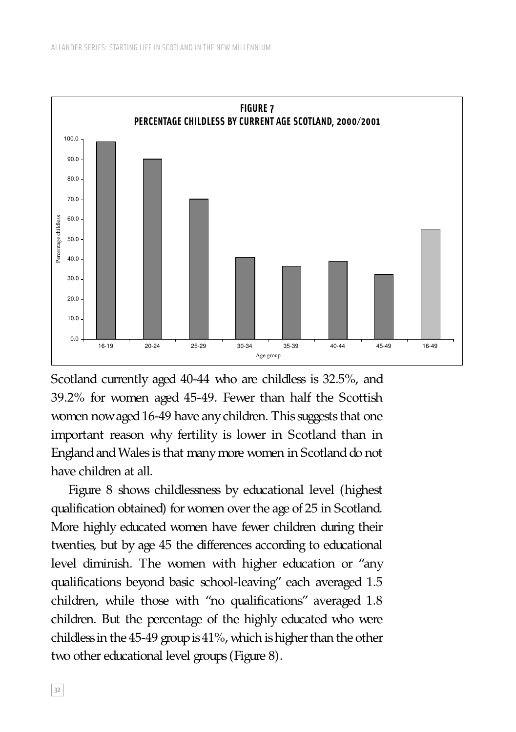**FIGURE 7**
**PERCENTAGE CHILDLESS BY CURRENT AGE SCOTLAND, 2000/2001**

| Age group | Percentage childless |
|---|---|
| 16-19 | ~98.5 |
| 20-24 | ~90 |
| 25-29 | ~70 |
| 30-34 | ~41 |
| 35-39 | ~36.5 |
| 40-44 | ~39 |
| 45-49 | ~32.5 |
| 16-49 | ~55 |

Scotland currently aged 40-44 who are childless is 32.5%, and 39.2% for women aged 45-49. Fewer than half the Scottish women now aged 16-49 have any children. This suggests that one important reason why fertility is lower in Scotland than in England and Wales is that many more women in Scotland do not have children at all.

Figure 8 shows childlessness by educational level (highest qualification obtained) for women over the age of 25 in Scotland. More highly educated women have fewer children during their twenties, but by age 45 the differences according to educational level diminish. The women with higher education or "any qualifications beyond basic school-leaving" each averaged 1.5 children, while those with "no qualifications" averaged 1.8 children. But the percentage of the highly educated who were childless in the 45-49 group is 41%, which is higher than the other two other educational level groups (Figure 8).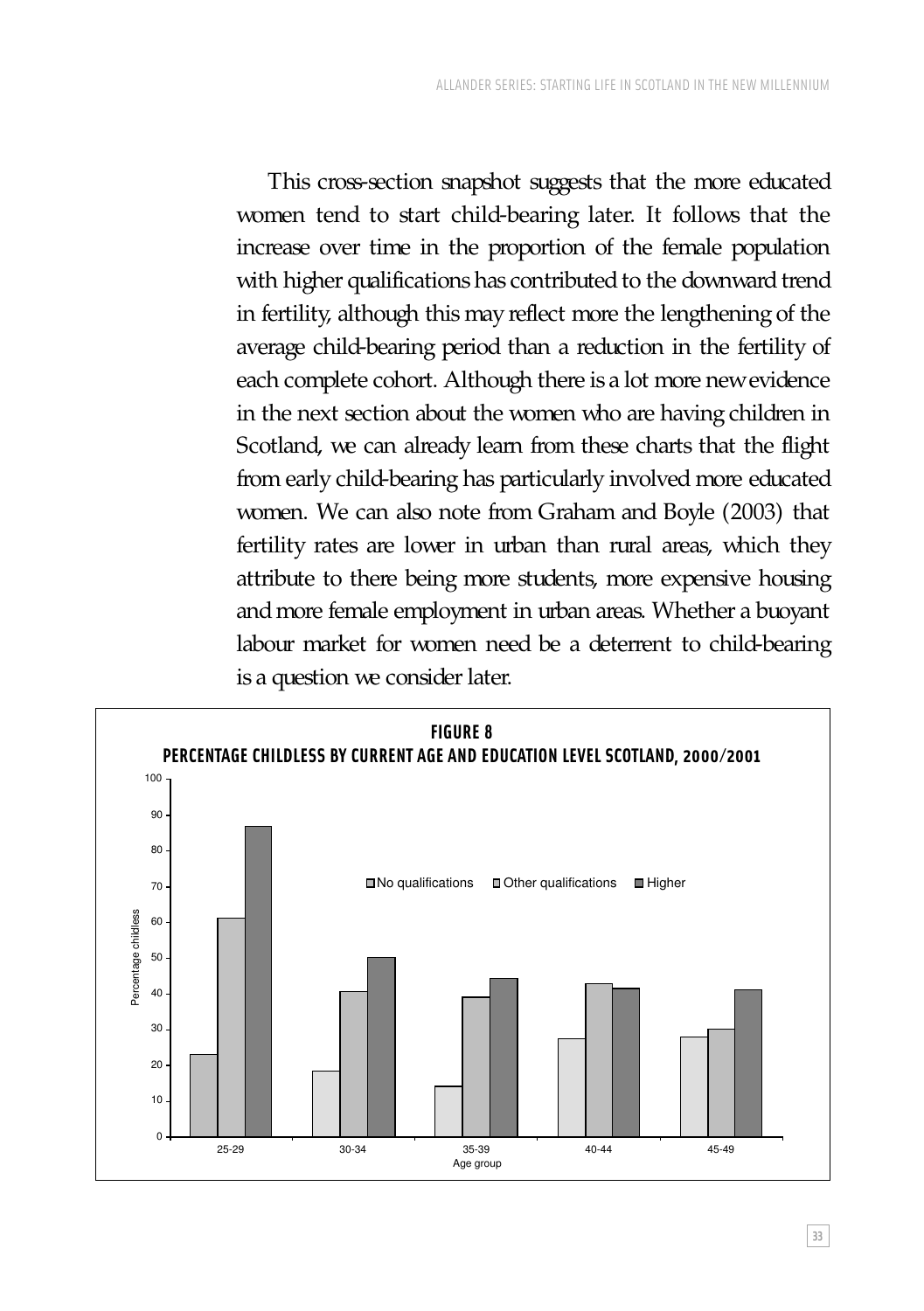This cross-section snapshot suggests that the more educated women tend to start child-bearing later. It follows that the increase over time in the proportion of the female population with higher qualifications has contributed to the downward trend in fertility, although this may reflect more the lengthening of the average child-bearing period than a reduction in the fertility of each complete cohort. Although there is a lot more new evidence in the next section about the women who are having children in Scotland, we can already learn from these charts that the flight from early child-bearing has particularly involved more educated women. We can also note from Graham and Boyle (2003) that fertility rates are lower in urban than rural areas, which they attribute to there being more students, more expensive housing and more female employment in urban areas. Whether a buoyant labour market for women need be a deterrent to child-bearing is a question we consider later.

**FIGURE 8**
**PERCENTAGE CHILDLESS BY CURRENT AGE AND EDUCATION LEVEL SCOTLAND, 2000/2001**

Percentage childless (0–100) by Age group: 25-29, 30-34, 35-39, 40-44, 45-49. Legend: No qualifications, Other qualifications, Higher.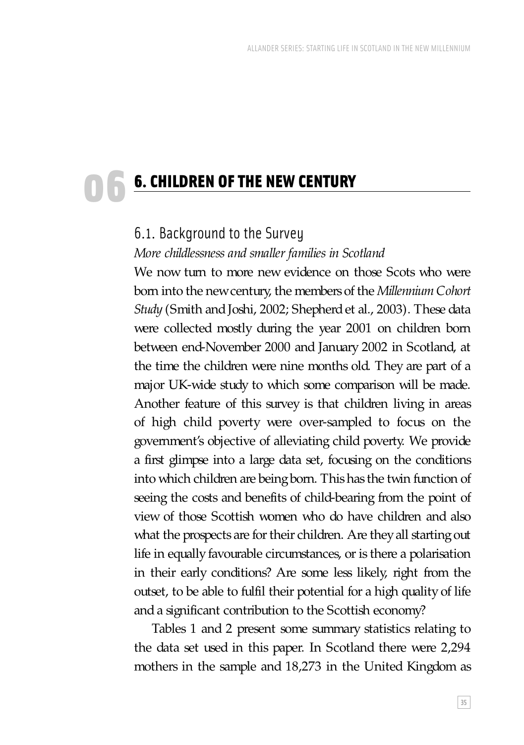# 6. CHILDREN OF THE NEW CENTURY

## 6.1. Background to the Survey

*More childlessness and smaller families in Scotland*

We now turn to more new evidence on those Scots who were born into the new century, the members of the *Millennium Cohort Study* (Smith and Joshi, 2002; Shepherd et al., 2003). These data were collected mostly during the year 2001 on children born between end-November 2000 and January 2002 in Scotland, at the time the children were nine months old. They are part of a major UK-wide study to which some comparison will be made. Another feature of this survey is that children living in areas of high child poverty were over-sampled to focus on the government's objective of alleviating child poverty. We provide a first glimpse into a large data set, focusing on the conditions into which children are being born. This has the twin function of seeing the costs and benefits of child-bearing from the point of view of those Scottish women who do have children and also what the prospects are for their children. Are they all starting out life in equally favourable circumstances, or is there a polarisation in their early conditions? Are some less likely, right from the outset, to be able to fulfil their potential for a high quality of life and a significant contribution to the Scottish economy?

Tables 1 and 2 present some summary statistics relating to the data set used in this paper. In Scotland there were 2,294 mothers in the sample and 18,273 in the United Kingdom as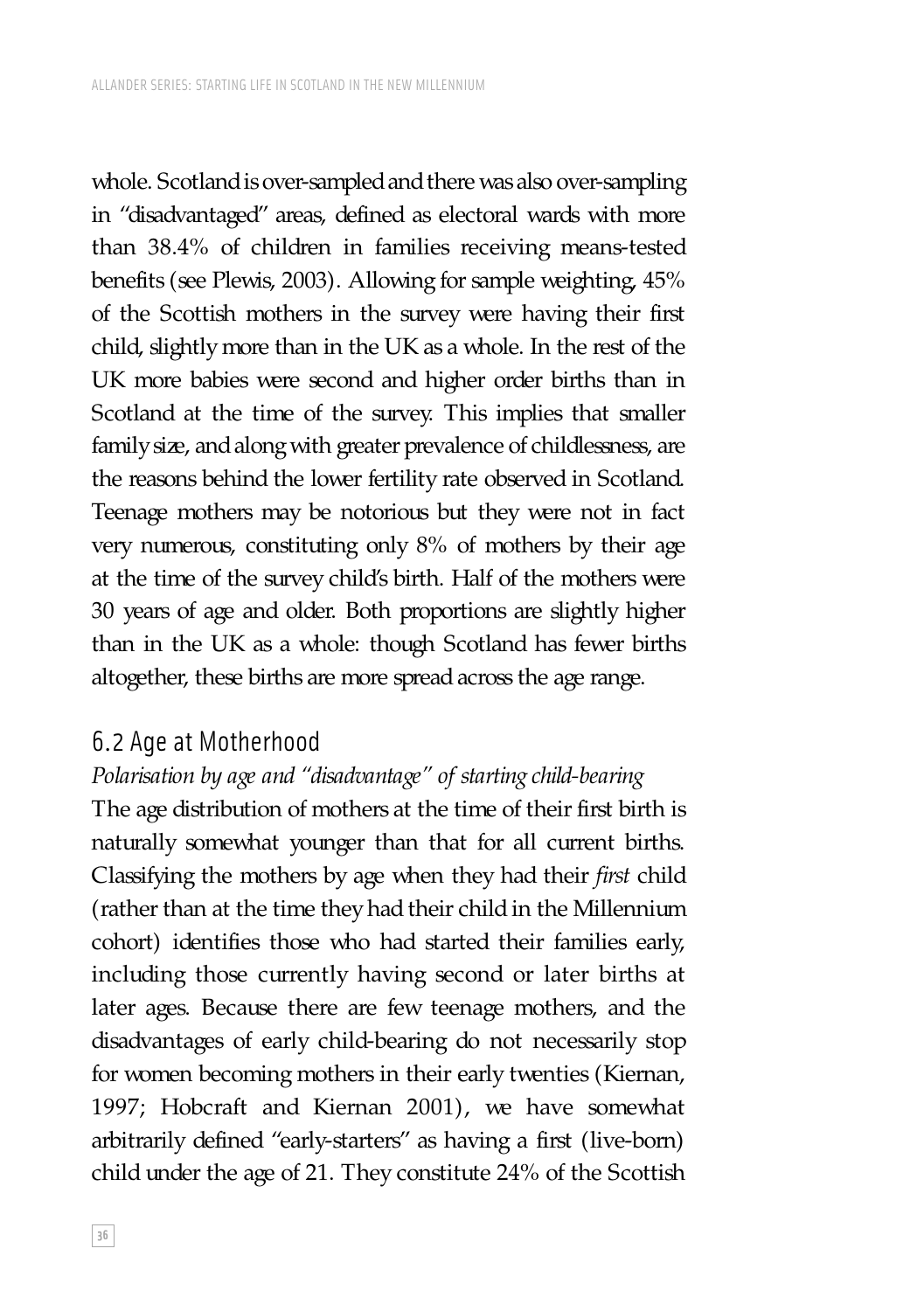whole. Scotland is over-sampled and there was also over-sampling in "disadvantaged" areas, defined as electoral wards with more than 38.4% of children in families receiving means-tested benefits (see Plewis, 2003). Allowing for sample weighting, 45% of the Scottish mothers in the survey were having their first child, slightly more than in the UK as a whole. In the rest of the UK more babies were second and higher order births than in Scotland at the time of the survey. This implies that smaller family size, and along with greater prevalence of childlessness, are the reasons behind the lower fertility rate observed in Scotland. Teenage mothers may be notorious but they were not in fact very numerous, constituting only 8% of mothers by their age at the time of the survey child's birth. Half of the mothers were 30 years of age and older. Both proportions are slightly higher than in the UK as a whole: though Scotland has fewer births altogether, these births are more spread across the age range.

## 6.2 Age at Motherhood

*Polarisation by age and "disadvantage" of starting child-bearing*

The age distribution of mothers at the time of their first birth is naturally somewhat younger than that for all current births. Classifying the mothers by age when they had their *first* child (rather than at the time they had their child in the Millennium cohort) identifies those who had started their families early, including those currently having second or later births at later ages. Because there are few teenage mothers, and the disadvantages of early child-bearing do not necessarily stop for women becoming mothers in their early twenties (Kiernan, 1997; Hobcraft and Kiernan 2001), we have somewhat arbitrarily defined "early-starters" as having a first (live-born) child under the age of 21. They constitute 24% of the Scottish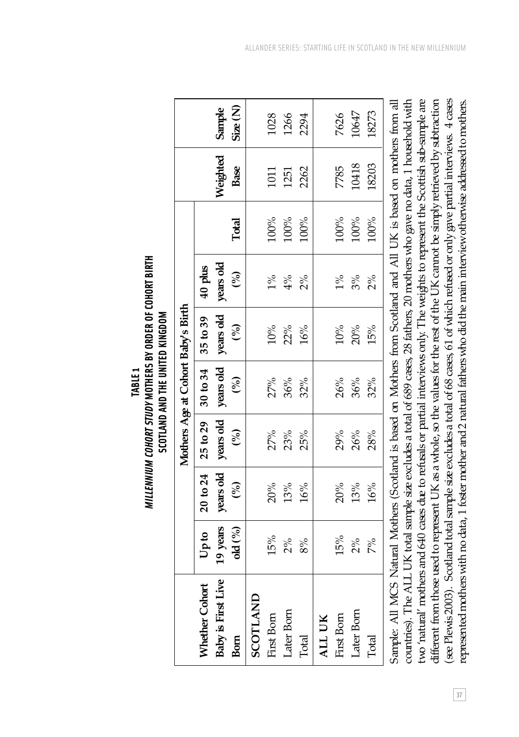**TABLE 1**
***MILLENNIUM COHORT STUDY* MOTHERS BY ORDER OF COHORT BIRTH SCOTLAND AND THE UNITED KINGDOM**

| Whether Cohort Baby is First Live Born | Mothers Age at Cohort Baby's Birth | | | | | | | | |
|---|---|---|---|---|---|---|---|---|---|
| | Up to 19 years old (%) | 20 to 24 years old (%) | 25 to 29 years old (%) | 30 to 34 years old (%) | 35 to 39 years old (%) | 40 plus years old (%) | Total | Weighted Base | Sample Size (N) |
| **SCOTLAND** | | | | | | | | | |
| First Born | 15% | 20% | 27% | 27% | 10% | 1% | 100% | 1011 | 1028 |
| Later Born | 2% | 13% | 23% | 36% | 22% | 4% | 100% | 1251 | 1266 |
| Total | 8% | 16% | 25% | 32% | 16% | 2% | 100% | 2262 | 2294 |
| **ALL UK** | | | | | | | | | |
| First Born | 15% | 20% | 29% | 26% | 10% | 1% | 100% | 7785 | 7626 |
| Later Born | 2% | 13% | 26% | 36% | 20% | 3% | 100% | 10418 | 10647 |
| Total | 7% | 16% | 28% | 32% | 15% | 2% | 100% | 18203 | 18273 |

Sample: All MCS Natural Mothers (Scotland is based on Mothers from Scotland and All UK is based on mothers from all countries). The ALL UK total sample size excludes a total of 689 cases, 28 fathers, 20 mothers who gave no data, 1 household with two 'natural' mothers and 640 cases due to refusals or partial interviews only. The weights to represent the Scottish sub-sample are different from those used to represent UK as a whole, so the values for the rest of the UK cannot be simply retrieved by subtraction (see Plewis 2003). Scotland total sample size excludes a total of 68 cases, 61 of which refused or only gave partial interviews. 4 cases represented mothers with no data, 1 foster mother and 2 natural fathers who did the main interview otherwise addressed to mothers.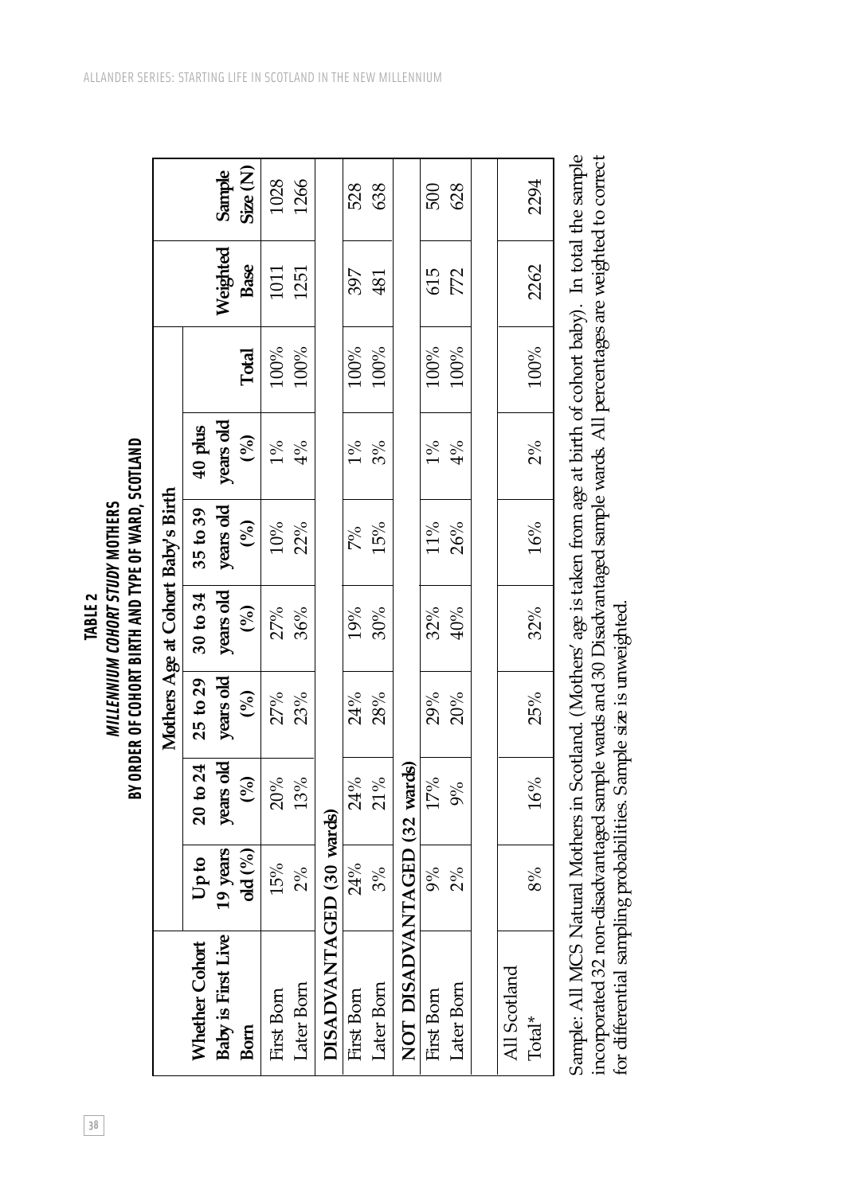## TABLE 2
## *MILLENNIUM COHORT STUDY* MOTHERS
## BY ORDER OF COHORT BIRTH AND TYPE OF WARD, SCOTLAND

| Whether Cohort Baby is First Live Born | Mothers Age at Cohort Baby's Birth | | | | | | | | |
|---|---|---|---|---|---|---|---|---|---|
| | Up to 19 years old (%) | 20 to 24 years old (%) | 25 to 29 years old (%) | 30 to 34 years old (%) | 35 to 39 years old (%) | 40 plus years old (%) | Total | Weighted Base | Sample Size (N) |
| First Born | 15% | 20% | 27% | 27% | 10% | 1% | 100% | 1011 | 1028 |
| Later Born | 2% | 13% | 23% | 36% | 22% | 4% | 100% | 1251 | 1266 |
| **DISADVANTAGED (30 wards)** | | | | | | | | | |
| First Born | 24% | 24% | 24% | 19% | 7% | 1% | 100% | 397 | 528 |
| Later Born | 3% | 21% | 28% | 30% | 15% | 3% | 100% | 481 | 638 |
| **NOT DISADVANTAGED (32 wards)** | | | | | | | | | |
| First Born | 9% | 17% | 29% | 32% | 11% | 1% | 100% | 615 | 500 |
| Later Born | 2% | 9% | 20% | 40% | 26% | 4% | 100% | 772 | 628 |
| All Scotland Total* | 8% | 16% | 25% | 32% | 16% | 2% | 100% | 2262 | 2294 |

Sample: All MCS Natural Mothers in Scotland. (Mothers' age is taken from age at birth of cohort baby). In total the sample incorporated 32 non-disadvantaged sample wards and 30 Disadvantaged sample wards. All percentages are weighted to correct for differential sampling probabilities. Sample size is unweighted.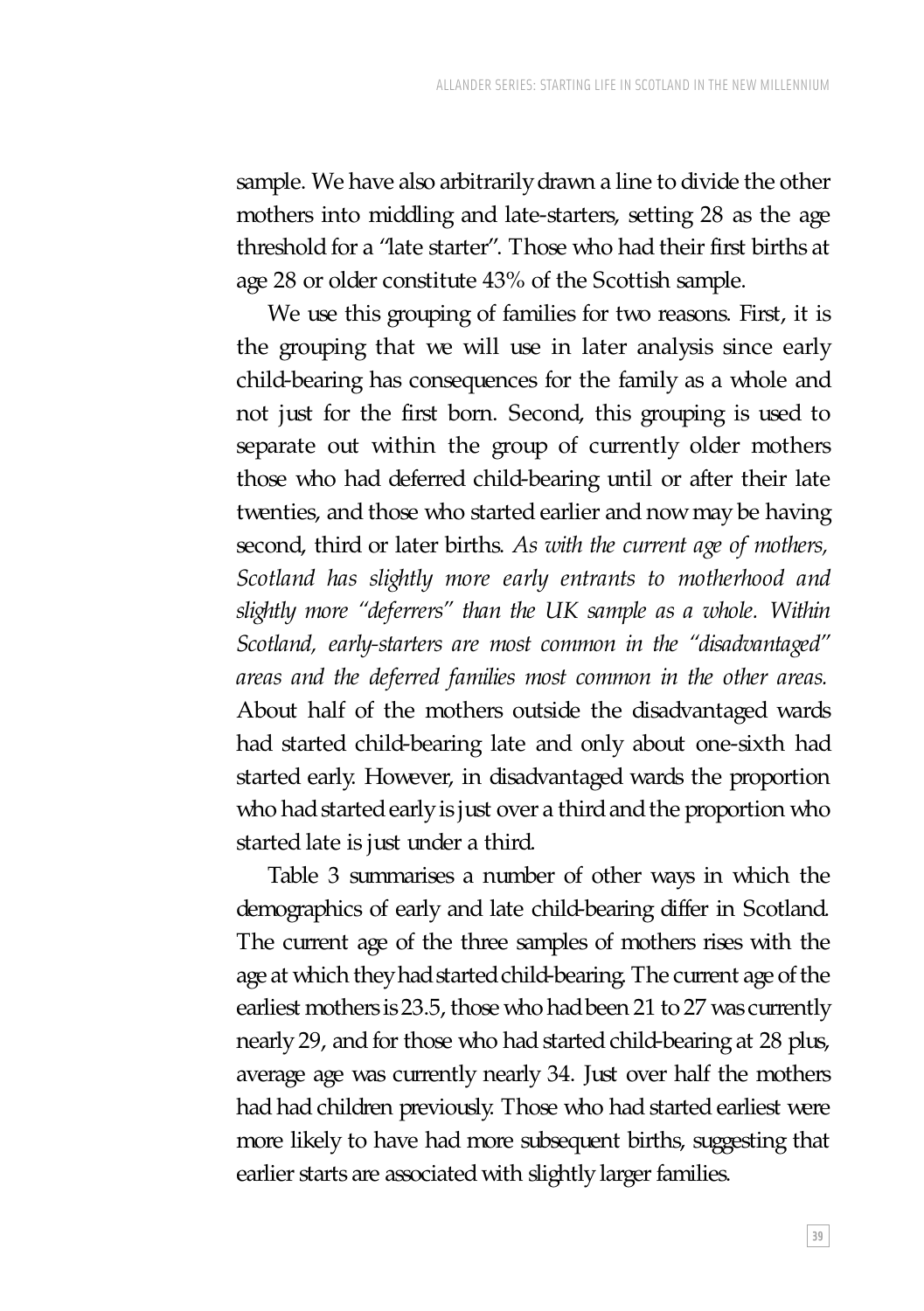sample. We have also arbitrarily drawn a line to divide the other mothers into middling and late-starters, setting 28 as the age threshold for a "late starter". Those who had their first births at age 28 or older constitute 43% of the Scottish sample.

We use this grouping of families for two reasons. First, it is the grouping that we will use in later analysis since early child-bearing has consequences for the family as a whole and not just for the first born. Second, this grouping is used to separate out within the group of currently older mothers those who had deferred child-bearing until or after their late twenties, and those who started earlier and now may be having second, third or later births. *As with the current age of mothers, Scotland has slightly more early entrants to motherhood and slightly more "deferrers" than the UK sample as a whole. Within Scotland, early-starters are most common in the "disadvantaged" areas and the deferred families most common in the other areas.* About half of the mothers outside the disadvantaged wards had started child-bearing late and only about one-sixth had started early. However, in disadvantaged wards the proportion who had started early is just over a third and the proportion who started late is just under a third.

Table 3 summarises a number of other ways in which the demographics of early and late child-bearing differ in Scotland. The current age of the three samples of mothers rises with the age at which they had started child-bearing. The current age of the earliest mothers is 23.5, those who had been 21 to 27 was currently nearly 29, and for those who had started child-bearing at 28 plus, average age was currently nearly 34. Just over half the mothers had had children previously. Those who had started earliest were more likely to have had more subsequent births, suggesting that earlier starts are associated with slightly larger families.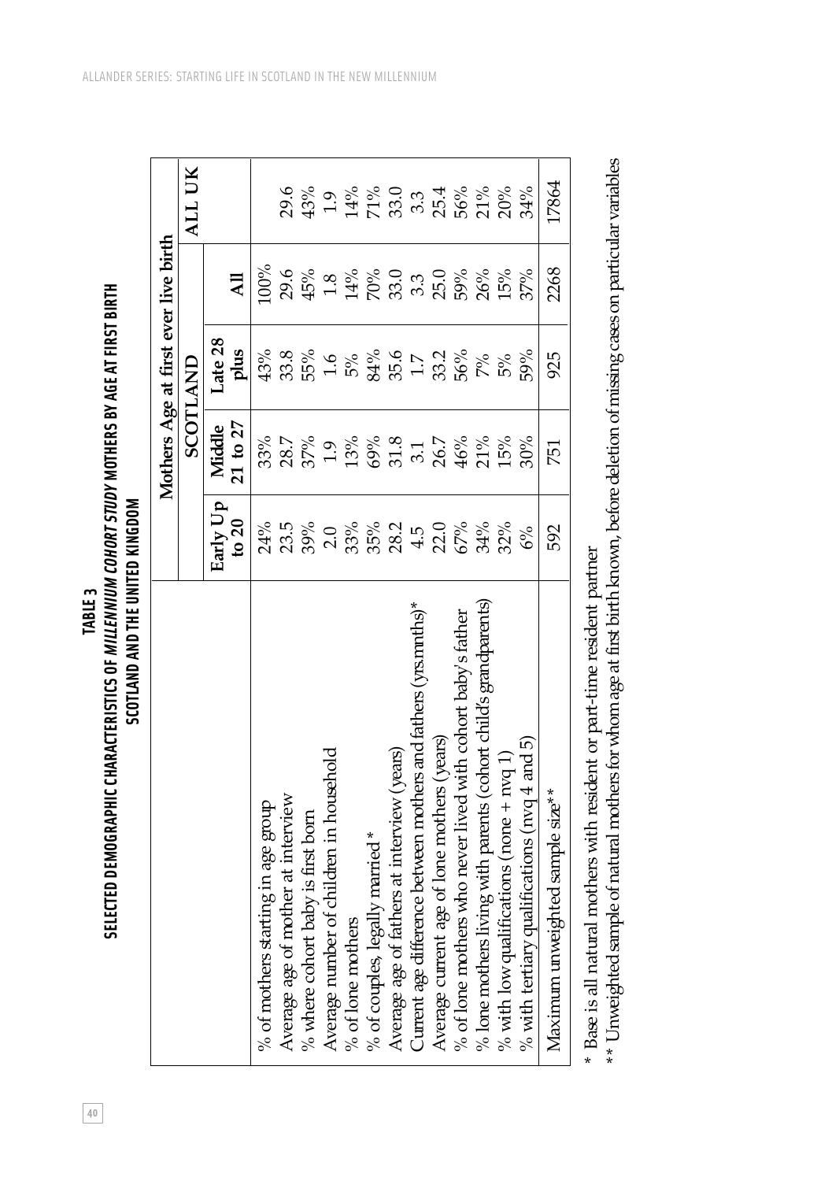## TABLE 3

### SELECTED DEMOGRAPHIC CHARACTERISTICS OF *MILLENNIUM COHORT STUDY* MOTHERS BY AGE AT FIRST BIRTH SCOTLAND AND THE UNITED KINGDOM

| | Mothers Age at first ever live birth | | | | |
|---|---|---|---|---|---|
| | SCOTLAND | | | | ALL UK |
| | Early Up to 20 | Middle 21 to 27 | Late 28 plus | All | |
| % of mothers starting in age group | 24% | 33% | 43% | 100% | |
| Average age of mother at interview | 23.5 | 28.7 | 33.8 | 29.6 | 29.6 |
| % where cohort baby is first born | 39% | 37% | 55% | 45% | 43% |
| Average number of children in household | 2.0 | 1.9 | 1.6 | 1.8 | 1.9 |
| % of lone mothers | 33% | 13% | 5% | 14% | 14% |
| % of couples, legally married * | 35% | 69% | 84% | 70% | 71% |
| Average age of fathers at interview (years) | 28.2 | 31.8 | 35.6 | 33.0 | 33.0 |
| Current age difference between mothers and fathers (yrs.mnths)* | 4.5 | 3.1 | 1.7 | 3.3 | 3.3 |
| Average current age of lone mothers (years) | 22.0 | 26.7 | 33.2 | 25.0 | 25.4 |
| % of lone mothers who never lived with cohort baby's father | 67% | 46% | 56% | 59% | 56% |
| % lone mothers living with parents (cohort child's grandparents) | 34% | 21% | 7% | 26% | 21% |
| % with low qualifications (none + nvq 1) | 32% | 15% | 5% | 15% | 20% |
| % with tertiary qualifications (nvq 4 and 5) | 6% | 30% | 59% | 37% | 34% |
| Maximum unweighted sample size** | 592 | 751 | 925 | 2268 | 17864 |

\* Base is all natural mothers with resident or part-time resident partner

\*\* Unweighted sample of natural mothers for whom age at first birth known, before deletion of missing cases on particular variables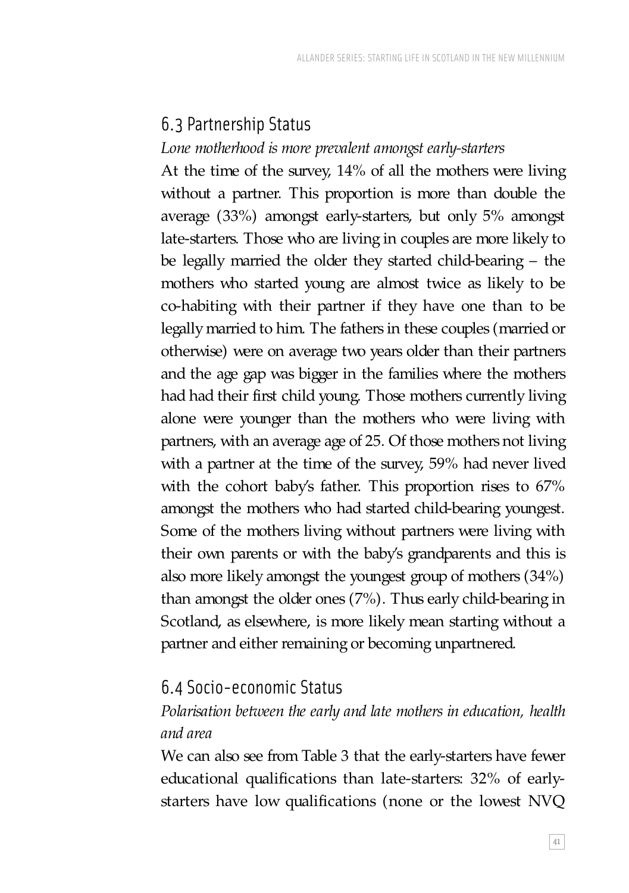## 6.3 Partnership Status

*Lone motherhood is more prevalent amongst early-starters*

At the time of the survey, 14% of all the mothers were living without a partner. This proportion is more than double the average (33%) amongst early-starters, but only 5% amongst late-starters. Those who are living in couples are more likely to be legally married the older they started child-bearing – the mothers who started young are almost twice as likely to be co-habiting with their partner if they have one than to be legally married to him. The fathers in these couples (married or otherwise) were on average two years older than their partners and the age gap was bigger in the families where the mothers had had their first child young. Those mothers currently living alone were younger than the mothers who were living with partners, with an average age of 25. Of those mothers not living with a partner at the time of the survey, 59% had never lived with the cohort baby's father. This proportion rises to 67% amongst the mothers who had started child-bearing youngest. Some of the mothers living without partners were living with their own parents or with the baby's grandparents and this is also more likely amongst the youngest group of mothers (34%) than amongst the older ones (7%). Thus early child-bearing in Scotland, as elsewhere, is more likely mean starting without a partner and either remaining or becoming unpartnered.

## 6.4 Socio-economic Status

*Polarisation between the early and late mothers in education, health and area*

We can also see from Table 3 that the early-starters have fewer educational qualifications than late-starters: 32% of early-starters have low qualifications (none or the lowest NVQ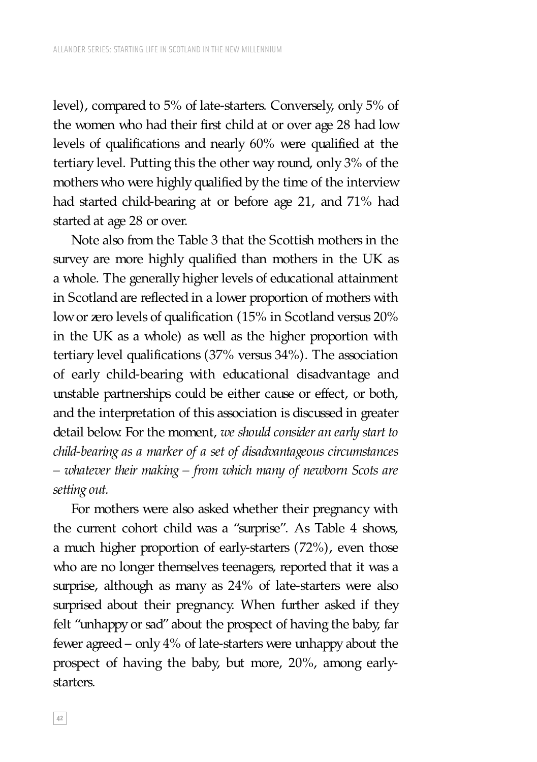level), compared to 5% of late-starters. Conversely, only 5% of the women who had their first child at or over age 28 had low levels of qualifications and nearly 60% were qualified at the tertiary level. Putting this the other way round, only 3% of the mothers who were highly qualified by the time of the interview had started child-bearing at or before age 21, and 71% had started at age 28 or over.

Note also from the Table 3 that the Scottish mothers in the survey are more highly qualified than mothers in the UK as a whole. The generally higher levels of educational attainment in Scotland are reflected in a lower proportion of mothers with low or zero levels of qualification (15% in Scotland versus 20% in the UK as a whole) as well as the higher proportion with tertiary level qualifications (37% versus 34%). The association of early child-bearing with educational disadvantage and unstable partnerships could be either cause or effect, or both, and the interpretation of this association is discussed in greater detail below. For the moment, *we should consider an early start to child-bearing as a marker of a set of disadvantageous circumstances – whatever their making – from which many of newborn Scots are setting out.*

For mothers were also asked whether their pregnancy with the current cohort child was a "surprise". As Table 4 shows, a much higher proportion of early-starters (72%), even those who are no longer themselves teenagers, reported that it was a surprise, although as many as 24% of late-starters were also surprised about their pregnancy. When further asked if they felt "unhappy or sad" about the prospect of having the baby, far fewer agreed – only 4% of late-starters were unhappy about the prospect of having the baby, but more, 20%, among early-starters.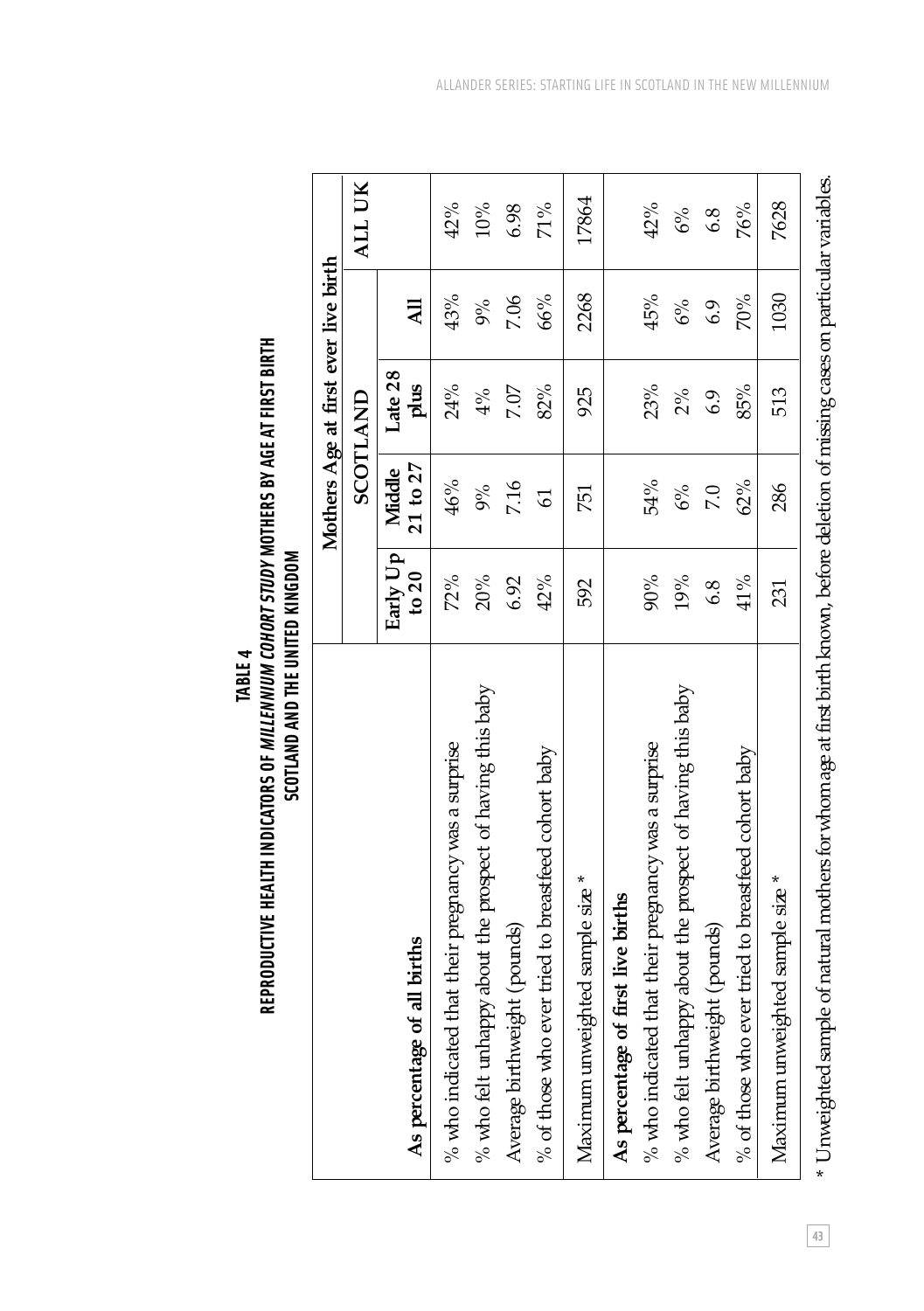**TABLE 4**

**REPRODUCTIVE HEALTH INDICATORS OF *MILLENNIUM COHORT STUDY* MOTHERS BY AGE AT FIRST BIRTH SCOTLAND AND THE UNITED KINGDOM**

| | Mothers Age at first ever live birth | | | | |
|---|---|---|---|---|---|
| | SCOTLAND | | | | ALL UK |
| **As percentage of all births** | **Early Up to 20** | **Middle 21 to 27** | **Late 28 plus** | **All** | |
| % who indicated that their pregnancy was a surprise | 72% | 46% | 24% | 43% | 42% |
| % who felt unhappy about the prospect of having this baby | 20% | 9% | 4% | 9% | 10% |
| Average birthweight (pounds) | 6.92 | 7.16 | 7.07 | 7.06 | 6.98 |
| % of those who ever tried to breastfeed cohort baby | 42% | 61 | 82% | 66% | 71% |
| Maximum unweighted sample size * | 592 | 751 | 925 | 2268 | 17864 |
| **As percentage of first live births** | | | | | |
| % who indicated that their pregnancy was a surprise | 90% | 54% | 23% | 45% | 42% |
| % who felt unhappy about the prospect of having this baby | 19% | 6% | 2% | 6% | 6% |
| Average birthweight (pounds) | 6.8 | 7.0 | 6.9 | 6.9 | 6.8 |
| % of those who ever tried to breastfeed cohort baby | 41% | 62% | 85% | 70% | 76% |
| Maximum unweighted sample size * | 231 | 286 | 513 | 1030 | 7628 |

\* Unweighted sample of natural mothers for whom age at first birth known, before deletion of missing cases on particular variables.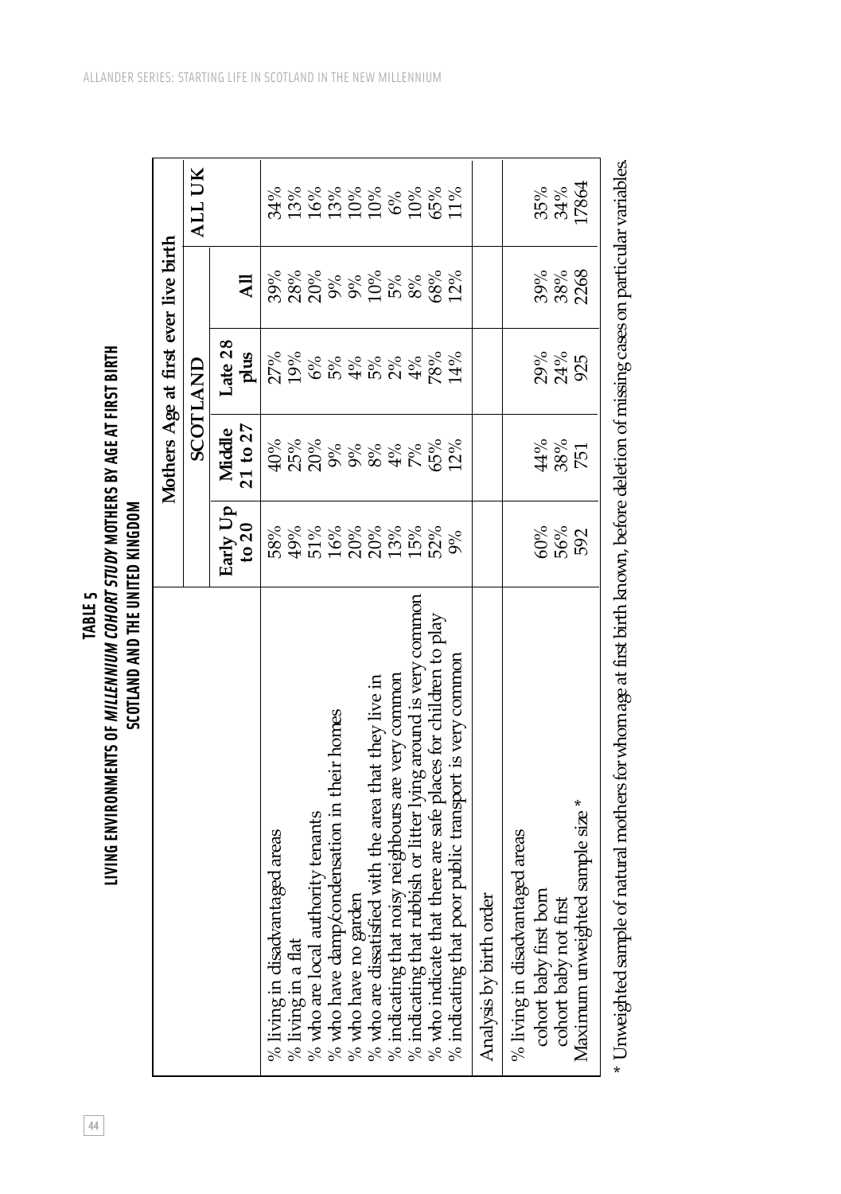**TABLE 5**

**LIVING ENVIRONMENTS OF *MILLENNIUM COHORT STUDY* MOTHERS BY AGE AT FIRST BIRTH SCOTLAND AND THE UNITED KINGDOM**

| | Mothers Age at first ever live birth | | | | |
|---|---|---|---|---|---|
| | SCOTLAND | | | | ALL UK |
| | Early Up to 20 | Middle 21 to 27 | Late 28 plus | All | |
| % living in disadvantaged areas | 58% | 40% | 27% | 39% | 34% |
| % living in a flat | 49% | 25% | 19% | 28% | 13% |
| % who are local authority tenants | 51% | 20% | 6% | 20% | 16% |
| % who have damp/condensation in their homes | 16% | 9% | 5% | 9% | 13% |
| % who have no garden | 20% | 9% | 4% | 9% | 10% |
| % who are dissatisfied with the area that they live in | 20% | 8% | 5% | 10% | 10% |
| % indicating that noisy neighbours are very common | 13% | 4% | 2% | 5% | 6% |
| % indicating that rubbish or litter lying around is very common | 15% | 7% | 4% | 8% | 10% |
| % who indicate that there are safe places for children to play | 52% | 65% | 78% | 68% | 65% |
| % indicating that poor public transport is very common | 9% | 12% | 14% | 12% | 11% |
| Analysis by birth order | | | | | |
| % living in disadvantaged areas | | | | | |
| cohort baby first born | 60% | 44% | 29% | 39% | 35% |
| cohort baby not first | 56% | 38% | 24% | 38% | 34% |
| Maximum unweighted sample size * | 592 | 751 | 925 | 2268 | 17864 |

* Unweighted sample of natural mothers for whom age at first birth known, before deletion of missing cases on particular variables.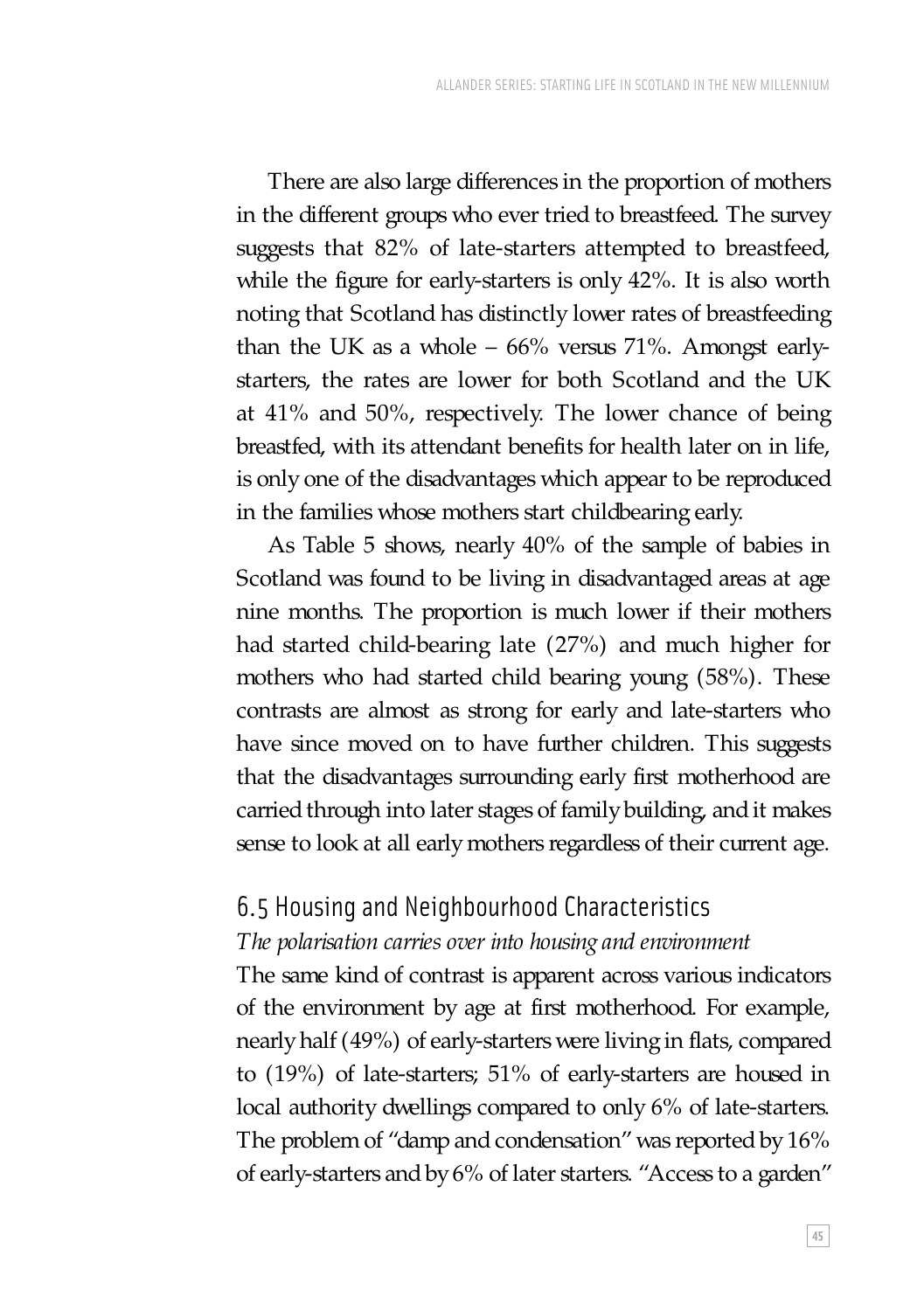There are also large differences in the proportion of mothers in the different groups who ever tried to breastfeed. The survey suggests that 82% of late-starters attempted to breastfeed, while the figure for early-starters is only 42%. It is also worth noting that Scotland has distinctly lower rates of breastfeeding than the UK as a whole – 66% versus 71%. Amongst early-starters, the rates are lower for both Scotland and the UK at 41% and 50%, respectively. The lower chance of being breastfed, with its attendant benefits for health later on in life, is only one of the disadvantages which appear to be reproduced in the families whose mothers start childbearing early.

As Table 5 shows, nearly 40% of the sample of babies in Scotland was found to be living in disadvantaged areas at age nine months. The proportion is much lower if their mothers had started child-bearing late (27%) and much higher for mothers who had started child bearing young (58%). These contrasts are almost as strong for early and late-starters who have since moved on to have further children. This suggests that the disadvantages surrounding early first motherhood are carried through into later stages of family building, and it makes sense to look at all early mothers regardless of their current age.

## 6.5 Housing and Neighbourhood Characteristics

*The polarisation carries over into housing and environment*

The same kind of contrast is apparent across various indicators of the environment by age at first motherhood. For example, nearly half (49%) of early-starters were living in flats, compared to (19%) of late-starters; 51% of early-starters are housed in local authority dwellings compared to only 6% of late-starters. The problem of "damp and condensation" was reported by 16% of early-starters and by 6% of later starters. "Access to a garden"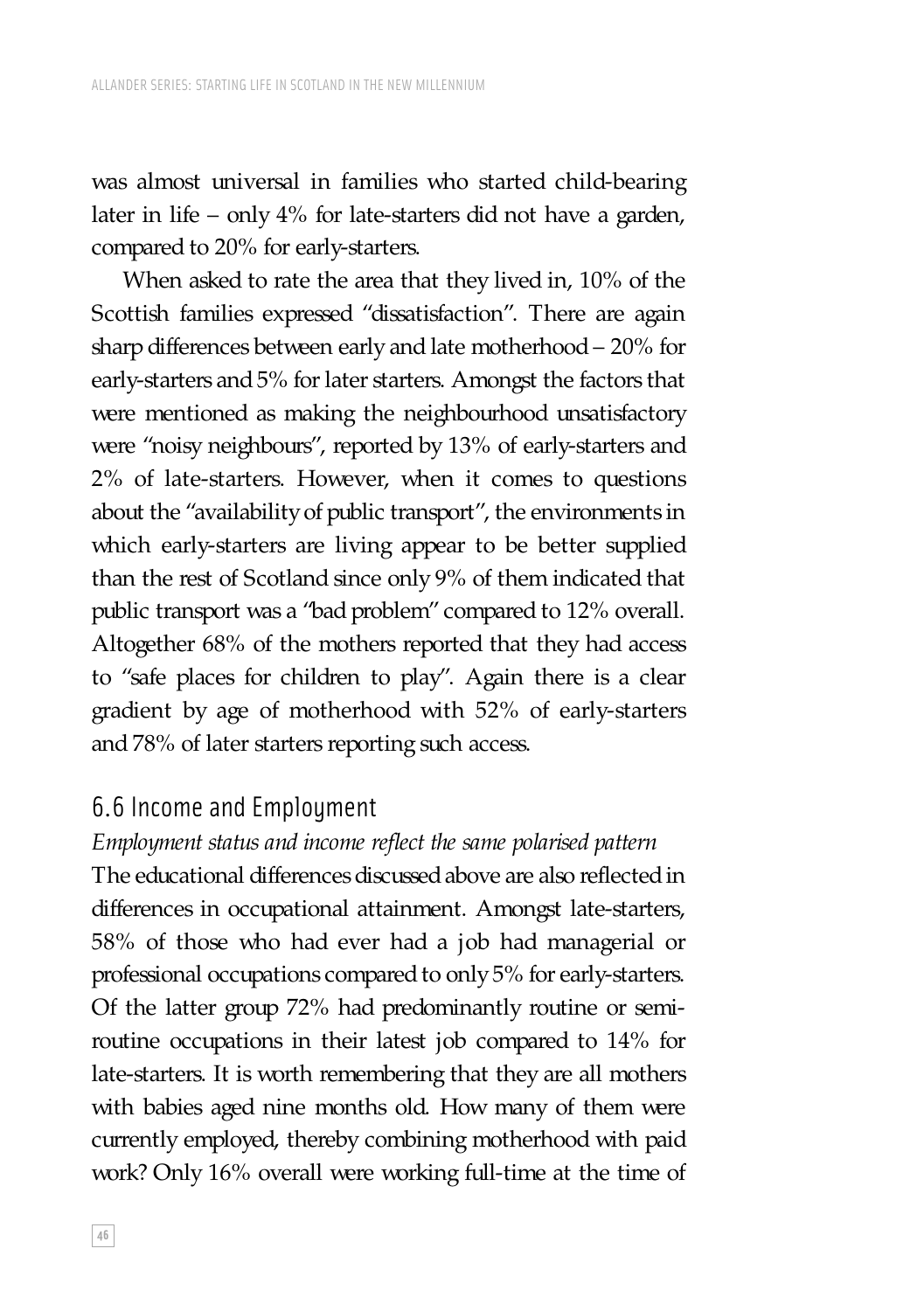was almost universal in families who started child-bearing later in life – only 4% for late-starters did not have a garden, compared to 20% for early-starters.

When asked to rate the area that they lived in, 10% of the Scottish families expressed "dissatisfaction". There are again sharp differences between early and late motherhood – 20% for early-starters and 5% for later starters. Amongst the factors that were mentioned as making the neighbourhood unsatisfactory were "noisy neighbours", reported by 13% of early-starters and 2% of late-starters. However, when it comes to questions about the "availability of public transport", the environments in which early-starters are living appear to be better supplied than the rest of Scotland since only 9% of them indicated that public transport was a "bad problem" compared to 12% overall. Altogether 68% of the mothers reported that they had access to "safe places for children to play". Again there is a clear gradient by age of motherhood with 52% of early-starters and 78% of later starters reporting such access.

## 6.6 Income and Employment

*Employment status and income reflect the same polarised pattern*

The educational differences discussed above are also reflected in differences in occupational attainment. Amongst late-starters, 58% of those who had ever had a job had managerial or professional occupations compared to only 5% for early-starters. Of the latter group 72% had predominantly routine or semi-routine occupations in their latest job compared to 14% for late-starters. It is worth remembering that they are all mothers with babies aged nine months old. How many of them were currently employed, thereby combining motherhood with paid work? Only 16% overall were working full-time at the time of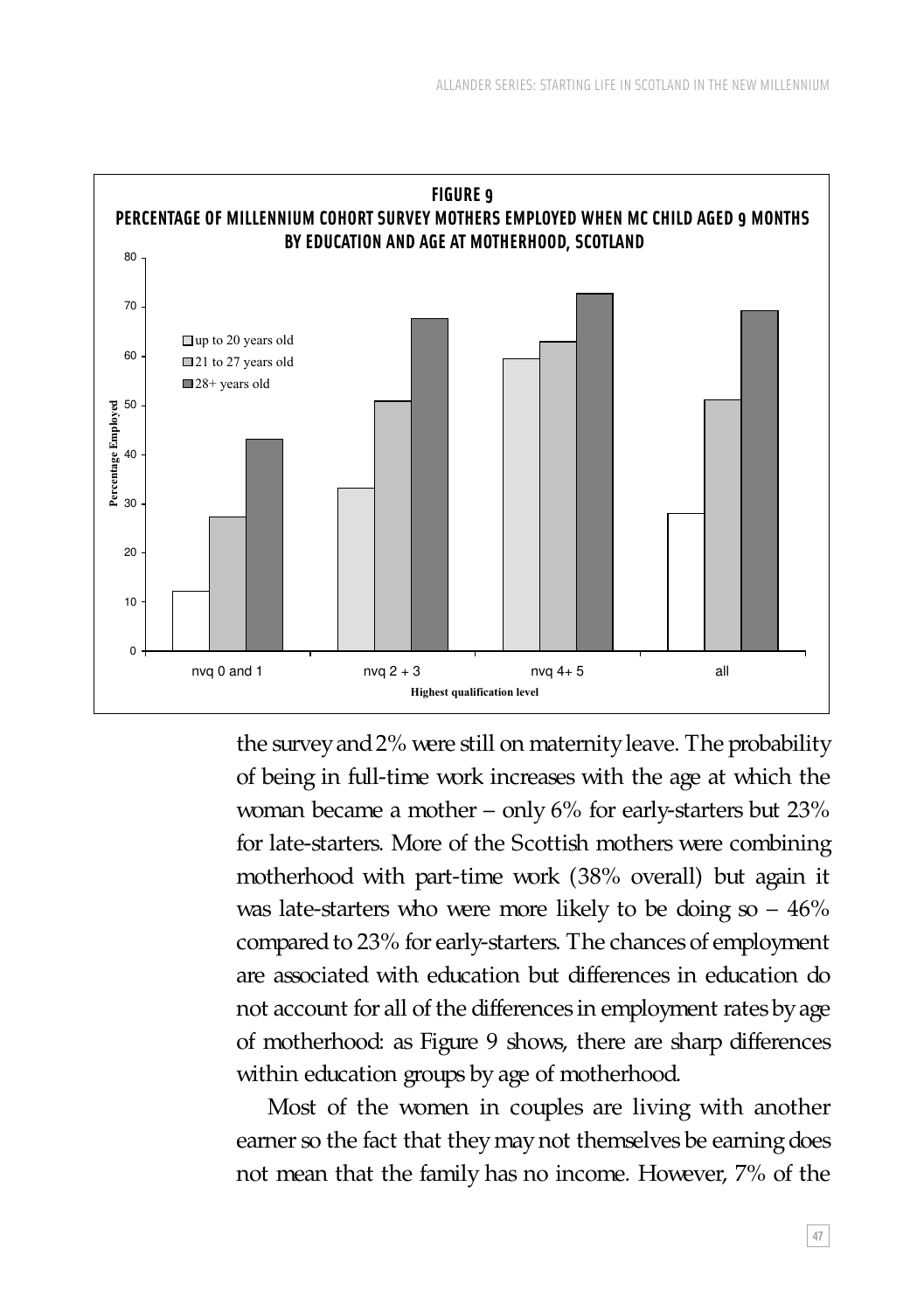**FIGURE 9**
**PERCENTAGE OF MILLENNIUM COHORT SURVEY MOTHERS EMPLOYED WHEN MC CHILD AGED 9 MONTHS BY EDUCATION AND AGE AT MOTHERHOOD, SCOTLAND**

the survey and 2% were still on maternity leave. The probability of being in full-time work increases with the age at which the woman became a mother – only 6% for early-starters but 23% for late-starters. More of the Scottish mothers were combining motherhood with part-time work (38% overall) but again it was late-starters who were more likely to be doing so – 46% compared to 23% for early-starters. The chances of employment are associated with education but differences in education do not account for all of the differences in employment rates by age of motherhood: as Figure 9 shows, there are sharp differences within education groups by age of motherhood.

Most of the women in couples are living with another earner so the fact that they may not themselves be earning does not mean that the family has no income. However, 7% of the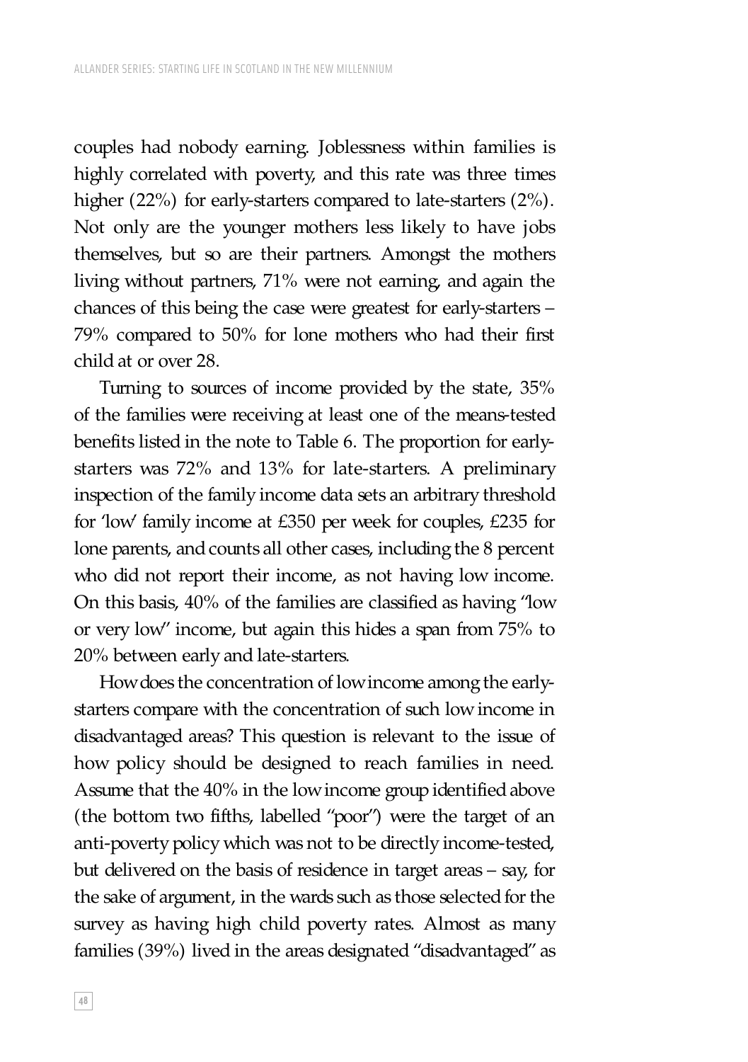couples had nobody earning. Joblessness within families is highly correlated with poverty, and this rate was three times higher (22%) for early-starters compared to late-starters (2%). Not only are the younger mothers less likely to have jobs themselves, but so are their partners. Amongst the mothers living without partners, 71% were not earning, and again the chances of this being the case were greatest for early-starters – 79% compared to 50% for lone mothers who had their first child at or over 28.

Turning to sources of income provided by the state, 35% of the families were receiving at least one of the means-tested benefits listed in the note to Table 6. The proportion for early-starters was 72% and 13% for late-starters. A preliminary inspection of the family income data sets an arbitrary threshold for 'low' family income at £350 per week for couples, £235 for lone parents, and counts all other cases, including the 8 percent who did not report their income, as not having low income. On this basis, 40% of the families are classified as having "low or very low" income, but again this hides a span from 75% to 20% between early and late-starters.

How does the concentration of low income among the early-starters compare with the concentration of such low income in disadvantaged areas? This question is relevant to the issue of how policy should be designed to reach families in need. Assume that the 40% in the low income group identified above (the bottom two fifths, labelled "poor") were the target of an anti-poverty policy which was not to be directly income-tested, but delivered on the basis of residence in target areas – say, for the sake of argument, in the wards such as those selected for the survey as having high child poverty rates. Almost as many families (39%) lived in the areas designated "disadvantaged" as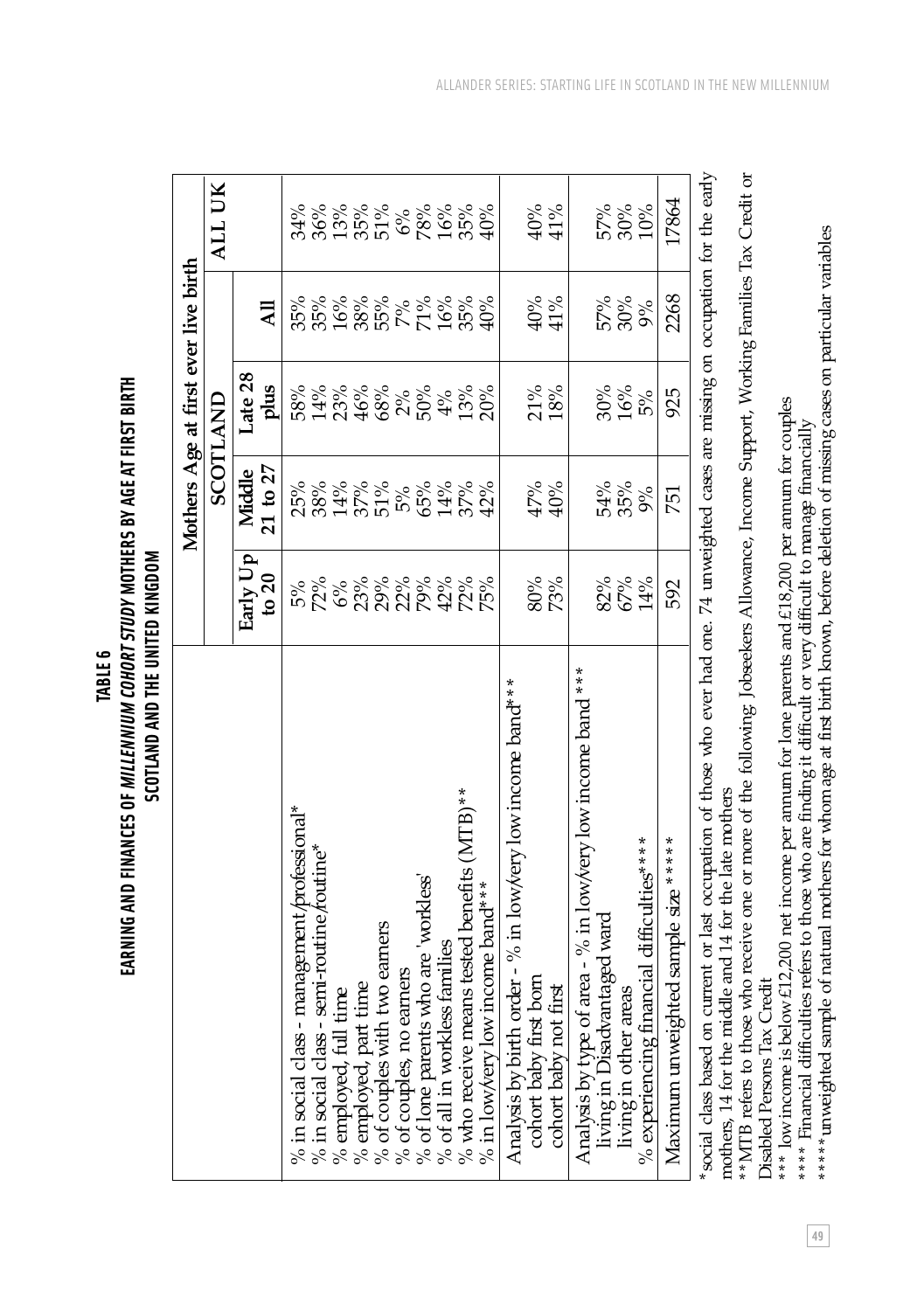**TABLE 6**
**EARNING AND FINANCES OF *MILLENNIUM COHORT STUDY* MOTHERS BY AGE AT FIRST BIRTH SCOTLAND AND THE UNITED KINGDOM**

| | Mothers Age at first ever live birth | | | | |
|---|---|---|---|---|---|
| | SCOTLAND | | | | ALL UK |
| | Early Up to 20 | Middle 21 to 27 | Late 28 plus | All | |
| % in social class - management/professional* | 5% | 25% | 58% | 35% | 34% |
| % in social class - semi-routine/routine* | 72% | 38% | 14% | 35% | 36% |
| % employed, full time | 6% | 14% | 23% | 16% | 13% |
| % employed, part time | 23% | 37% | 46% | 38% | 35% |
| % of couples with two earners | 29% | 51% | 68% | 55% | 51% |
| % of couples, no earners | 22% | 5% | 2% | 7% | 6% |
| % of lone parents who are 'workless' | 79% | 65% | 50% | 71% | 78% |
| % of all in workless families | 42% | 14% | 4% | 16% | 16% |
| % who receive means tested benefits (MTB)** | 72% | 37% | 13% | 35% | 35% |
| % in low/very low income band*** | 75% | 42% | 20% | 40% | 40% |
| Analysis by birth order - % in low/very low income band*** | | | | | |
| cohort baby first born | 80% | 47% | 21% | 40% | 40% |
| cohort baby not first | 73% | 40% | 18% | 41% | 41% |
| Analysis by type of area - % in low/very low income band *** | | | | | |
| living in Disadvantaged ward | 82% | 54% | 30% | 57% | 57% |
| living in other areas | 67% | 35% | 16% | 30% | 30% |
| % experiencing financial difficulties**** | 14% | 9% | 5% | 9% | 10% |
| Maximum unweighted sample size***** | 592 | 751 | 925 | 2268 | 17864 |

*social class based on current or last occupation of those who ever had one. 74 unweighted cases are missing on occupation for the early mothers, 14 for the middle and 14 for the late mothers

**MTB refers to those who receive one or more of the following: Jobseekers Allowance, Income Support, Working Families Tax Credit or Disabled Persons Tax Credit

*** low income is below £12,200 net income per annum for lone parents and £18,200 per annum for couples

**** Financial difficulties refers to those who are finding it difficult or very difficult to manage financially

***** unweighted sample of natural mothers for whom age at first birth known, before deletion of missing cases on particular variables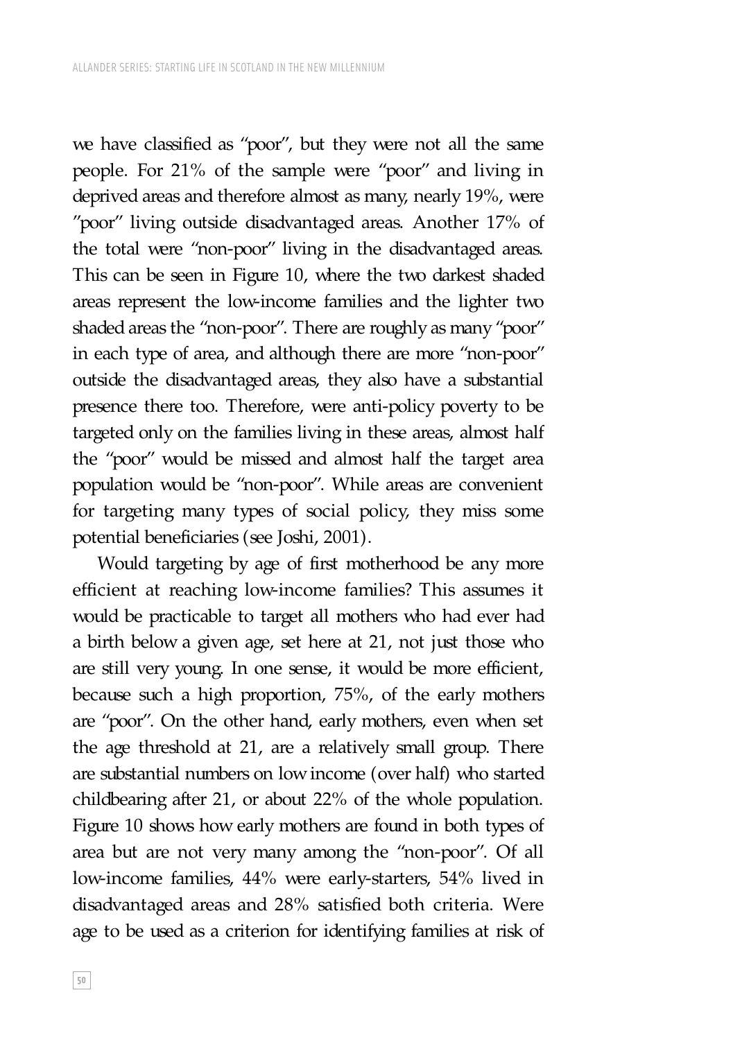we have classified as "poor", but they were not all the same people. For 21% of the sample were "poor" and living in deprived areas and therefore almost as many, nearly 19%, were "poor" living outside disadvantaged areas. Another 17% of the total were "non-poor" living in the disadvantaged areas. This can be seen in Figure 10, where the two darkest shaded areas represent the low-income families and the lighter two shaded areas the "non-poor". There are roughly as many "poor" in each type of area, and although there are more "non-poor" outside the disadvantaged areas, they also have a substantial presence there too. Therefore, were anti-policy poverty to be targeted only on the families living in these areas, almost half the "poor" would be missed and almost half the target area population would be "non-poor". While areas are convenient for targeting many types of social policy, they miss some potential beneficiaries (see Joshi, 2001).

Would targeting by age of first motherhood be any more efficient at reaching low-income families? This assumes it would be practicable to target all mothers who had ever had a birth below a given age, set here at 21, not just those who are still very young. In one sense, it would be more efficient, because such a high proportion, 75%, of the early mothers are "poor". On the other hand, early mothers, even when set the age threshold at 21, are a relatively small group. There are substantial numbers on low income (over half) who started childbearing after 21, or about 22% of the whole population. Figure 10 shows how early mothers are found in both types of area but are not very many among the "non-poor". Of all low-income families, 44% were early-starters, 54% lived in disadvantaged areas and 28% satisfied both criteria. Were age to be used as a criterion for identifying families at risk of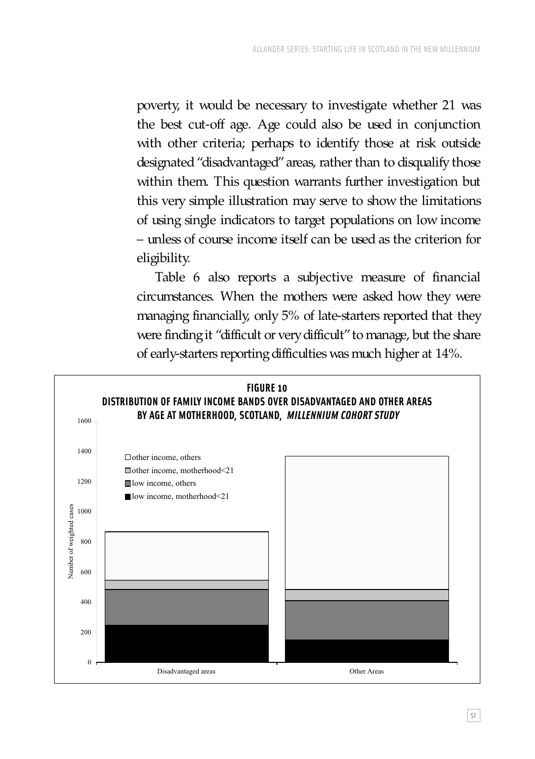poverty, it would be necessary to investigate whether 21 was the best cut-off age. Age could also be used in conjunction with other criteria; perhaps to identify those at risk outside designated "disadvantaged" areas, rather than to disqualify those within them. This question warrants further investigation but this very simple illustration may serve to show the limitations of using single indicators to target populations on low income – unless of course income itself can be used as the criterion for eligibility.

Table 6 also reports a subjective measure of financial circumstances. When the mothers were asked how they were managing financially, only 5% of late-starters reported that they were finding it "difficult or very difficult" to manage, but the share of early-starters reporting difficulties was much higher at 14%.

**FIGURE 10**
**DISTRIBUTION OF FAMILY INCOME BANDS OVER DISADVANTAGED AND OTHER AREAS BY AGE AT MOTHERHOOD, SCOTLAND, *MILLENNIUM COHORT STUDY***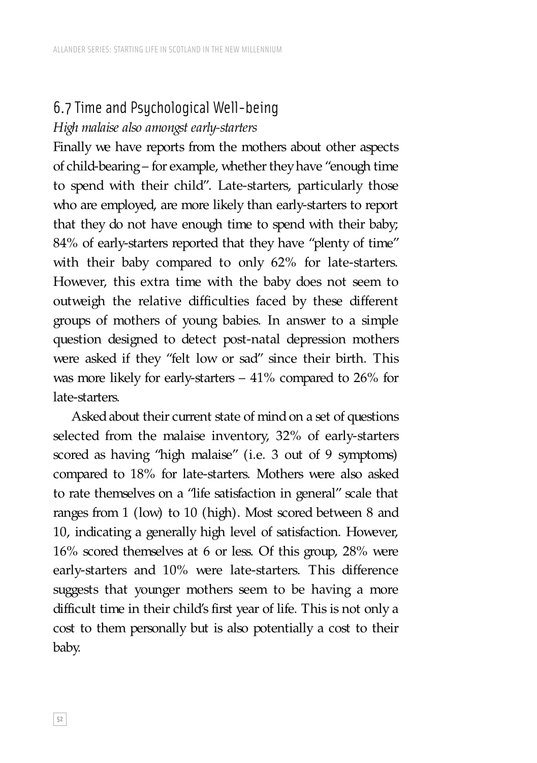## 6.7 Time and Psychological Well-being

*High malaise also amongst early-starters*

Finally we have reports from the mothers about other aspects of child-bearing – for example, whether they have "enough time to spend with their child". Late-starters, particularly those who are employed, are more likely than early-starters to report that they do not have enough time to spend with their baby; 84% of early-starters reported that they have "plenty of time" with their baby compared to only 62% for late-starters. However, this extra time with the baby does not seem to outweigh the relative difficulties faced by these different groups of mothers of young babies. In answer to a simple question designed to detect post-natal depression mothers were asked if they "felt low or sad" since their birth. This was more likely for early-starters – 41% compared to 26% for late-starters.

Asked about their current state of mind on a set of questions selected from the malaise inventory, 32% of early-starters scored as having "high malaise" (i.e. 3 out of 9 symptoms) compared to 18% for late-starters. Mothers were also asked to rate themselves on a "life satisfaction in general" scale that ranges from 1 (low) to 10 (high). Most scored between 8 and 10, indicating a generally high level of satisfaction. However, 16% scored themselves at 6 or less. Of this group, 28% were early-starters and 10% were late-starters. This difference suggests that younger mothers seem to be having a more difficult time in their child's first year of life. This is not only a cost to them personally but is also potentially a cost to their baby.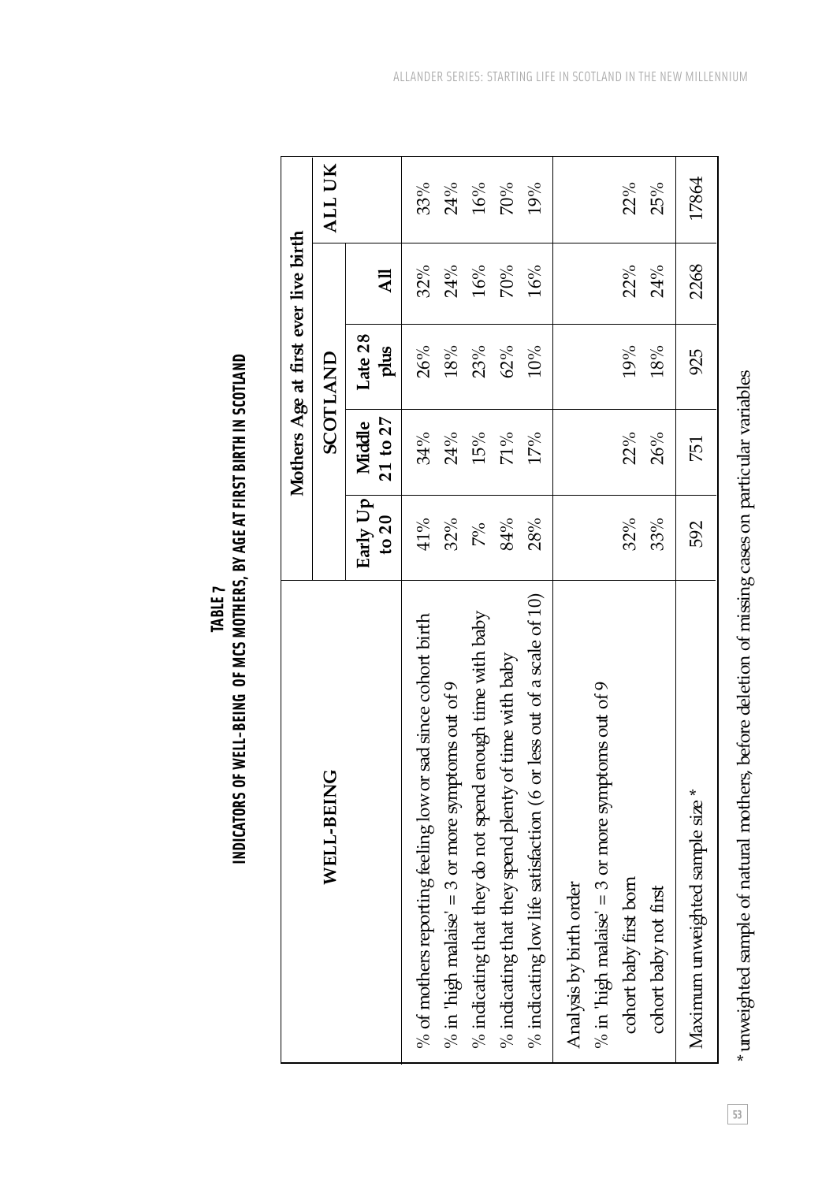**TABLE 7**
**INDICATORS OF WELL-BEING OF MCS MOTHERS, BY AGE AT FIRST BIRTH IN SCOTLAND**

| WELL-BEING | Mothers Age at first ever live birth | | | | |
|---|---|---|---|---|---|
| | SCOTLAND | | | | ALL UK |
| | Early Up to 20 | Middle 21 to 27 | Late 28 plus | All | |
| % of mothers reporting feeling low or sad since cohort birth | 41% | 34% | 26% | 32% | 33% |
| % in 'high malaise' = 3 or more symptoms out of 9 | 32% | 24% | 18% | 24% | 24% |
| % indicating that they do not spend enough time with baby | 7% | 15% | 23% | 16% | 16% |
| % indicating that they spend plenty of time with baby | 84% | 71% | 62% | 70% | 70% |
| % indicating low life satisfaction (6 or less out of a scale of 10) | 28% | 17% | 10% | 16% | 19% |
| Analysis by birth order | | | | | |
| % in 'high malaise' = 3 or more symptoms out of 9 | | | | | |
| cohort baby first born | 32% | 22% | 19% | 22% | 22% |
| cohort baby not first | 33% | 26% | 18% | 24% | 25% |
| Maximum unweighted sample size * | 592 | 751 | 925 | 2268 | 17864 |

* unweighted sample of natural mothers, before deletion of missing cases on particular variables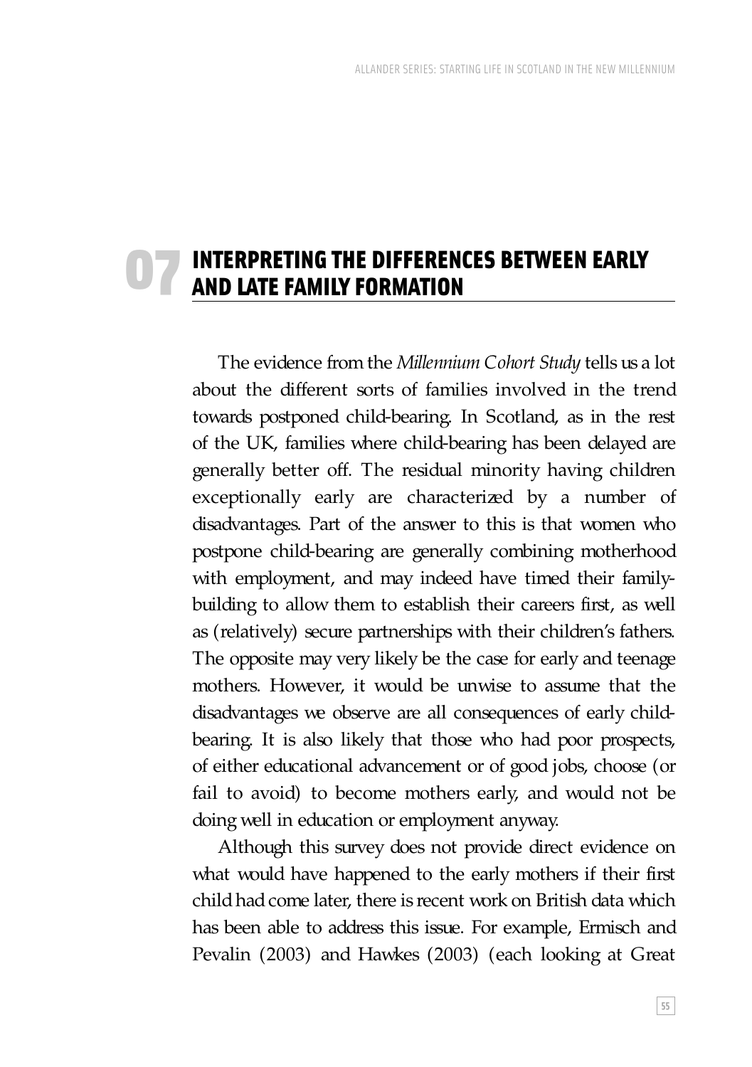# 07 INTERPRETING THE DIFFERENCES BETWEEN EARLY AND LATE FAMILY FORMATION

The evidence from the *Millennium Cohort Study* tells us a lot about the different sorts of families involved in the trend towards postponed child-bearing. In Scotland, as in the rest of the UK, families where child-bearing has been delayed are generally better off. The residual minority having children exceptionally early are characterized by a number of disadvantages. Part of the answer to this is that women who postpone child-bearing are generally combining motherhood with employment, and may indeed have timed their family-building to allow them to establish their careers first, as well as (relatively) secure partnerships with their children's fathers. The opposite may very likely be the case for early and teenage mothers. However, it would be unwise to assume that the disadvantages we observe are all consequences of early child-bearing. It is also likely that those who had poor prospects, of either educational advancement or of good jobs, choose (or fail to avoid) to become mothers early, and would not be doing well in education or employment anyway.

Although this survey does not provide direct evidence on what would have happened to the early mothers if their first child had come later, there is recent work on British data which has been able to address this issue. For example, Ermisch and Pevalin (2003) and Hawkes (2003) (each looking at Great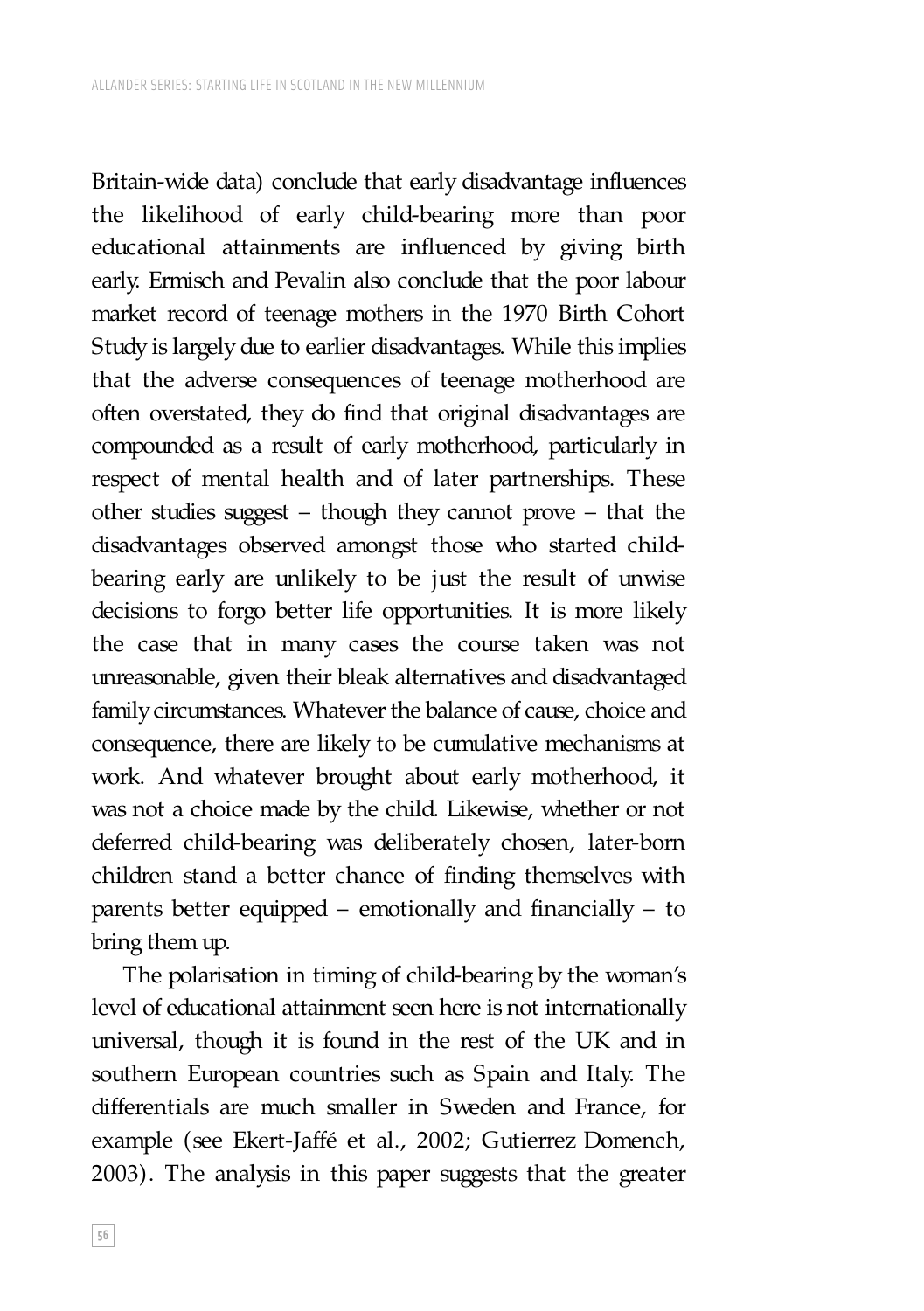Britain-wide data) conclude that early disadvantage influences the likelihood of early child-bearing more than poor educational attainments are influenced by giving birth early. Ermisch and Pevalin also conclude that the poor labour market record of teenage mothers in the 1970 Birth Cohort Study is largely due to earlier disadvantages. While this implies that the adverse consequences of teenage motherhood are often overstated, they do find that original disadvantages are compounded as a result of early motherhood, particularly in respect of mental health and of later partnerships. These other studies suggest – though they cannot prove – that the disadvantages observed amongst those who started child-bearing early are unlikely to be just the result of unwise decisions to forgo better life opportunities. It is more likely the case that in many cases the course taken was not unreasonable, given their bleak alternatives and disadvantaged family circumstances. Whatever the balance of cause, choice and consequence, there are likely to be cumulative mechanisms at work. And whatever brought about early motherhood, it was not a choice made by the child. Likewise, whether or not deferred child-bearing was deliberately chosen, later-born children stand a better chance of finding themselves with parents better equipped – emotionally and financially – to bring them up.

The polarisation in timing of child-bearing by the woman's level of educational attainment seen here is not internationally universal, though it is found in the rest of the UK and in southern European countries such as Spain and Italy. The differentials are much smaller in Sweden and France, for example (see Ekert-Jaffé et al., 2002; Gutierrez Domench, 2003). The analysis in this paper suggests that the greater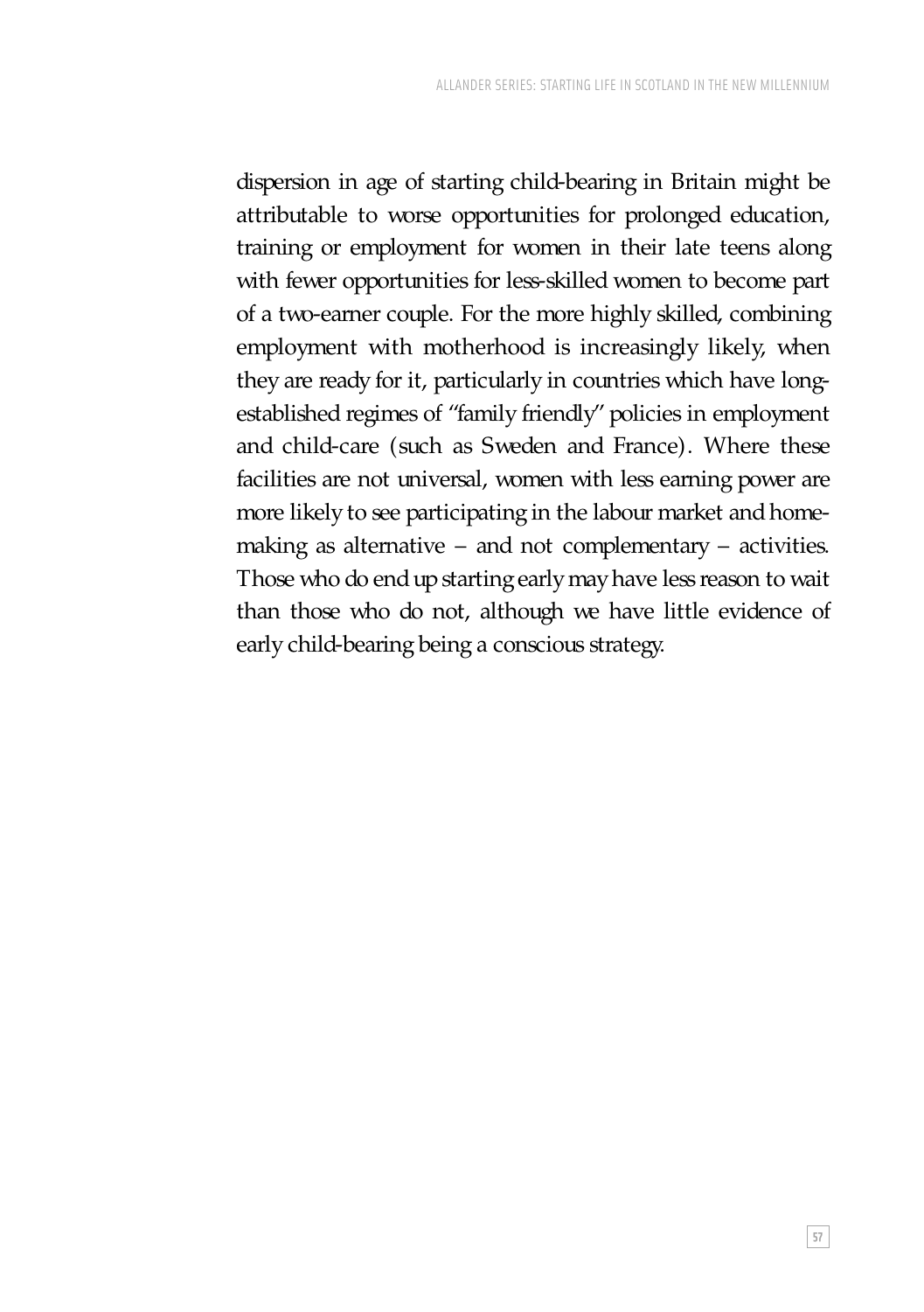dispersion in age of starting child-bearing in Britain might be attributable to worse opportunities for prolonged education, training or employment for women in their late teens along with fewer opportunities for less-skilled women to become part of a two-earner couple. For the more highly skilled, combining employment with motherhood is increasingly likely, when they are ready for it, particularly in countries which have long-established regimes of "family friendly" policies in employment and child-care (such as Sweden and France). Where these facilities are not universal, women with less earning power are more likely to see participating in the labour market and home-making as alternative – and not complementary – activities. Those who do end up starting early may have less reason to wait than those who do not, although we have little evidence of early child-bearing being a conscious strategy.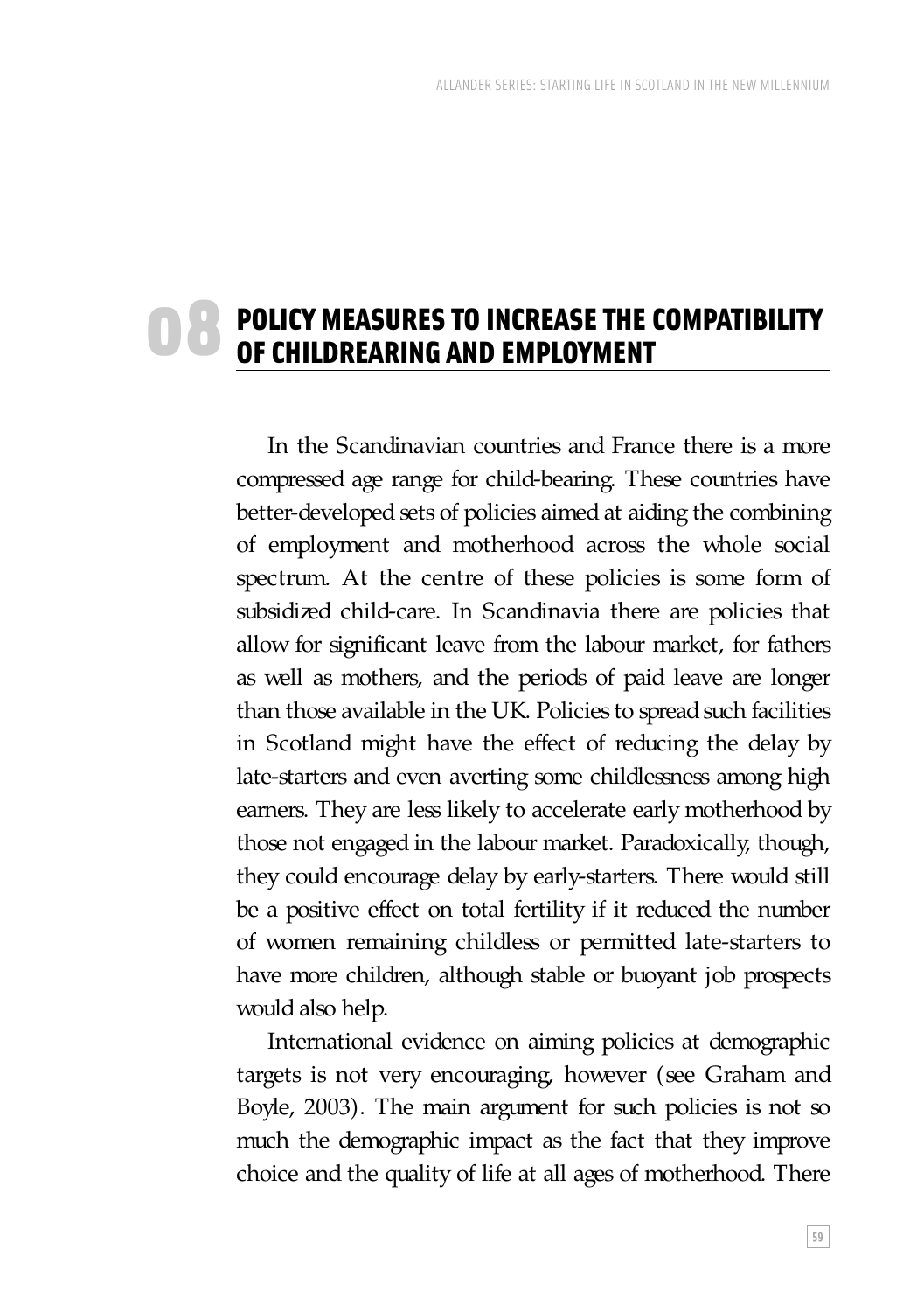# 08 POLICY MEASURES TO INCREASE THE COMPATIBILITY OF CHILDREARING AND EMPLOYMENT

In the Scandinavian countries and France there is a more compressed age range for child-bearing. These countries have better-developed sets of policies aimed at aiding the combining of employment and motherhood across the whole social spectrum. At the centre of these policies is some form of subsidized child-care. In Scandinavia there are policies that allow for significant leave from the labour market, for fathers as well as mothers, and the periods of paid leave are longer than those available in the UK. Policies to spread such facilities in Scotland might have the effect of reducing the delay by late-starters and even averting some childlessness among high earners. They are less likely to accelerate early motherhood by those not engaged in the labour market. Paradoxically, though, they could encourage delay by early-starters. There would still be a positive effect on total fertility if it reduced the number of women remaining childless or permitted late-starters to have more children, although stable or buoyant job prospects would also help.

International evidence on aiming policies at demographic targets is not very encouraging, however (see Graham and Boyle, 2003). The main argument for such policies is not so much the demographic impact as the fact that they improve choice and the quality of life at all ages of motherhood. There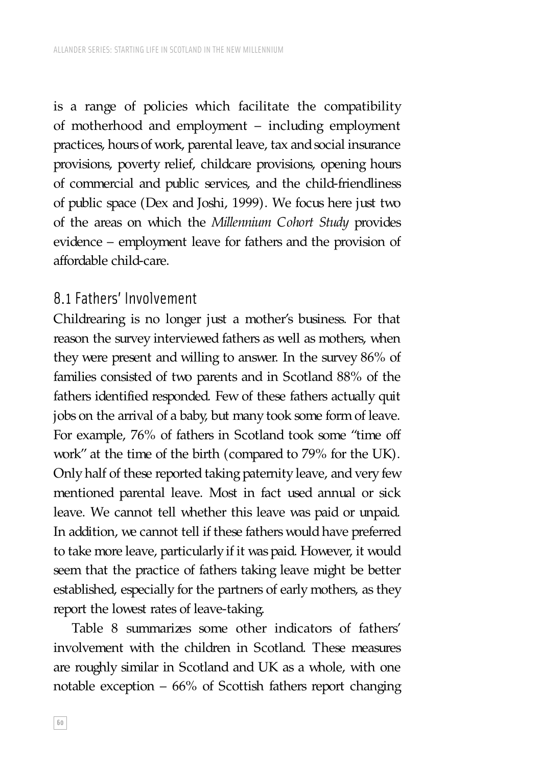is a range of policies which facilitate the compatibility of motherhood and employment – including employment practices, hours of work, parental leave, tax and social insurance provisions, poverty relief, childcare provisions, opening hours of commercial and public services, and the child-friendliness of public space (Dex and Joshi, 1999). We focus here just two of the areas on which the *Millennium Cohort Study* provides evidence – employment leave for fathers and the provision of affordable child-care.

## 8.1 Fathers' Involvement

Childrearing is no longer just a mother's business. For that reason the survey interviewed fathers as well as mothers, when they were present and willing to answer. In the survey 86% of families consisted of two parents and in Scotland 88% of the fathers identified responded. Few of these fathers actually quit jobs on the arrival of a baby, but many took some form of leave. For example, 76% of fathers in Scotland took some "time off work" at the time of the birth (compared to 79% for the UK). Only half of these reported taking paternity leave, and very few mentioned parental leave. Most in fact used annual or sick leave. We cannot tell whether this leave was paid or unpaid. In addition, we cannot tell if these fathers would have preferred to take more leave, particularly if it was paid. However, it would seem that the practice of fathers taking leave might be better established, especially for the partners of early mothers, as they report the lowest rates of leave-taking.

Table 8 summarizes some other indicators of fathers' involvement with the children in Scotland. These measures are roughly similar in Scotland and UK as a whole, with one notable exception – 66% of Scottish fathers report changing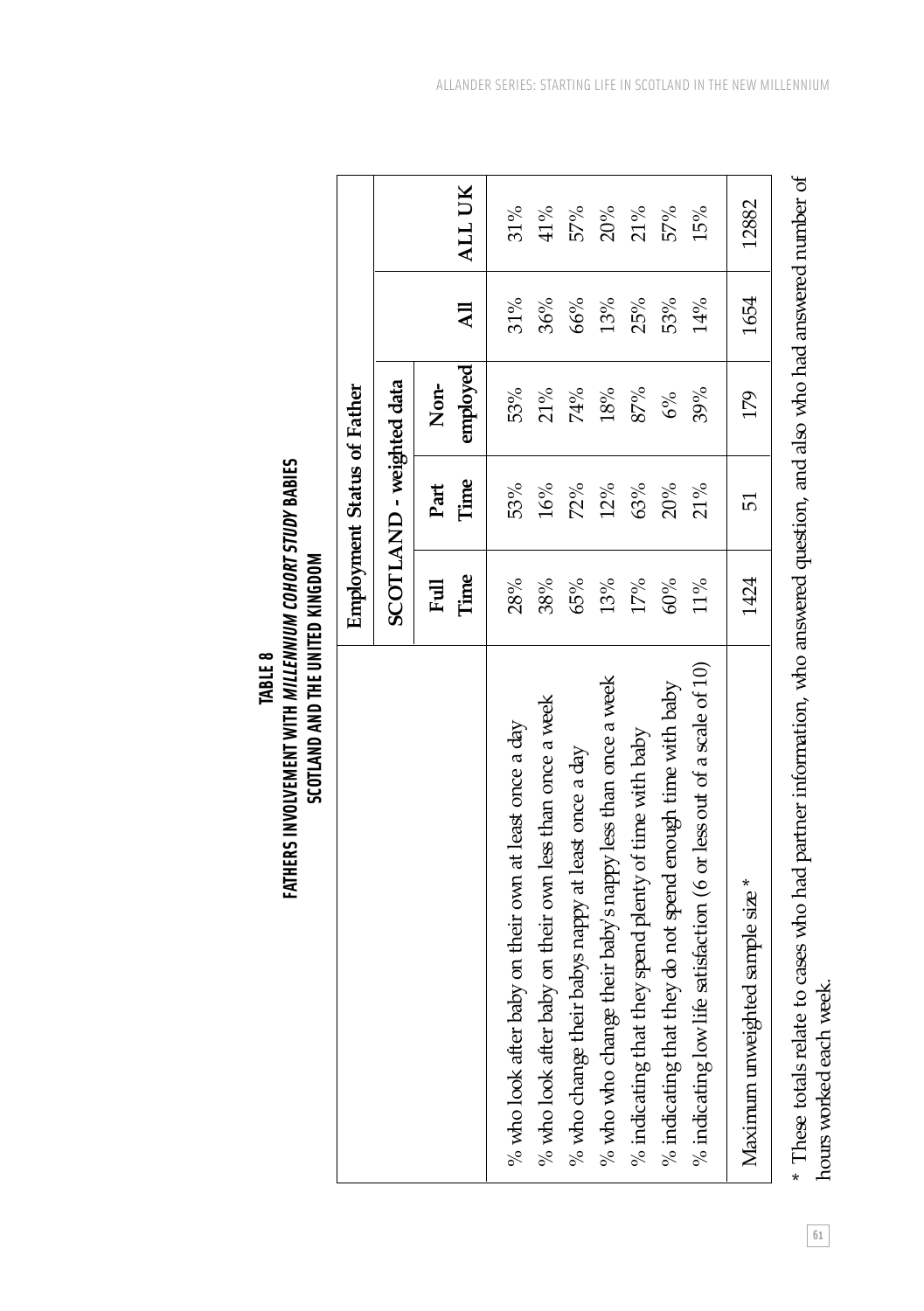**TABLE 8**
**FATHERS INVOLVEMENT WITH *MILLENNIUM COHORT STUDY* BABIES**
**SCOTLAND AND THE UNITED KINGDOM**

| | Employment Status of Father | | | | |
|---|---|---|---|---|---|
| | SCOTLAND - weighted data | | | | |
| | Full Time | Part Time | Non-employed | All | ALL UK |
| % who look after baby on their own at least once a day | 28% | 53% | 53% | 31% | 31% |
| % who look after baby on their own less than once a week | 38% | 16% | 21% | 36% | 41% |
| % who change their babys nappy at least once a day | 65% | 72% | 74% | 66% | 57% |
| % who who change their baby's nappy less than once a week | 13% | 12% | 18% | 13% | 20% |
| % indicating that they spend plenty of time with baby | 17% | 63% | 87% | 25% | 21% |
| % indicating that they do not spend enough time with baby | 60% | 20% | 6% | 53% | 57% |
| % indicating low life satisfaction (6 or less out of a scale of 10) | 11% | 21% | 39% | 14% | 15% |
| Maximum unweighted sample size * | 1424 | 51 | 179 | 1654 | 12882 |

* These totals relate to cases who had partner information, who answered question, and also who had answered number of hours worked each week.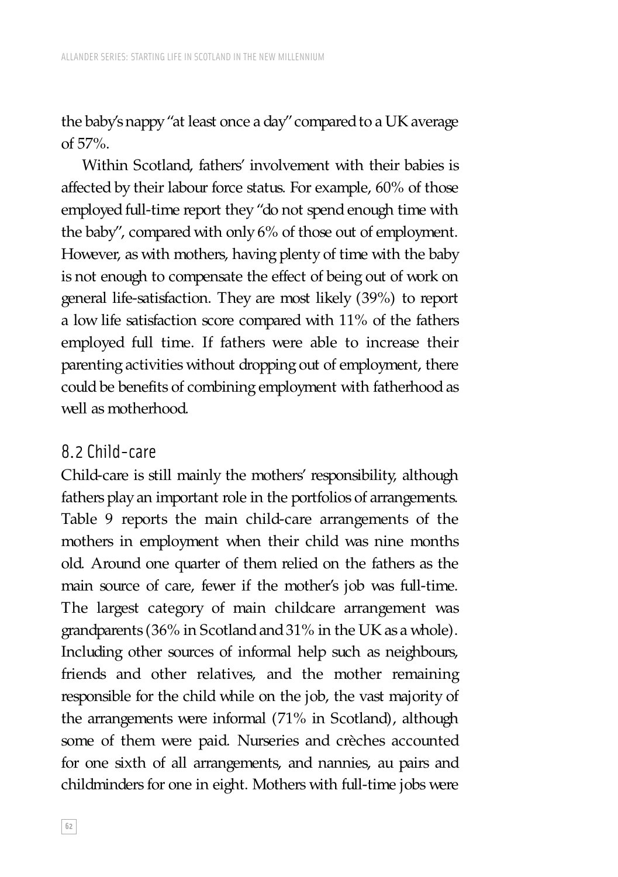the baby's nappy "at least once a day" compared to a UK average of 57%.

Within Scotland, fathers' involvement with their babies is affected by their labour force status. For example, 60% of those employed full-time report they "do not spend enough time with the baby", compared with only 6% of those out of employment. However, as with mothers, having plenty of time with the baby is not enough to compensate the effect of being out of work on general life-satisfaction. They are most likely (39%) to report a low life satisfaction score compared with 11% of the fathers employed full time. If fathers were able to increase their parenting activities without dropping out of employment, there could be benefits of combining employment with fatherhood as well as motherhood.

## 8.2 Child-care

Child-care is still mainly the mothers' responsibility, although fathers play an important role in the portfolios of arrangements. Table 9 reports the main child-care arrangements of the mothers in employment when their child was nine months old. Around one quarter of them relied on the fathers as the main source of care, fewer if the mother's job was full-time. The largest category of main childcare arrangement was grandparents (36% in Scotland and 31% in the UK as a whole). Including other sources of informal help such as neighbours, friends and other relatives, and the mother remaining responsible for the child while on the job, the vast majority of the arrangements were informal (71% in Scotland), although some of them were paid. Nurseries and crèches accounted for one sixth of all arrangements, and nannies, au pairs and childminders for one in eight. Mothers with full-time jobs were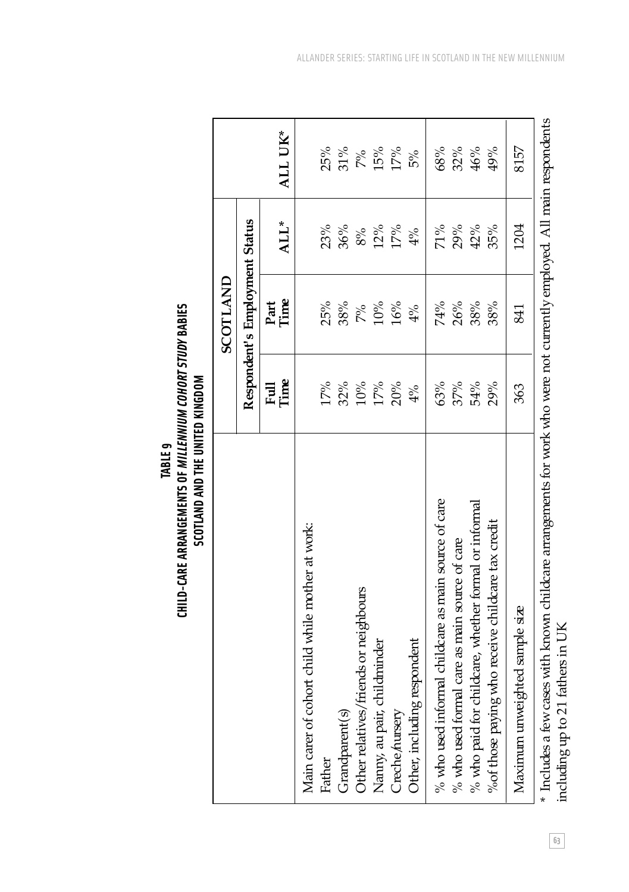**TABLE 9**
**CHILD-CARE ARRANGEMENTS OF *MILLENNIUM COHORT STUDY* BABIES**
**SCOTLAND AND THE UNITED KINGDOM**

| | SCOTLAND | | | |
|---|---|---|---|---|
| | Respondent's Employment Status | | | |
| | Full Time | Part Time | ALL* | ALL UK* |
| Main carer of cohort child while mother at work: | | | | |
| Father | 17% | 25% | 23% | 25% |
| Grandparent(s) | 32% | 38% | 36% | 31% |
| Other relatives/friends or neighbours | 10% | 7% | 8% | 7% |
| Nanny, au pair, childminder | 17% | 10% | 12% | 15% |
| Creche/nursery | 20% | 16% | 17% | 17% |
| Other, including respondent | 4% | 4% | 4% | 5% |
| % who used informal childcare as main source of care | 63% | 74% | 71% | 68% |
| % who used formal care as main source of care | 37% | 26% | 29% | 32% |
| % who paid for childcare, whether formal or informal | 54% | 38% | 42% | 46% |
| %of those paying who receive childcare tax credit | 29% | 38% | 35% | 49% |
| Maximum unweighted sample size | 363 | 841 | 1204 | 8157 |

\* Includes a few cases with known childcare arrangements for work who were not currently employed. All main respondents including up to 21 fathers in UK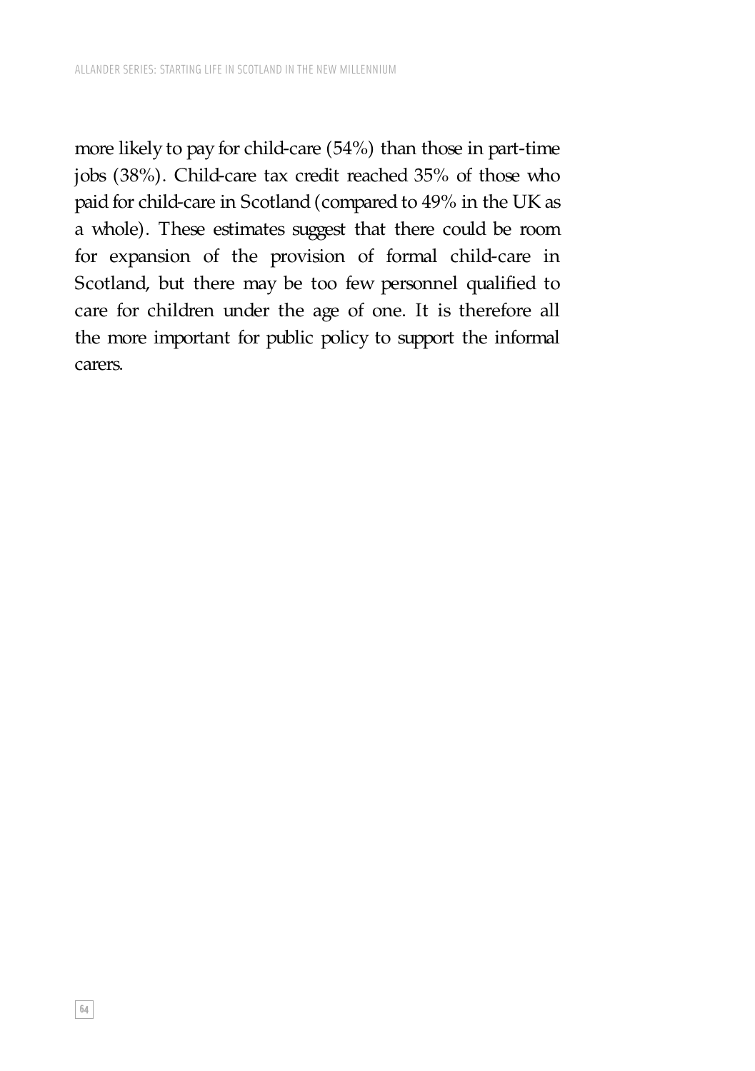more likely to pay for child-care (54%) than those in part-time jobs (38%). Child-care tax credit reached 35% of those who paid for child-care in Scotland (compared to 49% in the UK as a whole). These estimates suggest that there could be room for expansion of the provision of formal child-care in Scotland, but there may be too few personnel qualified to care for children under the age of one. It is therefore all the more important for public policy to support the informal carers.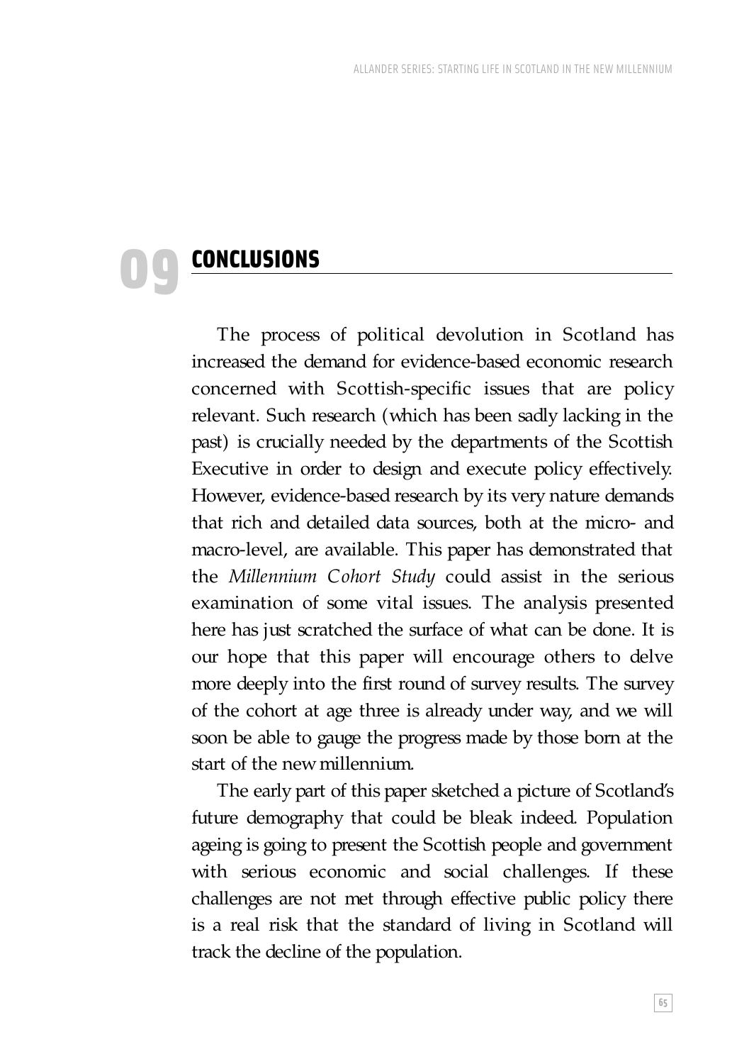# 09 CONCLUSIONS

The process of political devolution in Scotland has increased the demand for evidence-based economic research concerned with Scottish-specific issues that are policy relevant. Such research (which has been sadly lacking in the past) is crucially needed by the departments of the Scottish Executive in order to design and execute policy effectively. However, evidence-based research by its very nature demands that rich and detailed data sources, both at the micro- and macro-level, are available. This paper has demonstrated that the *Millennium Cohort Study* could assist in the serious examination of some vital issues. The analysis presented here has just scratched the surface of what can be done. It is our hope that this paper will encourage others to delve more deeply into the first round of survey results. The survey of the cohort at age three is already under way, and we will soon be able to gauge the progress made by those born at the start of the new millennium.

The early part of this paper sketched a picture of Scotland's future demography that could be bleak indeed. Population ageing is going to present the Scottish people and government with serious economic and social challenges. If these challenges are not met through effective public policy there is a real risk that the standard of living in Scotland will track the decline of the population.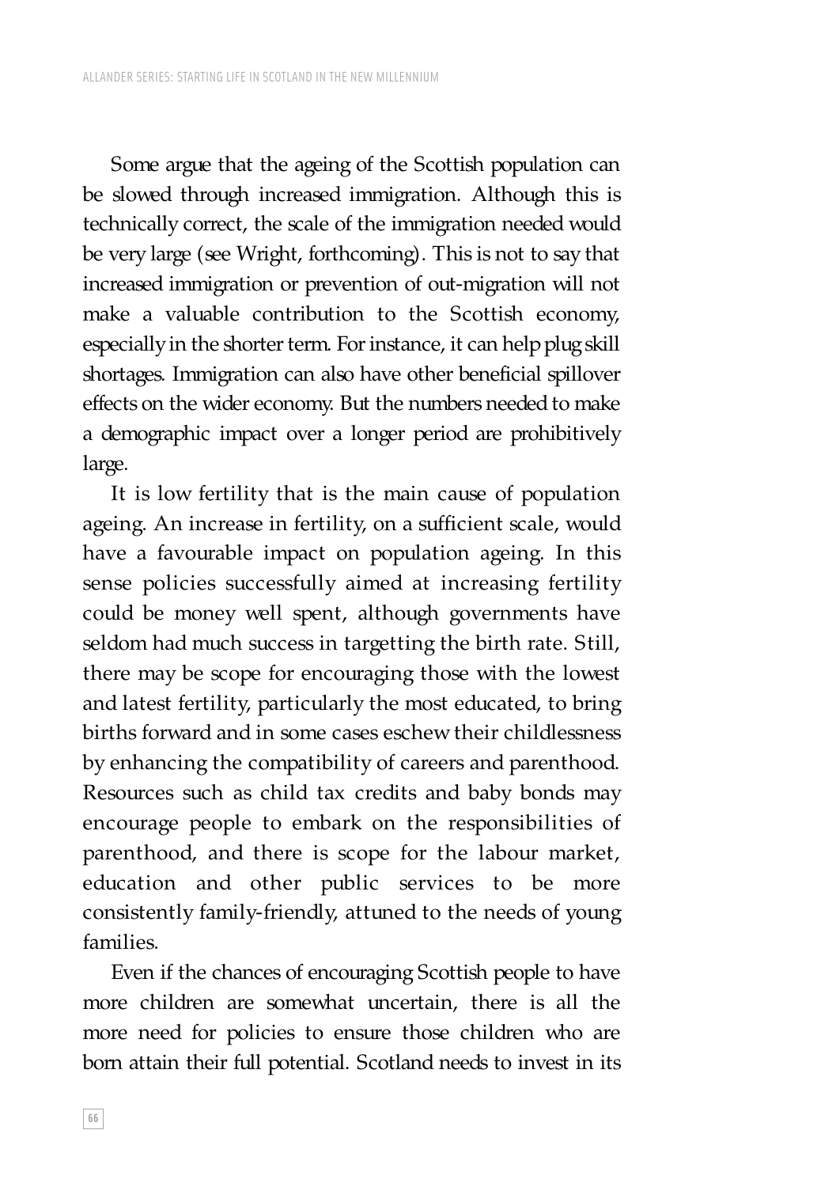Some argue that the ageing of the Scottish population can be slowed through increased immigration. Although this is technically correct, the scale of the immigration needed would be very large (see Wright, forthcoming). This is not to say that increased immigration or prevention of out-migration will not make a valuable contribution to the Scottish economy, especially in the shorter term. For instance, it can help plug skill shortages. Immigration can also have other beneficial spillover effects on the wider economy. But the numbers needed to make a demographic impact over a longer period are prohibitively large.

It is low fertility that is the main cause of population ageing. An increase in fertility, on a sufficient scale, would have a favourable impact on population ageing. In this sense policies successfully aimed at increasing fertility could be money well spent, although governments have seldom had much success in targetting the birth rate. Still, there may be scope for encouraging those with the lowest and latest fertility, particularly the most educated, to bring births forward and in some cases eschew their childlessness by enhancing the compatibility of careers and parenthood. Resources such as child tax credits and baby bonds may encourage people to embark on the responsibilities of parenthood, and there is scope for the labour market, education and other public services to be more consistently family-friendly, attuned to the needs of young families.

Even if the chances of encouraging Scottish people to have more children are somewhat uncertain, there is all the more need for policies to ensure those children who are born attain their full potential. Scotland needs to invest in its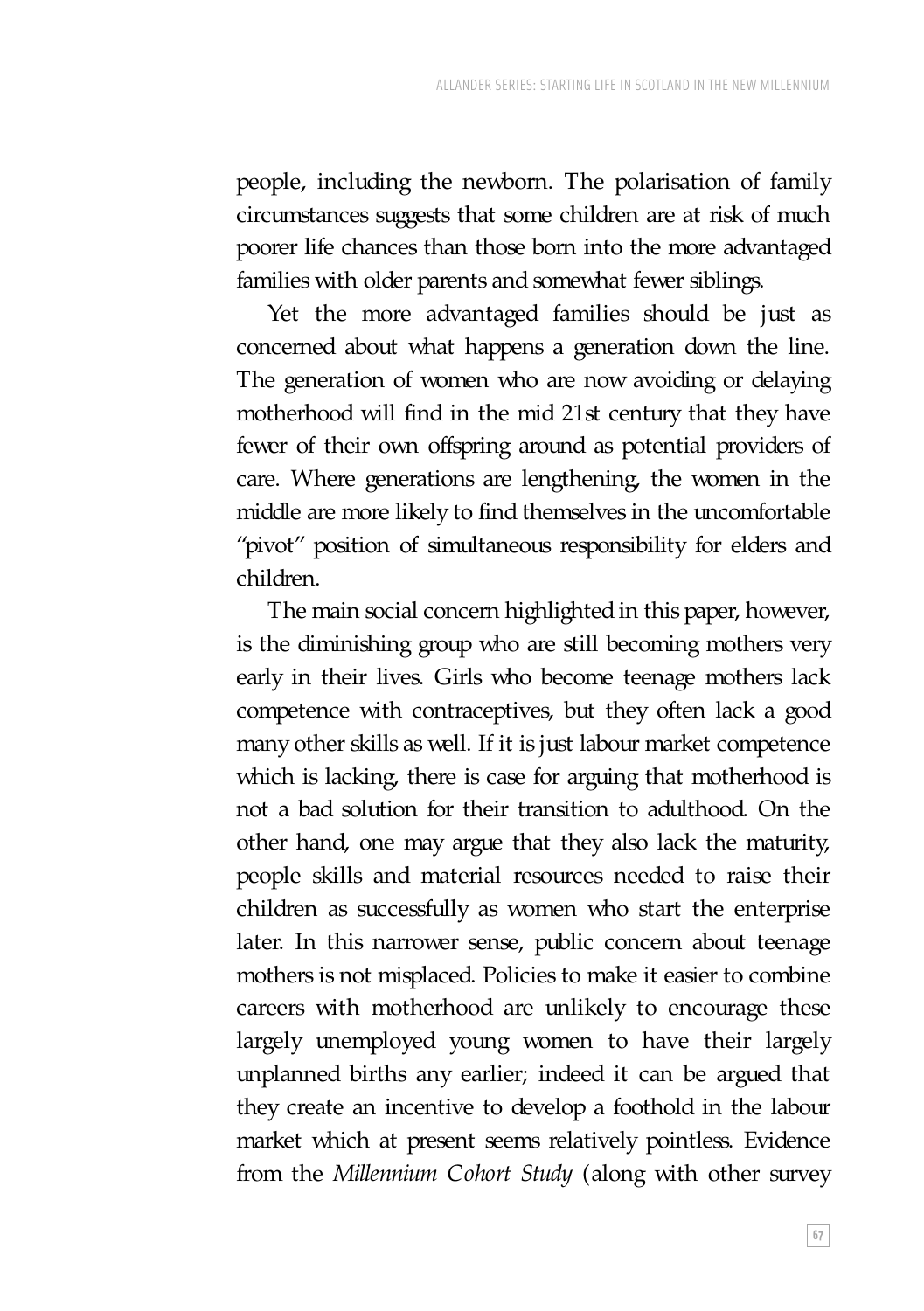people, including the newborn. The polarisation of family circumstances suggests that some children are at risk of much poorer life chances than those born into the more advantaged families with older parents and somewhat fewer siblings.

Yet the more advantaged families should be just as concerned about what happens a generation down the line. The generation of women who are now avoiding or delaying motherhood will find in the mid 21st century that they have fewer of their own offspring around as potential providers of care. Where generations are lengthening, the women in the middle are more likely to find themselves in the uncomfortable "pivot" position of simultaneous responsibility for elders and children.

The main social concern highlighted in this paper, however, is the diminishing group who are still becoming mothers very early in their lives. Girls who become teenage mothers lack competence with contraceptives, but they often lack a good many other skills as well. If it is just labour market competence which is lacking, there is case for arguing that motherhood is not a bad solution for their transition to adulthood. On the other hand, one may argue that they also lack the maturity, people skills and material resources needed to raise their children as successfully as women who start the enterprise later. In this narrower sense, public concern about teenage mothers is not misplaced. Policies to make it easier to combine careers with motherhood are unlikely to encourage these largely unemployed young women to have their largely unplanned births any earlier; indeed it can be argued that they create an incentive to develop a foothold in the labour market which at present seems relatively pointless. Evidence from the *Millennium Cohort Study* (along with other survey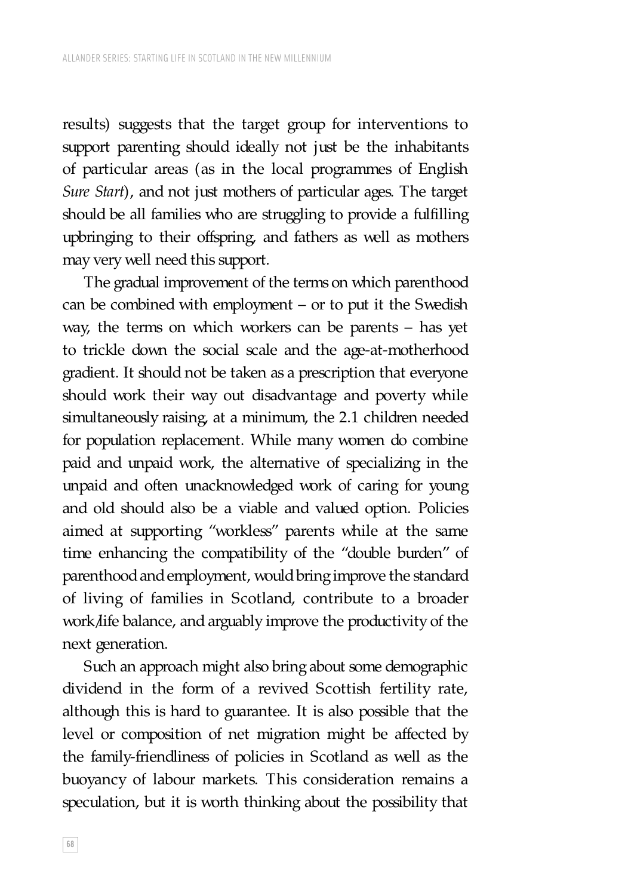results) suggests that the target group for interventions to support parenting should ideally not just be the inhabitants of particular areas (as in the local programmes of English *Sure Start*), and not just mothers of particular ages. The target should be all families who are struggling to provide a fulfilling upbringing to their offspring, and fathers as well as mothers may very well need this support.

The gradual improvement of the terms on which parenthood can be combined with employment – or to put it the Swedish way, the terms on which workers can be parents – has yet to trickle down the social scale and the age-at-motherhood gradient. It should not be taken as a prescription that everyone should work their way out disadvantage and poverty while simultaneously raising, at a minimum, the 2.1 children needed for population replacement. While many women do combine paid and unpaid work, the alternative of specializing in the unpaid and often unacknowledged work of caring for young and old should also be a viable and valued option. Policies aimed at supporting "workless" parents while at the same time enhancing the compatibility of the "double burden" of parenthood and employment, would bring improve the standard of living of families in Scotland, contribute to a broader work/life balance, and arguably improve the productivity of the next generation.

Such an approach might also bring about some demographic dividend in the form of a revived Scottish fertility rate, although this is hard to guarantee. It is also possible that the level or composition of net migration might be affected by the family-friendliness of policies in Scotland as well as the buoyancy of labour markets. This consideration remains a speculation, but it is worth thinking about the possibility that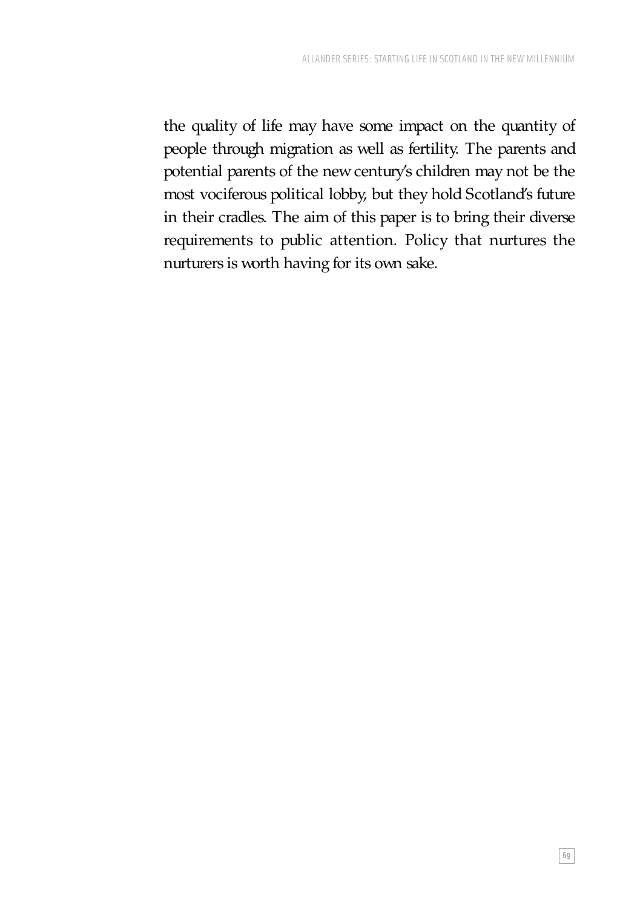the quality of life may have some impact on the quantity of people through migration as well as fertility. The parents and potential parents of the new century's children may not be the most vociferous political lobby, but they hold Scotland's future in their cradles. The aim of this paper is to bring their diverse requirements to public attention. Policy that nurtures the nurturers is worth having for its own sake.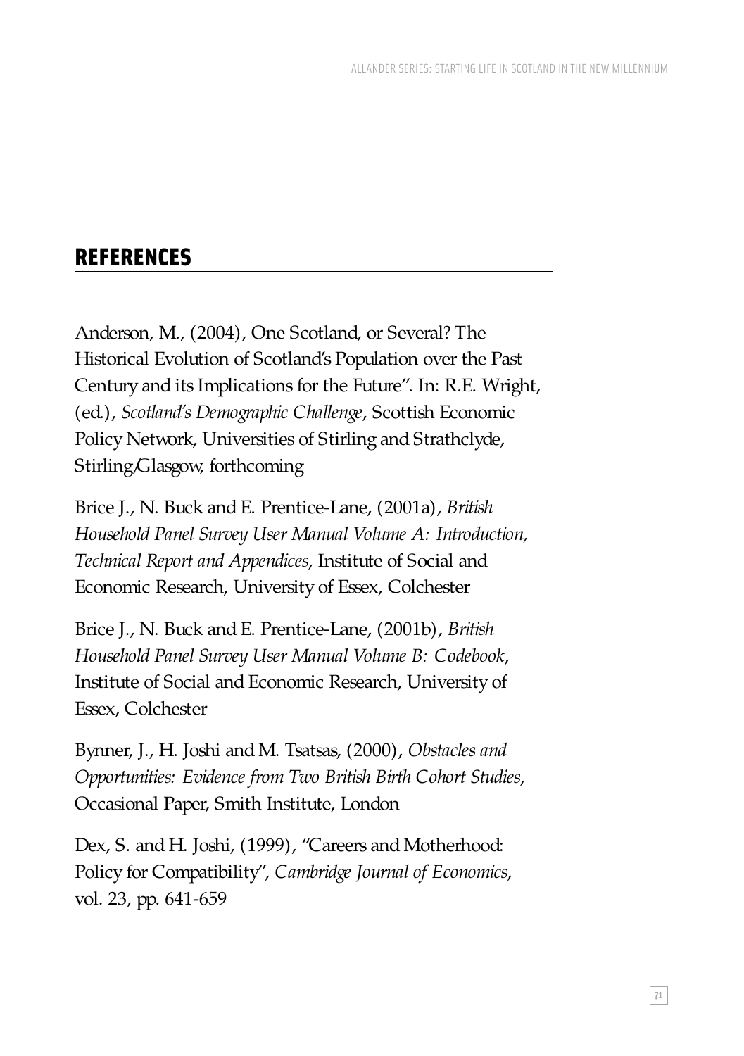## REFERENCES

Anderson, M., (2004), One Scotland, or Several? The Historical Evolution of Scotland's Population over the Past Century and its Implications for the Future". In: R.E. Wright, (ed.), *Scotland's Demographic Challenge*, Scottish Economic Policy Network, Universities of Stirling and Strathclyde, Stirling/Glasgow, forthcoming

Brice J., N. Buck and E. Prentice-Lane, (2001a), *British Household Panel Survey User Manual Volume A: Introduction, Technical Report and Appendices*, Institute of Social and Economic Research, University of Essex, Colchester

Brice J., N. Buck and E. Prentice-Lane, (2001b), *British Household Panel Survey User Manual Volume B: Codebook*, Institute of Social and Economic Research, University of Essex, Colchester

Bynner, J., H. Joshi and M. Tsatsas, (2000), *Obstacles and Opportunities: Evidence from Two British Birth Cohort Studies*, Occasional Paper, Smith Institute, London

Dex, S. and H. Joshi, (1999), "Careers and Motherhood: Policy for Compatibility", *Cambridge Journal of Economics*, vol. 23, pp. 641-659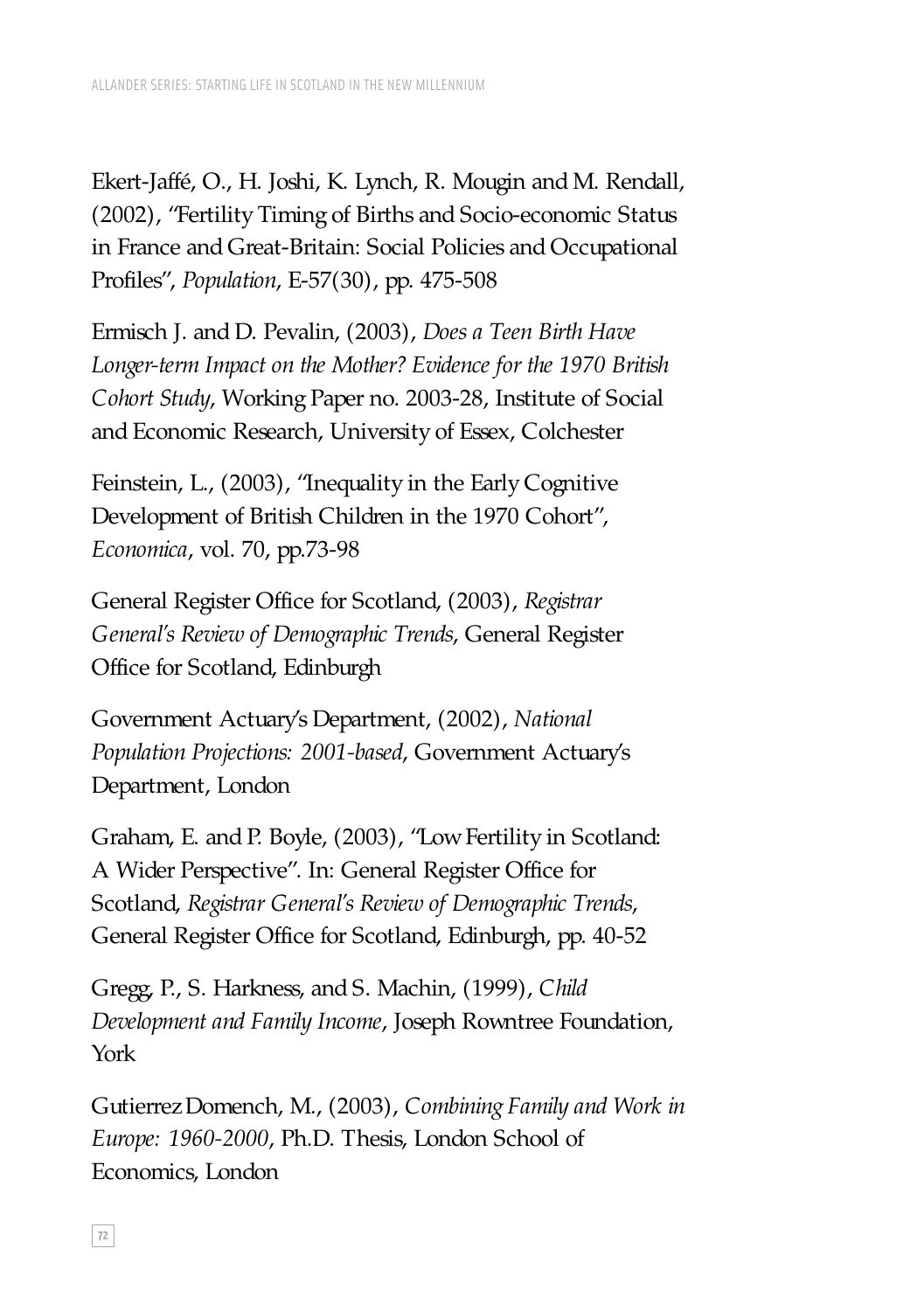Ekert-Jaffé, O., H. Joshi, K. Lynch, R. Mougin and M. Rendall, (2002), "Fertility Timing of Births and Socio-economic Status in France and Great-Britain: Social Policies and Occupational Profiles", *Population*, E-57(30), pp. 475-508

Ermisch J. and D. Pevalin, (2003), *Does a Teen Birth Have Longer-term Impact on the Mother? Evidence for the 1970 British Cohort Study*, Working Paper no. 2003-28, Institute of Social and Economic Research, University of Essex, Colchester

Feinstein, L., (2003), "Inequality in the Early Cognitive Development of British Children in the 1970 Cohort", *Economica*, vol. 70, pp.73-98

General Register Office for Scotland, (2003), *Registrar General's Review of Demographic Trends*, General Register Office for Scotland, Edinburgh

Government Actuary's Department, (2002), *National Population Projections: 2001-based*, Government Actuary's Department, London

Graham, E. and P. Boyle, (2003), "Low Fertility in Scotland: A Wider Perspective". In: General Register Office for Scotland, *Registrar General's Review of Demographic Trends*, General Register Office for Scotland, Edinburgh, pp. 40-52

Gregg, P., S. Harkness, and S. Machin, (1999), *Child Development and Family Income*, Joseph Rowntree Foundation, York

Gutierrez Domench, M., (2003), *Combining Family and Work in Europe: 1960-2000*, Ph.D. Thesis, London School of Economics, London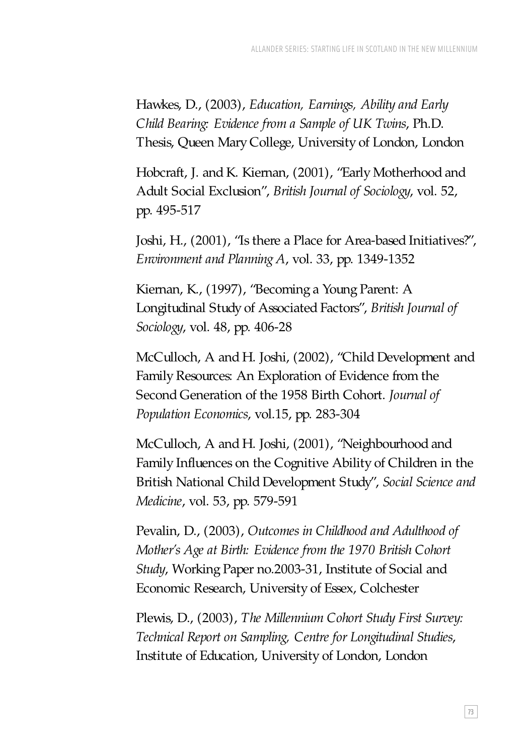Hawkes, D., (2003), *Education, Earnings, Ability and Early Child Bearing: Evidence from a Sample of UK Twins*, Ph.D. Thesis, Queen Mary College, University of London, London

Hobcraft, J. and K. Kiernan, (2001), "Early Motherhood and Adult Social Exclusion", *British Journal of Sociology*, vol. 52, pp. 495-517

Joshi, H., (2001), "Is there a Place for Area-based Initiatives?", *Environment and Planning A*, vol. 33, pp. 1349-1352

Kiernan, K., (1997), "Becoming a Young Parent: A Longitudinal Study of Associated Factors", *British Journal of Sociology*, vol. 48, pp. 406-28

McCulloch, A and H. Joshi, (2002), "Child Development and Family Resources: An Exploration of Evidence from the Second Generation of the 1958 Birth Cohort. *Journal of Population Economics*, vol.15, pp. 283-304

McCulloch, A and H. Joshi, (2001), "Neighbourhood and Family Influences on the Cognitive Ability of Children in the British National Child Development Study", *Social Science and Medicine*, vol. 53, pp. 579-591

Pevalin, D., (2003), *Outcomes in Childhood and Adulthood of Mother's Age at Birth: Evidence from the 1970 British Cohort Study*, Working Paper no.2003-31, Institute of Social and Economic Research, University of Essex, Colchester

Plewis, D., (2003), *The Millennium Cohort Study First Survey: Technical Report on Sampling, Centre for Longitudinal Studies*, Institute of Education, University of London, London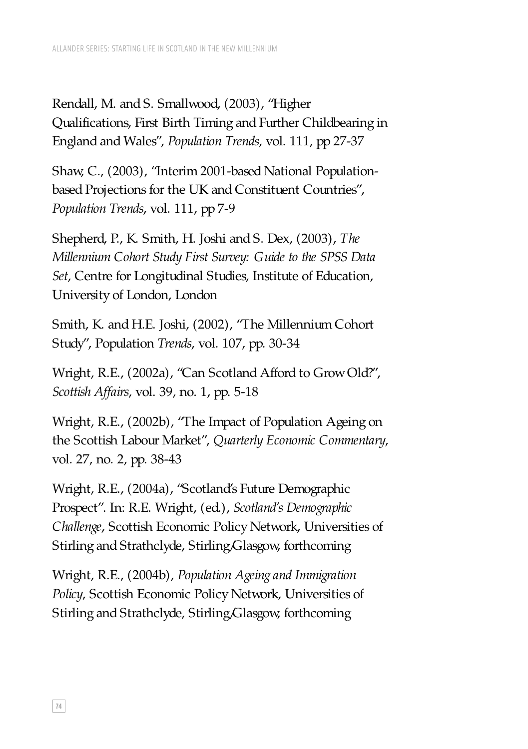Rendall, M. and S. Smallwood, (2003), "Higher Qualifications, First Birth Timing and Further Childbearing in England and Wales", *Population Trends*, vol. 111, pp 27-37

Shaw, C., (2003), "Interim 2001-based National Population-based Projections for the UK and Constituent Countries", *Population Trends*, vol. 111, pp 7-9

Shepherd, P., K. Smith, H. Joshi and S. Dex, (2003), *The Millennium Cohort Study First Survey: Guide to the SPSS Data Set*, Centre for Longitudinal Studies, Institute of Education, University of London, London

Smith, K. and H.E. Joshi, (2002), "The Millennium Cohort Study", Population *Trends*, vol. 107, pp. 30-34

Wright, R.E., (2002a), "Can Scotland Afford to Grow Old?", *Scottish Affairs*, vol. 39, no. 1, pp. 5-18

Wright, R.E., (2002b), "The Impact of Population Ageing on the Scottish Labour Market", *Quarterly Economic Commentary*, vol. 27, no. 2, pp. 38-43

Wright, R.E., (2004a), "Scotland's Future Demographic Prospect". In: R.E. Wright, (ed.), *Scotland's Demographic Challenge*, Scottish Economic Policy Network, Universities of Stirling and Strathclyde, Stirling/Glasgow, forthcoming

Wright, R.E., (2004b), *Population Ageing and Immigration Policy*, Scottish Economic Policy Network, Universities of Stirling and Strathclyde, Stirling/Glasgow, forthcoming